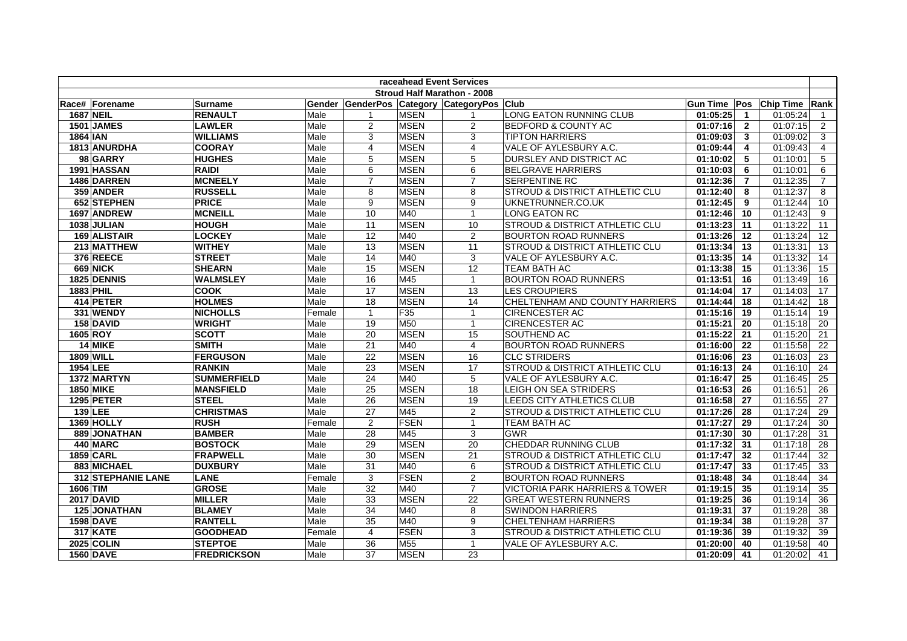| raceahead Event Services | | | | | | | | | | | | |
|---|---|---|---|---|---|---|---|---|---|---|---|---|
| Stroud Half Marathon - 2008 | | | | | | | | | | | | |
| Race# | Forename | Surname | Gender | GenderPos | Category | CategoryPos | Club | Gun Time | Pos | Chip Time | Rank |
| 1687 | NEIL | RENAULT | Male | 1 | MSEN | 1 | LONG EATON RUNNING CLUB | 01:05:25 | 1 | 01:05:24 | 1 |
| 1501 | JAMES | LAWLER | Male | 2 | MSEN | 2 | BEDFORD & COUNTY AC | 01:07:16 | 2 | 01:07:15 | 2 |
| 1864 | IAN | WILLIAMS | Male | 3 | MSEN | 3 | TIPTON HARRIERS | 01:09:03 | 3 | 01:09:02 | 3 |
| 1813 | ANURDHA | COORAY | Male | 4 | MSEN | 4 | VALE OF AYLESBURY A.C. | 01:09:44 | 4 | 01:09:43 | 4 |
| 98 | GARRY | HUGHES | Male | 5 | MSEN | 5 | DURSLEY AND DISTRICT AC | 01:10:02 | 5 | 01:10:01 | 5 |
| 1991 | HASSAN | RAIDI | Male | 6 | MSEN | 6 | BELGRAVE HARRIERS | 01:10:03 | 6 | 01:10:01 | 6 |
| 1486 | DARREN | MCNEELY | Male | 7 | MSEN | 7 | SERPENTINE RC | 01:12:36 | 7 | 01:12:35 | 7 |
| 359 | ANDER | RUSSELL | Male | 8 | MSEN | 8 | STROUD & DISTRICT ATHLETIC CLU | 01:12:40 | 8 | 01:12:37 | 8 |
| 652 | STEPHEN | PRICE | Male | 9 | MSEN | 9 | UKNETRUNNER.CO.UK | 01:12:45 | 9 | 01:12:44 | 10 |
| 1697 | ANDREW | MCNEILL | Male | 10 | M40 | 1 | LONG EATON RC | 01:12:46 | 10 | 01:12:43 | 9 |
| 1038 | JULIAN | HOUGH | Male | 11 | MSEN | 10 | STROUD & DISTRICT ATHLETIC CLU | 01:13:23 | 11 | 01:13:22 | 11 |
| 169 | ALISTAIR | LOCKEY | Male | 12 | M40 | 2 | BOURTON ROAD RUNNERS | 01:13:26 | 12 | 01:13:24 | 12 |
| 213 | MATTHEW | WITHEY | Male | 13 | MSEN | 11 | STROUD & DISTRICT ATHLETIC CLU | 01:13:34 | 13 | 01:13:31 | 13 |
| 376 | REECE | STREET | Male | 14 | M40 | 3 | VALE OF AYLESBURY A.C. | 01:13:35 | 14 | 01:13:32 | 14 |
| 669 | NICK | SHEARN | Male | 15 | MSEN | 12 | TEAM BATH AC | 01:13:38 | 15 | 01:13:36 | 15 |
| 1825 | DENNIS | WALMSLEY | Male | 16 | M45 | 1 | BOURTON ROAD RUNNERS | 01:13:51 | 16 | 01:13:49 | 16 |
| 1883 | PHIL | COOK | Male | 17 | MSEN | 13 | LES CROUPIERS | 01:14:04 | 17 | 01:14:03 | 17 |
| 414 | PETER | HOLMES | Male | 18 | MSEN | 14 | CHELTENHAM AND COUNTY HARRIERS | 01:14:44 | 18 | 01:14:42 | 18 |
| 331 | WENDY | NICHOLLS | Female | 1 | F35 | 1 | CIRENCESTER AC | 01:15:16 | 19 | 01:15:14 | 19 |
| 158 | DAVID | WRIGHT | Male | 19 | M50 | 1 | CIRENCESTER AC | 01:15:21 | 20 | 01:15:18 | 20 |
| 1605 | ROY | SCOTT | Male | 20 | MSEN | 15 | SOUTHEND AC | 01:15:22 | 21 | 01:15:20 | 21 |
| 14 | MIKE | SMITH | Male | 21 | M40 | 4 | BOURTON ROAD RUNNERS | 01:16:00 | 22 | 01:15:58 | 22 |
| 1809 | WILL | FERGUSON | Male | 22 | MSEN | 16 | CLC STRIDERS | 01:16:06 | 23 | 01:16:03 | 23 |
| 1954 | LEE | RANKIN | Male | 23 | MSEN | 17 | STROUD & DISTRICT ATHLETIC CLU | 01:16:13 | 24 | 01:16:10 | 24 |
| 1372 | MARTYN | SUMMERFIELD | Male | 24 | M40 | 5 | VALE OF AYLESBURY A.C. | 01:16:47 | 25 | 01:16:45 | 25 |
| 1850 | MIKE | MANSFIELD | Male | 25 | MSEN | 18 | LEIGH ON SEA STRIDERS | 01:16:53 | 26 | 01:16:51 | 26 |
| 1295 | PETER | STEEL | Male | 26 | MSEN | 19 | LEEDS CITY ATHLETICS CLUB | 01:16:58 | 27 | 01:16:55 | 27 |
| 139 | LEE | CHRISTMAS | Male | 27 | M45 | 2 | STROUD & DISTRICT ATHLETIC CLU | 01:17:26 | 28 | 01:17:24 | 29 |
| 1369 | HOLLY | RUSH | Female | 2 | FSEN | 1 | TEAM BATH AC | 01:17:27 | 29 | 01:17:24 | 30 |
| 889 | JONATHAN | BAMBER | Male | 28 | M45 | 3 | GWR | 01:17:30 | 30 | 01:17:28 | 31 |
| 440 | MARC | BOSTOCK | Male | 29 | MSEN | 20 | CHEDDAR RUNNING CLUB | 01:17:32 | 31 | 01:17:18 | 28 |
| 1859 | CARL | FRAPWELL | Male | 30 | MSEN | 21 | STROUD & DISTRICT ATHLETIC CLU | 01:17:47 | 32 | 01:17:44 | 32 |
| 883 | MICHAEL | DUXBURY | Male | 31 | M40 | 6 | STROUD & DISTRICT ATHLETIC CLU | 01:17:47 | 33 | 01:17:45 | 33 |
| 312 | STEPHANIE LANE | LANE | Female | 3 | FSEN | 2 | BOURTON ROAD RUNNERS | 01:18:48 | 34 | 01:18:44 | 34 |
| 1606 | TIM | GROSE | Male | 32 | M40 | 7 | VICTORIA PARK HARRIERS & TOWER | 01:19:15 | 35 | 01:19:14 | 35 |
| 2017 | DAVID | MILLER | Male | 33 | MSEN | 22 | GREAT WESTERN RUNNERS | 01:19:25 | 36 | 01:19:14 | 36 |
| 125 | JONATHAN | BLAMEY | Male | 34 | M40 | 8 | SWINDON HARRIERS | 01:19:31 | 37 | 01:19:28 | 38 |
| 1598 | DAVE | RANTELL | Male | 35 | M40 | 9 | CHELTENHAM HARRIERS | 01:19:34 | 38 | 01:19:28 | 37 |
| 317 | KATE | GOODHEAD | Female | 4 | FSEN | 3 | STROUD & DISTRICT ATHLETIC CLU | 01:19:36 | 39 | 01:19:32 | 39 |
| 2025 | COLIN | STEPTOE | Male | 36 | M55 | 1 | VALE OF AYLESBURY A.C. | 01:20:00 | 40 | 01:19:58 | 40 |
| 1560 | DAVE | FREDRICKSON | Male | 37 | MSEN | 23 | | 01:20:09 | 41 | 01:20:02 | 41 |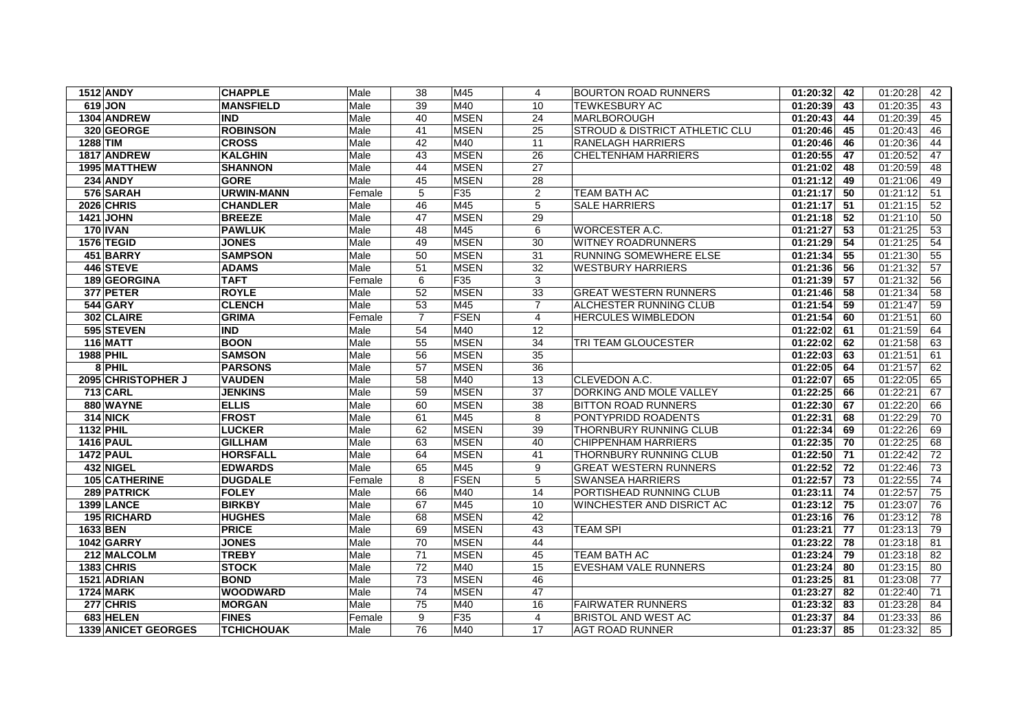| | | | | | | | | | | | |
|---|---|---|---|---|---|---|---|---|---|---|---|
| 1512 | ANDY | CHAPPLE | Male | 38 | M45 | 4 | BOURTON ROAD RUNNERS | 01:20:32 | 42 | 01:20:28 | 42 |
| 619 | JON | MANSFIELD | Male | 39 | M40 | 10 | TEWKESBURY AC | 01:20:39 | 43 | 01:20:35 | 43 |
| 1304 | ANDREW | IND | Male | 40 | MSEN | 24 | MARLBOROUGH | 01:20:43 | 44 | 01:20:39 | 45 |
| 320 | GEORGE | ROBINSON | Male | 41 | MSEN | 25 | STROUD & DISTRICT ATHLETIC CLU | 01:20:46 | 45 | 01:20:43 | 46 |
| 1288 | TIM | CROSS | Male | 42 | M40 | 11 | RANELAGH HARRIERS | 01:20:46 | 46 | 01:20:36 | 44 |
| 1817 | ANDREW | KALGHIN | Male | 43 | MSEN | 26 | CHELTENHAM HARRIERS | 01:20:55 | 47 | 01:20:52 | 47 |
| 1995 | MATTHEW | SHANNON | Male | 44 | MSEN | 27 | | 01:21:02 | 48 | 01:20:59 | 48 |
| 234 | ANDY | GORE | Male | 45 | MSEN | 28 | | 01:21:12 | 49 | 01:21:06 | 49 |
| 576 | SARAH | URWIN-MANN | Female | 5 | F35 | 2 | TEAM BATH AC | 01:21:17 | 50 | 01:21:12 | 51 |
| 2026 | CHRIS | CHANDLER | Male | 46 | M45 | 5 | SALE HARRIERS | 01:21:17 | 51 | 01:21:15 | 52 |
| 1421 | JOHN | BREEZE | Male | 47 | MSEN | 29 | | 01:21:18 | 52 | 01:21:10 | 50 |
| 170 | IVAN | PAWLUK | Male | 48 | M45 | 6 | WORCESTER A.C. | 01:21:27 | 53 | 01:21:25 | 53 |
| 1576 | TEGID | JONES | Male | 49 | MSEN | 30 | WITNEY ROADRUNNERS | 01:21:29 | 54 | 01:21:25 | 54 |
| 451 | BARRY | SAMPSON | Male | 50 | MSEN | 31 | RUNNING SOMEWHERE ELSE | 01:21:34 | 55 | 01:21:30 | 55 |
| 446 | STEVE | ADAMS | Male | 51 | MSEN | 32 | WESTBURY HARRIERS | 01:21:36 | 56 | 01:21:32 | 57 |
| 189 | GEORGINA | TAFT | Female | 6 | F35 | 3 | | 01:21:39 | 57 | 01:21:32 | 56 |
| 377 | PETER | ROYLE | Male | 52 | MSEN | 33 | GREAT WESTERN RUNNERS | 01:21:46 | 58 | 01:21:34 | 58 |
| 544 | GARY | CLENCH | Male | 53 | M45 | 7 | ALCHESTER RUNNING CLUB | 01:21:54 | 59 | 01:21:47 | 59 |
| 302 | CLAIRE | GRIMA | Female | 7 | FSEN | 4 | HERCULES WIMBLEDON | 01:21:54 | 60 | 01:21:51 | 60 |
| 595 | STEVEN | IND | Male | 54 | M40 | 12 | | 01:22:02 | 61 | 01:21:59 | 64 |
| 116 | MATT | BOON | Male | 55 | MSEN | 34 | TRI TEAM GLOUCESTER | 01:22:02 | 62 | 01:21:58 | 63 |
| 1988 | PHIL | SAMSON | Male | 56 | MSEN | 35 | | 01:22:03 | 63 | 01:21:51 | 61 |
| 8 | PHIL | PARSONS | Male | 57 | MSEN | 36 | | 01:22:05 | 64 | 01:21:57 | 62 |
| 2095 | CHRISTOPHER J | VAUDEN | Male | 58 | M40 | 13 | CLEVEDON A.C. | 01:22:07 | 65 | 01:22:05 | 65 |
| 713 | CARL | JENKINS | Male | 59 | MSEN | 37 | DORKING AND MOLE VALLEY | 01:22:25 | 66 | 01:22:21 | 67 |
| 880 | WAYNE | ELLIS | Male | 60 | MSEN | 38 | BITTON ROAD RUNNERS | 01:22:30 | 67 | 01:22:20 | 66 |
| 314 | NICK | FROST | Male | 61 | M45 | 8 | PONTYPRIDD ROADENTS | 01:22:31 | 68 | 01:22:29 | 70 |
| 1132 | PHIL | LUCKER | Male | 62 | MSEN | 39 | THORNBURY RUNNING CLUB | 01:22:34 | 69 | 01:22:26 | 69 |
| 1416 | PAUL | GILLHAM | Male | 63 | MSEN | 40 | CHIPPENHAM HARRIERS | 01:22:35 | 70 | 01:22:25 | 68 |
| 1472 | PAUL | HORSFALL | Male | 64 | MSEN | 41 | THORNBURY RUNNING CLUB | 01:22:50 | 71 | 01:22:42 | 72 |
| 432 | NIGEL | EDWARDS | Male | 65 | M45 | 9 | GREAT WESTERN RUNNERS | 01:22:52 | 72 | 01:22:46 | 73 |
| 105 | CATHERINE | DUGDALE | Female | 8 | FSEN | 5 | SWANSEA HARRIERS | 01:22:57 | 73 | 01:22:55 | 74 |
| 289 | PATRICK | FOLEY | Male | 66 | M40 | 14 | PORTISHEAD RUNNING CLUB | 01:23:11 | 74 | 01:22:57 | 75 |
| 1399 | LANCE | BIRKBY | Male | 67 | M45 | 10 | WINCHESTER AND DISRICT AC | 01:23:12 | 75 | 01:23:07 | 76 |
| 195 | RICHARD | HUGHES | Male | 68 | MSEN | 42 | | 01:23:16 | 76 | 01:23:12 | 78 |
| 1633 | BEN | PRICE | Male | 69 | MSEN | 43 | TEAM SPI | 01:23:21 | 77 | 01:23:13 | 79 |
| 1042 | GARRY | JONES | Male | 70 | MSEN | 44 | | 01:23:22 | 78 | 01:23:18 | 81 |
| 212 | MALCOLM | TREBY | Male | 71 | MSEN | 45 | TEAM BATH AC | 01:23:24 | 79 | 01:23:18 | 82 |
| 1383 | CHRIS | STOCK | Male | 72 | M40 | 15 | EVESHAM VALE RUNNERS | 01:23:24 | 80 | 01:23:15 | 80 |
| 1521 | ADRIAN | BOND | Male | 73 | MSEN | 46 | | 01:23:25 | 81 | 01:23:08 | 77 |
| 1724 | MARK | WOODWARD | Male | 74 | MSEN | 47 | | 01:23:27 | 82 | 01:22:40 | 71 |
| 277 | CHRIS | MORGAN | Male | 75 | M40 | 16 | FAIRWATER RUNNERS | 01:23:32 | 83 | 01:23:28 | 84 |
| 683 | HELEN | FINES | Female | 9 | F35 | 4 | BRISTOL AND WEST AC | 01:23:37 | 84 | 01:23:33 | 86 |
| 1339 | ANICET GEORGES | TCHICHOUAK | Male | 76 | M40 | 17 | AGT ROAD RUNNER | 01:23:37 | 85 | 01:23:32 | 85 |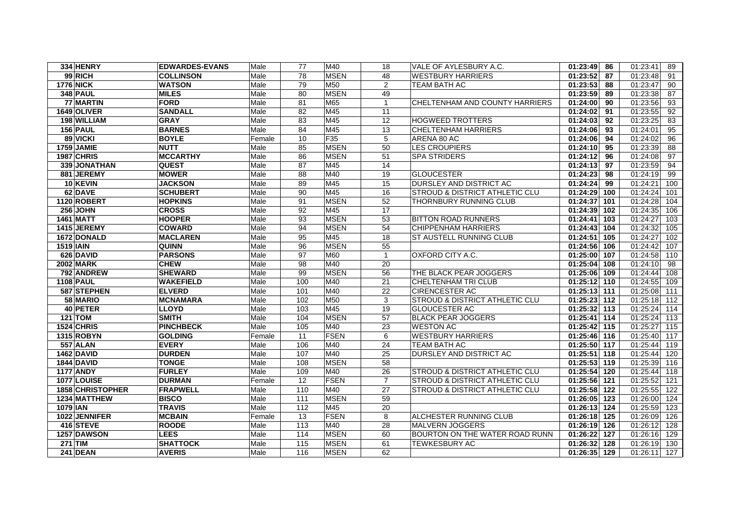| | | | | | | | | | | | |
|---|---|---|---|---|---|---|---|---|---|---|---|
| 334 | **HENRY** | **EDWARDES-EVANS** | Male | 77 | M40 | 18 | VALE OF AYLESBURY A.C. | **01:23:49** | **86** | 01:23:41 | 89 |
| 99 | **RICH** | **COLLINSON** | Male | 78 | MSEN | 48 | WESTBURY HARRIERS | **01:23:52** | **87** | 01:23:48 | 91 |
| 1776 | **NICK** | **WATSON** | Male | 79 | M50 | 2 | TEAM BATH AC | **01:23:53** | **88** | 01:23:47 | 90 |
| 348 | **PAUL** | **MILES** | Male | 80 | MSEN | 49 | | **01:23:59** | **89** | 01:23:38 | 87 |
| 77 | **MARTIN** | **FORD** | Male | 81 | M65 | 1 | CHELTENHAM AND COUNTY HARRIERS | **01:24:00** | **90** | 01:23:56 | 93 |
| 1649 | **OLIVER** | **SANDALL** | Male | 82 | M45 | 11 | | **01:24:02** | **91** | 01:23:55 | 92 |
| 198 | **WILLIAM** | **GRAY** | Male | 83 | M45 | 12 | HOGWEED TROTTERS | **01:24:03** | **92** | 01:23:25 | 83 |
| 156 | **PAUL** | **BARNES** | Male | 84 | M45 | 13 | CHELTENHAM HARRIERS | **01:24:06** | **93** | 01:24:01 | 95 |
| 89 | **VICKI** | **BOYLE** | Female | 10 | F35 | 5 | ARENA 80 AC | **01:24:06** | **94** | 01:24:02 | 96 |
| 1759 | **JAMIE** | **NUTT** | Male | 85 | MSEN | 50 | LES CROUPIERS | **01:24:10** | **95** | 01:23:39 | 88 |
| 1987 | **CHRIS** | **MCCARTHY** | Male | 86 | MSEN | 51 | SPA STRIDERS | **01:24:12** | **96** | 01:24:08 | 97 |
| 339 | **JONATHAN** | **QUEST** | Male | 87 | M45 | 14 | | **01:24:13** | **97** | 01:23:59 | 94 |
| 881 | **JEREMY** | **MOWER** | Male | 88 | M40 | 19 | GLOUCESTER | **01:24:23** | **98** | 01:24:19 | 99 |
| 10 | **KEVIN** | **JACKSON** | Male | 89 | M45 | 15 | DURSLEY AND DISTRICT AC | **01:24:24** | **99** | 01:24:21 | 100 |
| 62 | **DAVE** | **SCHUBERT** | Male | 90 | M45 | 16 | STROUD & DISTRICT ATHLETIC CLU | **01:24:29** | **100** | 01:24:24 | 101 |
| 1120 | **ROBERT** | **HOPKINS** | Male | 91 | MSEN | 52 | THORNBURY RUNNING CLUB | **01:24:37** | **101** | 01:24:28 | 104 |
| 256 | **JOHN** | **CROSS** | Male | 92 | M45 | 17 | | **01:24:39** | **102** | 01:24:35 | 106 |
| 1461 | **MATT** | **HOOPER** | Male | 93 | MSEN | 53 | BITTON ROAD RUNNERS | **01:24:41** | **103** | 01:24:27 | 103 |
| 1415 | **JEREMY** | **COWARD** | Male | 94 | MSEN | 54 | CHIPPENHAM HARRIERS | **01:24:43** | **104** | 01:24:32 | 105 |
| 1672 | **DONALD** | **MACLAREN** | Male | 95 | M45 | 18 | ST AUSTELL RUNNING CLUB | **01:24:51** | **105** | 01:24:27 | 102 |
| 1519 | **IAIN** | **QUINN** | Male | 96 | MSEN | 55 | | **01:24:56** | **106** | 01:24:42 | 107 |
| 626 | **DAVID** | **PARSONS** | Male | 97 | M60 | 1 | OXFORD CITY A.C. | **01:25:00** | **107** | 01:24:58 | 110 |
| 2002 | **MARK** | **CHEW** | Male | 98 | M40 | 20 | | **01:25:04** | **108** | 01:24:10 | 98 |
| 792 | **ANDREW** | **SHEWARD** | Male | 99 | MSEN | 56 | THE BLACK PEAR JOGGERS | **01:25:06** | **109** | 01:24:44 | 108 |
| 1108 | **PAUL** | **WAKEFIELD** | Male | 100 | M40 | 21 | CHELTENHAM TRI CLUB | **01:25:12** | **110** | 01:24:55 | 109 |
| 587 | **STEPHEN** | **ELVERD** | Male | 101 | M40 | 22 | CIRENCESTER AC | **01:25:13** | **111** | 01:25:08 | 111 |
| 58 | **MARIO** | **MCNAMARA** | Male | 102 | M50 | 3 | STROUD & DISTRICT ATHLETIC CLU | **01:25:23** | **112** | 01:25:18 | 112 |
| 40 | **PETER** | **LLOYD** | Male | 103 | M45 | 19 | GLOUCESTER AC | **01:25:32** | **113** | 01:25:24 | 114 |
| 121 | **TOM** | **SMITH** | Male | 104 | MSEN | 57 | BLACK PEAR JOGGERS | **01:25:41** | **114** | 01:25:24 | 113 |
| 1524 | **CHRIS** | **PINCHBECK** | Male | 105 | M40 | 23 | WESTON AC | **01:25:42** | **115** | 01:25:27 | 115 |
| 1315 | **ROBYN** | **GOLDING** | Female | 11 | FSEN | 6 | WESTBURY HARRIERS | **01:25:46** | **116** | 01:25:40 | 117 |
| 557 | **ALAN** | **EVERY** | Male | 106 | M40 | 24 | TEAM BATH AC | **01:25:50** | **117** | 01:25:44 | 119 |
| 1462 | **DAVID** | **DURDEN** | Male | 107 | M40 | 25 | DURSLEY AND DISTRICT AC | **01:25:51** | **118** | 01:25:44 | 120 |
| 1844 | **DAVID** | **TONGE** | Male | 108 | MSEN | 58 | | **01:25:53** | **119** | 01:25:39 | 116 |
| 1177 | **ANDY** | **FURLEY** | Male | 109 | M40 | 26 | STROUD & DISTRICT ATHLETIC CLU | **01:25:54** | **120** | 01:25:44 | 118 |
| 1077 | **LOUISE** | **DURMAN** | Female | 12 | FSEN | 7 | STROUD & DISTRICT ATHLETIC CLU | **01:25:56** | **121** | 01:25:52 | 121 |
| 1858 | **CHRISTOPHER** | **FRAPWELL** | Male | 110 | M40 | 27 | STROUD & DISTRICT ATHLETIC CLU | **01:25:58** | **122** | 01:25:55 | 122 |
| 1234 | **MATTHEW** | **BISCO** | Male | 111 | MSEN | 59 | | **01:26:05** | **123** | 01:26:00 | 124 |
| 1079 | **IAN** | **TRAVIS** | Male | 112 | M45 | 20 | | **01:26:13** | **124** | 01:25:59 | 123 |
| 1022 | **JENNIFER** | **MCBAIN** | Female | 13 | FSEN | 8 | ALCHESTER RUNNING CLUB | **01:26:18** | **125** | 01:26:09 | 126 |
| 416 | **STEVE** | **ROODE** | Male | 113 | M40 | 28 | MALVERN JOGGERS | **01:26:19** | **126** | 01:26:12 | 128 |
| 1257 | **DAWSON** | **LEES** | Male | 114 | MSEN | 60 | BOURTON ON THE WATER ROAD RUNN | **01:26:22** | **127** | 01:26:16 | 129 |
| 271 | **TIM** | **SHATTOCK** | Male | 115 | MSEN | 61 | TEWKESBURY AC | **01:26:32** | **128** | 01:26:19 | 130 |
| 241 | **DEAN** | **AVERIS** | Male | 116 | MSEN | 62 | | **01:26:35** | **129** | 01:26:11 | 127 |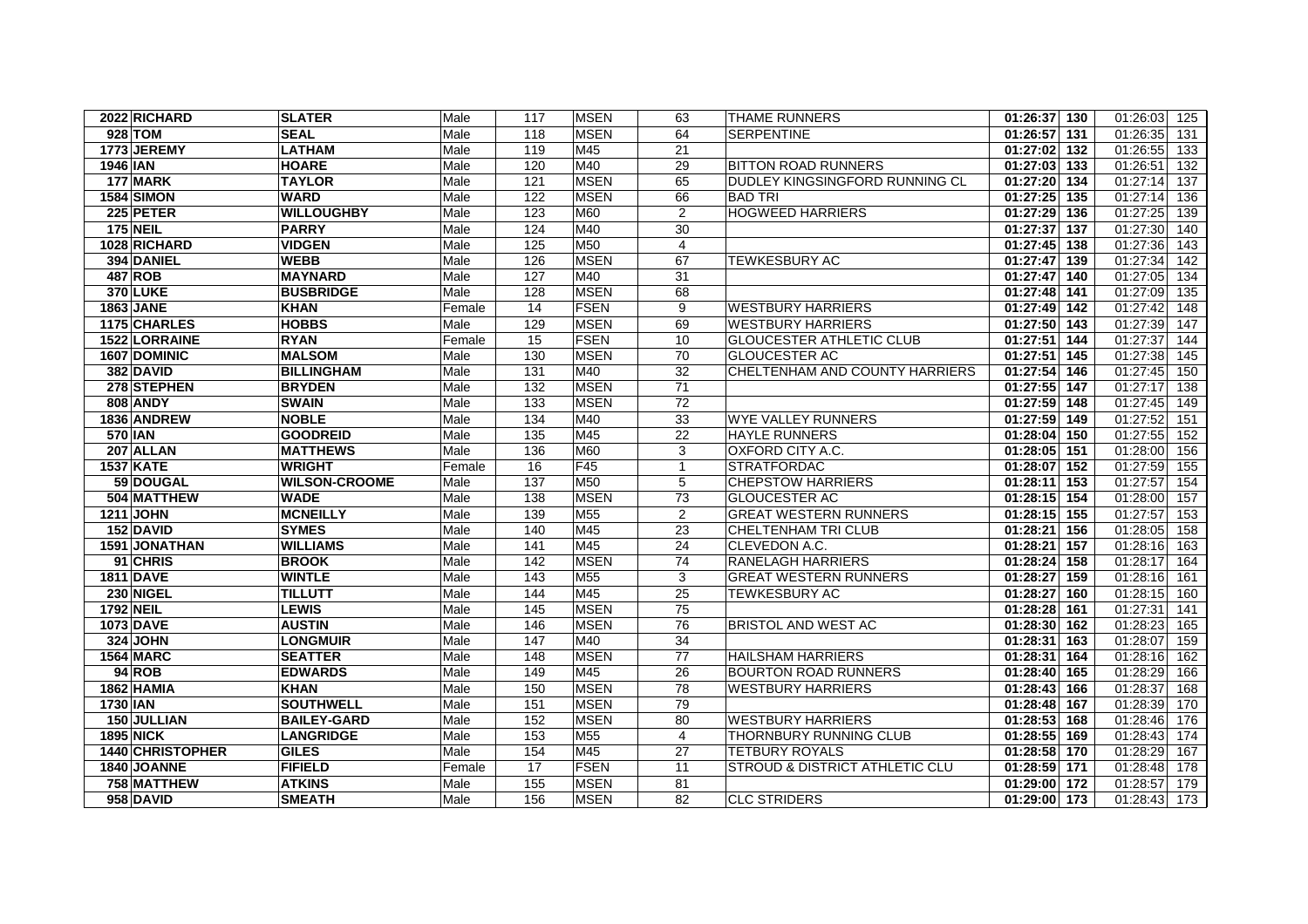| | | | | | | | | | | | |
|---|---|---|---|---|---|---|---|---|---|---|---|
| 2022 | RICHARD | SLATER | Male | 117 | MSEN | 63 | THAME RUNNERS | 01:26:37 | 130 | 01:26:03 | 125 |
| 928 | TOM | SEAL | Male | 118 | MSEN | 64 | SERPENTINE | 01:26:57 | 131 | 01:26:35 | 131 |
| 1773 | JEREMY | LATHAM | Male | 119 | M45 | 21 | | 01:27:02 | 132 | 01:26:55 | 133 |
| 1946 | IAN | HOARE | Male | 120 | M40 | 29 | BITTON ROAD RUNNERS | 01:27:03 | 133 | 01:26:51 | 132 |
| 177 | MARK | TAYLOR | Male | 121 | MSEN | 65 | DUDLEY KINGSINGFORD RUNNING CL | 01:27:20 | 134 | 01:27:14 | 137 |
| 1584 | SIMON | WARD | Male | 122 | MSEN | 66 | BAD TRI | 01:27:25 | 135 | 01:27:14 | 136 |
| 225 | PETER | WILLOUGHBY | Male | 123 | M60 | 2 | HOGWEED HARRIERS | 01:27:29 | 136 | 01:27:25 | 139 |
| 175 | NEIL | PARRY | Male | 124 | M40 | 30 | | 01:27:37 | 137 | 01:27:30 | 140 |
| 1028 | RICHARD | VIDGEN | Male | 125 | M50 | 4 | | 01:27:45 | 138 | 01:27:36 | 143 |
| 394 | DANIEL | WEBB | Male | 126 | MSEN | 67 | TEWKESBURY AC | 01:27:47 | 139 | 01:27:34 | 142 |
| 487 | ROB | MAYNARD | Male | 127 | M40 | 31 | | 01:27:47 | 140 | 01:27:05 | 134 |
| 370 | LUKE | BUSBRIDGE | Male | 128 | MSEN | 68 | | 01:27:48 | 141 | 01:27:09 | 135 |
| 1863 | JANE | KHAN | Female | 14 | FSEN | 9 | WESTBURY HARRIERS | 01:27:49 | 142 | 01:27:42 | 148 |
| 1175 | CHARLES | HOBBS | Male | 129 | MSEN | 69 | WESTBURY HARRIERS | 01:27:50 | 143 | 01:27:39 | 147 |
| 1522 | LORRAINE | RYAN | Female | 15 | FSEN | 10 | GLOUCESTER ATHLETIC CLUB | 01:27:51 | 144 | 01:27:37 | 144 |
| 1607 | DOMINIC | MALSOM | Male | 130 | MSEN | 70 | GLOUCESTER AC | 01:27:51 | 145 | 01:27:38 | 145 |
| 382 | DAVID | BILLINGHAM | Male | 131 | M40 | 32 | CHELTENHAM AND COUNTY HARRIERS | 01:27:54 | 146 | 01:27:45 | 150 |
| 278 | STEPHEN | BRYDEN | Male | 132 | MSEN | 71 | | 01:27:55 | 147 | 01:27:17 | 138 |
| 808 | ANDY | SWAIN | Male | 133 | MSEN | 72 | | 01:27:59 | 148 | 01:27:45 | 149 |
| 1836 | ANDREW | NOBLE | Male | 134 | M40 | 33 | WYE VALLEY RUNNERS | 01:27:59 | 149 | 01:27:52 | 151 |
| 570 | IAN | GOODREID | Male | 135 | M45 | 22 | HAYLE RUNNERS | 01:28:04 | 150 | 01:27:55 | 152 |
| 207 | ALLAN | MATTHEWS | Male | 136 | M60 | 3 | OXFORD CITY A.C. | 01:28:05 | 151 | 01:28:00 | 156 |
| 1537 | KATE | WRIGHT | Female | 16 | F45 | 1 | STRATFORDAC | 01:28:07 | 152 | 01:27:59 | 155 |
| 59 | DOUGAL | WILSON-CROOME | Male | 137 | M50 | 5 | CHEPSTOW HARRIERS | 01:28:11 | 153 | 01:27:57 | 154 |
| 504 | MATTHEW | WADE | Male | 138 | MSEN | 73 | GLOUCESTER AC | 01:28:15 | 154 | 01:28:00 | 157 |
| 1211 | JOHN | MCNEILLY | Male | 139 | M55 | 2 | GREAT WESTERN RUNNERS | 01:28:15 | 155 | 01:27:57 | 153 |
| 152 | DAVID | SYMES | Male | 140 | M45 | 23 | CHELTENHAM TRI CLUB | 01:28:21 | 156 | 01:28:05 | 158 |
| 1591 | JONATHAN | WILLIAMS | Male | 141 | M45 | 24 | CLEVEDON A.C. | 01:28:21 | 157 | 01:28:16 | 163 |
| 91 | CHRIS | BROOK | Male | 142 | MSEN | 74 | RANELAGH HARRIERS | 01:28:24 | 158 | 01:28:17 | 164 |
| 1811 | DAVE | WINTLE | Male | 143 | M55 | 3 | GREAT WESTERN RUNNERS | 01:28:27 | 159 | 01:28:16 | 161 |
| 230 | NIGEL | TILLUTT | Male | 144 | M45 | 25 | TEWKESBURY AC | 01:28:27 | 160 | 01:28:15 | 160 |
| 1792 | NEIL | LEWIS | Male | 145 | MSEN | 75 | | 01:28:28 | 161 | 01:27:31 | 141 |
| 1073 | DAVE | AUSTIN | Male | 146 | MSEN | 76 | BRISTOL AND WEST AC | 01:28:30 | 162 | 01:28:23 | 165 |
| 324 | JOHN | LONGMUIR | Male | 147 | M40 | 34 | | 01:28:31 | 163 | 01:28:07 | 159 |
| 1564 | MARC | SEATTER | Male | 148 | MSEN | 77 | HAILSHAM HARRIERS | 01:28:31 | 164 | 01:28:16 | 162 |
| 94 | ROB | EDWARDS | Male | 149 | M45 | 26 | BOURTON ROAD RUNNERS | 01:28:40 | 165 | 01:28:29 | 166 |
| 1862 | HAMIA | KHAN | Male | 150 | MSEN | 78 | WESTBURY HARRIERS | 01:28:43 | 166 | 01:28:37 | 168 |
| 1730 | IAN | SOUTHWELL | Male | 151 | MSEN | 79 | | 01:28:48 | 167 | 01:28:39 | 170 |
| 150 | JULLIAN | BAILEY-GARD | Male | 152 | MSEN | 80 | WESTBURY HARRIERS | 01:28:53 | 168 | 01:28:46 | 176 |
| 1895 | NICK | LANGRIDGE | Male | 153 | M55 | 4 | THORNBURY RUNNING CLUB | 01:28:55 | 169 | 01:28:43 | 174 |
| 1440 | CHRISTOPHER | GILES | Male | 154 | M45 | 27 | TETBURY ROYALS | 01:28:58 | 170 | 01:28:29 | 167 |
| 1840 | JOANNE | FIFIELD | Female | 17 | FSEN | 11 | STROUD & DISTRICT ATHLETIC CLU | 01:28:59 | 171 | 01:28:48 | 178 |
| 758 | MATTHEW | ATKINS | Male | 155 | MSEN | 81 | | 01:29:00 | 172 | 01:28:57 | 179 |
| 958 | DAVID | SMEATH | Male | 156 | MSEN | 82 | CLC STRIDERS | 01:29:00 | 173 | 01:28:43 | 173 |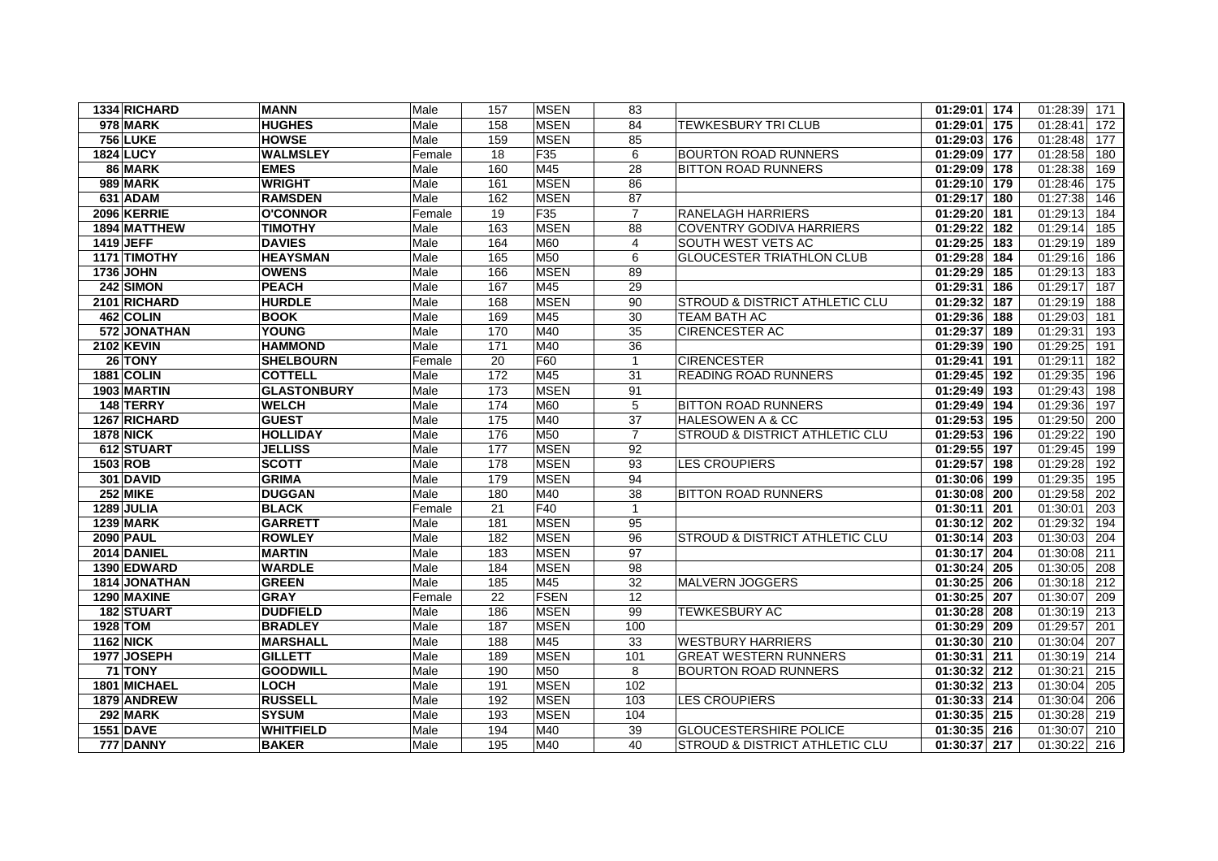| | | | | | | | | | | | |
|---|---|---|---|---|---|---|---|---|---|---|---|
| 1334 | RICHARD | MANN | Male | 157 | MSEN | 83 | | 01:29:01 | 174 | 01:28:39 | 171 |
| 978 | MARK | HUGHES | Male | 158 | MSEN | 84 | TEWKESBURY TRI CLUB | 01:29:01 | 175 | 01:28:41 | 172 |
| 756 | LUKE | HOWSE | Male | 159 | MSEN | 85 | | 01:29:03 | 176 | 01:28:48 | 177 |
| 1824 | LUCY | WALMSLEY | Female | 18 | F35 | 6 | BOURTON ROAD RUNNERS | 01:29:09 | 177 | 01:28:58 | 180 |
| 86 | MARK | EMES | Male | 160 | M45 | 28 | BITTON ROAD RUNNERS | 01:29:09 | 178 | 01:28:38 | 169 |
| 989 | MARK | WRIGHT | Male | 161 | MSEN | 86 | | 01:29:10 | 179 | 01:28:46 | 175 |
| 631 | ADAM | RAMSDEN | Male | 162 | MSEN | 87 | | 01:29:17 | 180 | 01:27:38 | 146 |
| 2096 | KERRIE | O'CONNOR | Female | 19 | F35 | 7 | RANELAGH HARRIERS | 01:29:20 | 181 | 01:29:13 | 184 |
| 1894 | MATTHEW | TIMOTHY | Male | 163 | MSEN | 88 | COVENTRY GODIVA HARRIERS | 01:29:22 | 182 | 01:29:14 | 185 |
| 1419 | JEFF | DAVIES | Male | 164 | M60 | 4 | SOUTH WEST VETS AC | 01:29:25 | 183 | 01:29:19 | 189 |
| 1171 | TIMOTHY | HEAYSMAN | Male | 165 | M50 | 6 | GLOUCESTER TRIATHLON CLUB | 01:29:28 | 184 | 01:29:16 | 186 |
| 1736 | JOHN | OWENS | Male | 166 | MSEN | 89 | | 01:29:29 | 185 | 01:29:13 | 183 |
| 242 | SIMON | PEACH | Male | 167 | M45 | 29 | | 01:29:31 | 186 | 01:29:17 | 187 |
| 2101 | RICHARD | HURDLE | Male | 168 | MSEN | 90 | STROUD & DISTRICT ATHLETIC CLU | 01:29:32 | 187 | 01:29:19 | 188 |
| 462 | COLIN | BOOK | Male | 169 | M45 | 30 | TEAM BATH AC | 01:29:36 | 188 | 01:29:03 | 181 |
| 572 | JONATHAN | YOUNG | Male | 170 | M40 | 35 | CIRENCESTER AC | 01:29:37 | 189 | 01:29:31 | 193 |
| 2102 | KEVIN | HAMMOND | Male | 171 | M40 | 36 | | 01:29:39 | 190 | 01:29:25 | 191 |
| 26 | TONY | SHELBOURN | Female | 20 | F60 | 1 | CIRENCESTER | 01:29:41 | 191 | 01:29:11 | 182 |
| 1881 | COLIN | COTTELL | Male | 172 | M45 | 31 | READING ROAD RUNNERS | 01:29:45 | 192 | 01:29:35 | 196 |
| 1903 | MARTIN | GLASTONBURY | Male | 173 | MSEN | 91 | | 01:29:49 | 193 | 01:29:43 | 198 |
| 148 | TERRY | WELCH | Male | 174 | M60 | 5 | BITTON ROAD RUNNERS | 01:29:49 | 194 | 01:29:36 | 197 |
| 1267 | RICHARD | GUEST | Male | 175 | M40 | 37 | HALESOWEN A & CC | 01:29:53 | 195 | 01:29:50 | 200 |
| 1878 | NICK | HOLLIDAY | Male | 176 | M50 | 7 | STROUD & DISTRICT ATHLETIC CLU | 01:29:53 | 196 | 01:29:22 | 190 |
| 612 | STUART | JELLISS | Male | 177 | MSEN | 92 | | 01:29:55 | 197 | 01:29:45 | 199 |
| 1503 | ROB | SCOTT | Male | 178 | MSEN | 93 | LES CROUPIERS | 01:29:57 | 198 | 01:29:28 | 192 |
| 301 | DAVID | GRIMA | Male | 179 | MSEN | 94 | | 01:30:06 | 199 | 01:29:35 | 195 |
| 252 | MIKE | DUGGAN | Male | 180 | M40 | 38 | BITTON ROAD RUNNERS | 01:30:08 | 200 | 01:29:58 | 202 |
| 1289 | JULIA | BLACK | Female | 21 | F40 | 1 | | 01:30:11 | 201 | 01:30:01 | 203 |
| 1239 | MARK | GARRETT | Male | 181 | MSEN | 95 | | 01:30:12 | 202 | 01:29:32 | 194 |
| 2090 | PAUL | ROWLEY | Male | 182 | MSEN | 96 | STROUD & DISTRICT ATHLETIC CLU | 01:30:14 | 203 | 01:30:03 | 204 |
| 2014 | DANIEL | MARTIN | Male | 183 | MSEN | 97 | | 01:30:17 | 204 | 01:30:08 | 211 |
| 1390 | EDWARD | WARDLE | Male | 184 | MSEN | 98 | | 01:30:24 | 205 | 01:30:05 | 208 |
| 1814 | JONATHAN | GREEN | Male | 185 | M45 | 32 | MALVERN JOGGERS | 01:30:25 | 206 | 01:30:18 | 212 |
| 1290 | MAXINE | GRAY | Female | 22 | FSEN | 12 | | 01:30:25 | 207 | 01:30:07 | 209 |
| 182 | STUART | DUDFIELD | Male | 186 | MSEN | 99 | TEWKESBURY AC | 01:30:28 | 208 | 01:30:19 | 213 |
| 1928 | TOM | BRADLEY | Male | 187 | MSEN | 100 | | 01:30:29 | 209 | 01:29:57 | 201 |
| 1162 | NICK | MARSHALL | Male | 188 | M45 | 33 | WESTBURY HARRIERS | 01:30:30 | 210 | 01:30:04 | 207 |
| 1977 | JOSEPH | GILLETT | Male | 189 | MSEN | 101 | GREAT WESTERN RUNNERS | 01:30:31 | 211 | 01:30:19 | 214 |
| 71 | TONY | GOODWILL | Male | 190 | M50 | 8 | BOURTON ROAD RUNNERS | 01:30:32 | 212 | 01:30:21 | 215 |
| 1801 | MICHAEL | LOCH | Male | 191 | MSEN | 102 | | 01:30:32 | 213 | 01:30:04 | 205 |
| 1879 | ANDREW | RUSSELL | Male | 192 | MSEN | 103 | LES CROUPIERS | 01:30:33 | 214 | 01:30:04 | 206 |
| 292 | MARK | SYSUM | Male | 193 | MSEN | 104 | | 01:30:35 | 215 | 01:30:28 | 219 |
| 1551 | DAVE | WHITFIELD | Male | 194 | M40 | 39 | GLOUCESTERSHIRE POLICE | 01:30:35 | 216 | 01:30:07 | 210 |
| 777 | DANNY | BAKER | Male | 195 | M40 | 40 | STROUD & DISTRICT ATHLETIC CLU | 01:30:37 | 217 | 01:30:22 | 216 |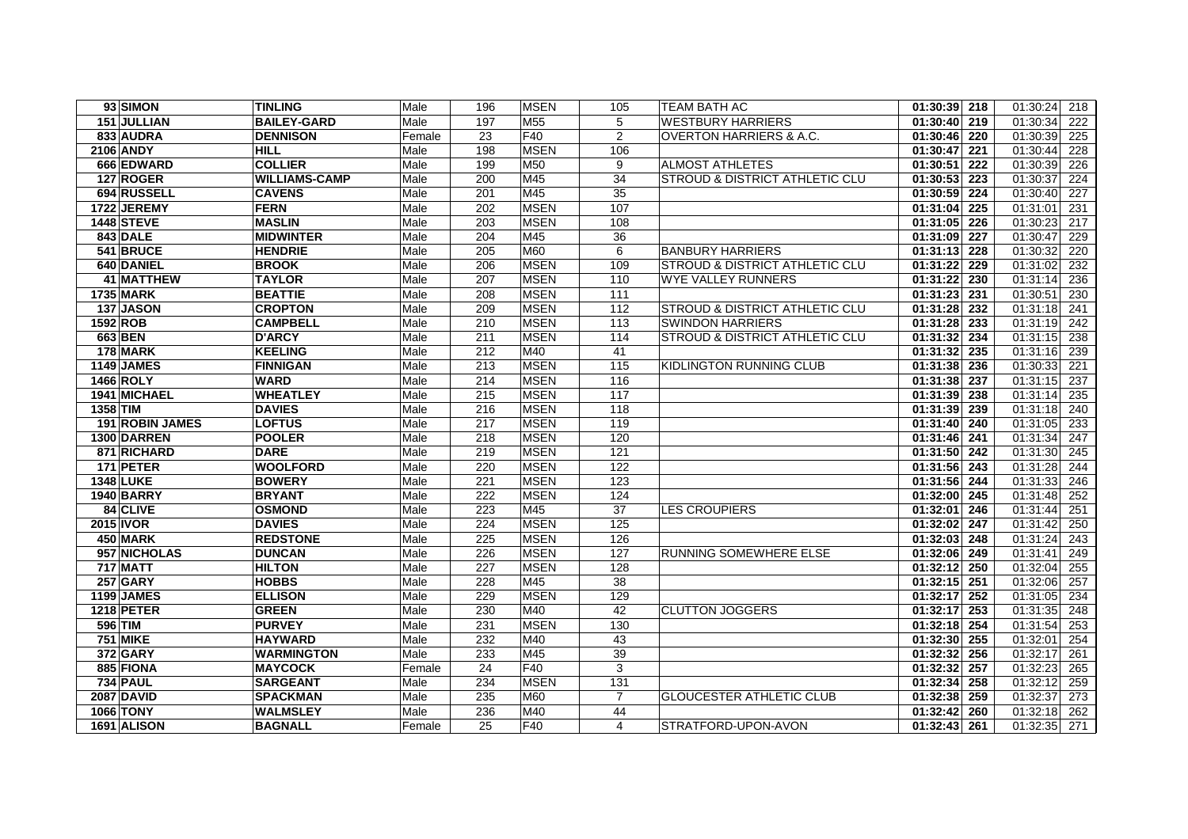| | | | | | | | | | | | |
|---|---|---|---|---|---|---|---|---|---|---|---|
| 93 | SIMON | TINLING | Male | 196 | MSEN | 105 | TEAM BATH AC | 01:30:39 | 218 | 01:30:24 | 218 |
| 151 | JULLIAN | BAILEY-GARD | Male | 197 | M55 | 5 | WESTBURY HARRIERS | 01:30:40 | 219 | 01:30:34 | 222 |
| 833 | AUDRA | DENNISON | Female | 23 | F40 | 2 | OVERTON HARRIERS & A.C. | 01:30:46 | 220 | 01:30:39 | 225 |
| 2106 | ANDY | HILL | Male | 198 | MSEN | 106 | | 01:30:47 | 221 | 01:30:44 | 228 |
| 666 | EDWARD | COLLIER | Male | 199 | M50 | 9 | ALMOST ATHLETES | 01:30:51 | 222 | 01:30:39 | 226 |
| 127 | ROGER | WILLIAMS-CAMP | Male | 200 | M45 | 34 | STROUD & DISTRICT ATHLETIC CLU | 01:30:53 | 223 | 01:30:37 | 224 |
| 694 | RUSSELL | CAVENS | Male | 201 | M45 | 35 | | 01:30:59 | 224 | 01:30:40 | 227 |
| 1722 | JEREMY | FERN | Male | 202 | MSEN | 107 | | 01:31:04 | 225 | 01:31:01 | 231 |
| 1448 | STEVE | MASLIN | Male | 203 | MSEN | 108 | | 01:31:05 | 226 | 01:30:23 | 217 |
| 843 | DALE | MIDWINTER | Male | 204 | M45 | 36 | | 01:31:09 | 227 | 01:30:47 | 229 |
| 541 | BRUCE | HENDRIE | Male | 205 | M60 | 6 | BANBURY HARRIERS | 01:31:13 | 228 | 01:30:32 | 220 |
| 640 | DANIEL | BROOK | Male | 206 | MSEN | 109 | STROUD & DISTRICT ATHLETIC CLU | 01:31:22 | 229 | 01:31:02 | 232 |
| 41 | MATTHEW | TAYLOR | Male | 207 | MSEN | 110 | WYE VALLEY RUNNERS | 01:31:22 | 230 | 01:31:14 | 236 |
| 1735 | MARK | BEATTIE | Male | 208 | MSEN | 111 | | 01:31:23 | 231 | 01:30:51 | 230 |
| 137 | JASON | CROPTON | Male | 209 | MSEN | 112 | STROUD & DISTRICT ATHLETIC CLU | 01:31:28 | 232 | 01:31:18 | 241 |
| 1592 | ROB | CAMPBELL | Male | 210 | MSEN | 113 | SWINDON HARRIERS | 01:31:28 | 233 | 01:31:19 | 242 |
| 663 | BEN | D'ARCY | Male | 211 | MSEN | 114 | STROUD & DISTRICT ATHLETIC CLU | 01:31:32 | 234 | 01:31:15 | 238 |
| 178 | MARK | KEELING | Male | 212 | M40 | 41 | | 01:31:32 | 235 | 01:31:16 | 239 |
| 1149 | JAMES | FINNIGAN | Male | 213 | MSEN | 115 | KIDLINGTON RUNNING CLUB | 01:31:38 | 236 | 01:30:33 | 221 |
| 1466 | ROLY | WARD | Male | 214 | MSEN | 116 | | 01:31:38 | 237 | 01:31:15 | 237 |
| 1941 | MICHAEL | WHEATLEY | Male | 215 | MSEN | 117 | | 01:31:39 | 238 | 01:31:14 | 235 |
| 1358 | TIM | DAVIES | Male | 216 | MSEN | 118 | | 01:31:39 | 239 | 01:31:18 | 240 |
| 191 | ROBIN JAMES | LOFTUS | Male | 217 | MSEN | 119 | | 01:31:40 | 240 | 01:31:05 | 233 |
| 1300 | DARREN | POOLER | Male | 218 | MSEN | 120 | | 01:31:46 | 241 | 01:31:34 | 247 |
| 871 | RICHARD | DARE | Male | 219 | MSEN | 121 | | 01:31:50 | 242 | 01:31:30 | 245 |
| 171 | PETER | WOOLFORD | Male | 220 | MSEN | 122 | | 01:31:56 | 243 | 01:31:28 | 244 |
| 1348 | LUKE | BOWERY | Male | 221 | MSEN | 123 | | 01:31:56 | 244 | 01:31:33 | 246 |
| 1940 | BARRY | BRYANT | Male | 222 | MSEN | 124 | | 01:32:00 | 245 | 01:31:48 | 252 |
| 84 | CLIVE | OSMOND | Male | 223 | M45 | 37 | LES CROUPIERS | 01:32:01 | 246 | 01:31:44 | 251 |
| 2015 | IVOR | DAVIES | Male | 224 | MSEN | 125 | | 01:32:02 | 247 | 01:31:42 | 250 |
| 450 | MARK | REDSTONE | Male | 225 | MSEN | 126 | | 01:32:03 | 248 | 01:31:24 | 243 |
| 957 | NICHOLAS | DUNCAN | Male | 226 | MSEN | 127 | RUNNING SOMEWHERE ELSE | 01:32:06 | 249 | 01:31:41 | 249 |
| 717 | MATT | HILTON | Male | 227 | MSEN | 128 | | 01:32:12 | 250 | 01:32:04 | 255 |
| 257 | GARY | HOBBS | Male | 228 | M45 | 38 | | 01:32:15 | 251 | 01:32:06 | 257 |
| 1199 | JAMES | ELLISON | Male | 229 | MSEN | 129 | | 01:32:17 | 252 | 01:31:05 | 234 |
| 1218 | PETER | GREEN | Male | 230 | M40 | 42 | CLUTTON JOGGERS | 01:32:17 | 253 | 01:31:35 | 248 |
| 596 | TIM | PURVEY | Male | 231 | MSEN | 130 | | 01:32:18 | 254 | 01:31:54 | 253 |
| 751 | MIKE | HAYWARD | Male | 232 | M40 | 43 | | 01:32:30 | 255 | 01:32:01 | 254 |
| 372 | GARY | WARMINGTON | Male | 233 | M45 | 39 | | 01:32:32 | 256 | 01:32:17 | 261 |
| 885 | FIONA | MAYCOCK | Female | 24 | F40 | 3 | | 01:32:32 | 257 | 01:32:23 | 265 |
| 734 | PAUL | SARGEANT | Male | 234 | MSEN | 131 | | 01:32:34 | 258 | 01:32:12 | 259 |
| 2087 | DAVID | SPACKMAN | Male | 235 | M60 | 7 | GLOUCESTER ATHLETIC CLUB | 01:32:38 | 259 | 01:32:37 | 273 |
| 1066 | TONY | WALMSLEY | Male | 236 | M40 | 44 | | 01:32:42 | 260 | 01:32:18 | 262 |
| 1691 | ALISON | BAGNALL | Female | 25 | F40 | 4 | STRATFORD-UPON-AVON | 01:32:43 | 261 | 01:32:35 | 271 |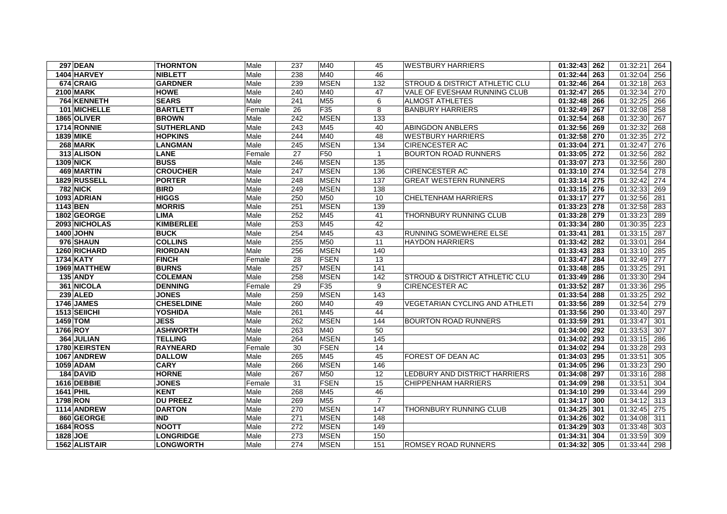| | | | | | | | | | | | |
|---|---|---|---|---|---|---|---|---|---|---|---|
| **297** | **DEAN** | **THORNTON** | Male | 237 | M40 | 45 | WESTBURY HARRIERS | **01:32:43** | **262** | 01:32:21 | 264 |
| **1404** | **HARVEY** | **NIBLETT** | Male | 238 | M40 | 46 | | **01:32:44** | **263** | 01:32:04 | 256 |
| **674** | **CRAIG** | **GARDNER** | Male | 239 | MSEN | 132 | STROUD & DISTRICT ATHLETIC CLU | **01:32:46** | **264** | 01:32:18 | 263 |
| **2100** | **MARK** | **HOWE** | Male | 240 | M40 | 47 | VALE OF EVESHAM RUNNING CLUB | **01:32:47** | **265** | 01:32:34 | 270 |
| **764** | **KENNETH** | **SEARS** | Male | 241 | M55 | 6 | ALMOST ATHLETES | **01:32:48** | **266** | 01:32:25 | 266 |
| **101** | **MICHELLE** | **BARTLETT** | Female | 26 | F35 | 8 | BANBURY HARRIERS | **01:32:49** | **267** | 01:32:08 | 258 |
| **1865** | **OLIVER** | **BROWN** | Male | 242 | MSEN | 133 | | **01:32:54** | **268** | 01:32:30 | 267 |
| **1714** | **RONNIE** | **SUTHERLAND** | Male | 243 | M45 | 40 | ABINGDON ANBLERS | **01:32:56** | **269** | 01:32:32 | 268 |
| **1839** | **MIKE** | **HOPKINS** | Male | 244 | M40 | 48 | WESTBURY HARRIERS | **01:32:58** | **270** | 01:32:35 | 272 |
| **268** | **MARK** | **LANGMAN** | Male | 245 | MSEN | 134 | CIRENCESTER AC | **01:33:04** | **271** | 01:32:47 | 276 |
| **313** | **ALISON** | **LANE** | Female | 27 | F50 | 1 | BOURTON ROAD RUNNERS | **01:33:05** | **272** | 01:32:56 | 282 |
| **1309** | **NICK** | **BUSS** | Male | 246 | MSEN | 135 | | **01:33:07** | **273** | 01:32:56 | 280 |
| **469** | **MARTIN** | **CROUCHER** | Male | 247 | MSEN | 136 | CIRENCESTER AC | **01:33:10** | **274** | 01:32:54 | 278 |
| **1829** | **RUSSELL** | **PORTER** | Male | 248 | MSEN | 137 | GREAT WESTERN RUNNERS | **01:33:14** | **275** | 01:32:42 | 274 |
| **782** | **NICK** | **BIRD** | Male | 249 | MSEN | 138 | | **01:33:15** | **276** | 01:32:33 | 269 |
| **1093** | **ADRIAN** | **HIGGS** | Male | 250 | M50 | 10 | CHELTENHAM HARRIERS | **01:33:17** | **277** | 01:32:56 | 281 |
| **1143** | **BEN** | **MORRIS** | Male | 251 | MSEN | 139 | | **01:33:23** | **278** | 01:32:58 | 283 |
| **1802** | **GEORGE** | **LIMA** | Male | 252 | M45 | 41 | THORNBURY RUNNING CLUB | **01:33:28** | **279** | 01:33:23 | 289 |
| **2093** | **NICHOLAS** | **KIMBERLEE** | Male | 253 | M45 | 42 | | **01:33:34** | **280** | 01:30:35 | 223 |
| **1400** | **JOHN** | **BUCK** | Male | 254 | M45 | 43 | RUNNING SOMEWHERE ELSE | **01:33:41** | **281** | 01:33:15 | 287 |
| **976** | **SHAUN** | **COLLINS** | Male | 255 | M50 | 11 | HAYDON HARRIERS | **01:33:42** | **282** | 01:33:01 | 284 |
| **1260** | **RICHARD** | **RIORDAN** | Male | 256 | MSEN | 140 | | **01:33:43** | **283** | 01:33:10 | 285 |
| **1734** | **KATY** | **FINCH** | Female | 28 | FSEN | 13 | | **01:33:47** | **284** | 01:32:49 | 277 |
| **1969** | **MATTHEW** | **BURNS** | Male | 257 | MSEN | 141 | | **01:33:48** | **285** | 01:33:25 | 291 |
| **135** | **ANDY** | **COLEMAN** | Male | 258 | MSEN | 142 | STROUD & DISTRICT ATHLETIC CLU | **01:33:49** | **286** | 01:33:30 | 294 |
| **361** | **NICOLA** | **DENNING** | Female | 29 | F35 | 9 | CIRENCESTER AC | **01:33:52** | **287** | 01:33:36 | 295 |
| **239** | **ALED** | **JONES** | Male | 259 | MSEN | 143 | | **01:33:54** | **288** | 01:33:25 | 292 |
| **1746** | **JAMES** | **CHESELDINE** | Male | 260 | M40 | 49 | VEGETARIAN CYCLING AND ATHLETI | **01:33:56** | **289** | 01:32:54 | 279 |
| **1513** | **SEIICHI** | **YOSHIDA** | Male | 261 | M45 | 44 | | **01:33:56** | **290** | 01:33:40 | 297 |
| **1459** | **TOM** | **JESS** | Male | 262 | MSEN | 144 | BOURTON ROAD RUNNERS | **01:33:59** | **291** | 01:33:47 | 301 |
| **1766** | **ROY** | **ASHWORTH** | Male | 263 | M40 | 50 | | **01:34:00** | **292** | 01:33:53 | 307 |
| **364** | **JULIAN** | **TELLING** | Male | 264 | MSEN | 145 | | **01:34:02** | **293** | 01:33:15 | 286 |
| **1780** | **KEIRSTEN** | **RAYNEARD** | Female | 30 | FSEN | 14 | | **01:34:02** | **294** | 01:33:28 | 293 |
| **1067** | **ANDREW** | **DALLOW** | Male | 265 | M45 | 45 | FOREST OF DEAN AC | **01:34:03** | **295** | 01:33:51 | 305 |
| **1059** | **ADAM** | **CARY** | Male | 266 | MSEN | 146 | | **01:34:05** | **296** | 01:33:23 | 290 |
| **184** | **DAVID** | **HORNE** | Male | 267 | M50 | 12 | LEDBURY AND DISTRICT HARRIERS | **01:34:08** | **297** | 01:33:16 | 288 |
| **1616** | **DEBBIE** | **JONES** | Female | 31 | FSEN | 15 | CHIPPENHAM HARRIERS | **01:34:09** | **298** | 01:33:51 | 304 |
| **1641** | **PHIL** | **KENT** | Male | 268 | M45 | 46 | | **01:34:10** | **299** | 01:33:44 | 299 |
| **1798** | **RON** | **DU PREEZ** | Male | 269 | M55 | 7 | | **01:34:17** | **300** | 01:34:12 | 313 |
| **1114** | **ANDREW** | **DARTON** | Male | 270 | MSEN | 147 | THORNBURY RUNNING CLUB | **01:34:25** | **301** | 01:32:45 | 275 |
| **860** | **GEORGE** | **IND** | Male | 271 | MSEN | 148 | | **01:34:26** | **302** | 01:34:08 | 311 |
| **1684** | **ROSS** | **NOOTT** | Male | 272 | MSEN | 149 | | **01:34:29** | **303** | 01:33:48 | 303 |
| **1828** | **JOE** | **LONGRIDGE** | Male | 273 | MSEN | 150 | | **01:34:31** | **304** | 01:33:59 | 309 |
| **1562** | **ALISTAIR** | **LONGWORTH** | Male | 274 | MSEN | 151 | ROMSEY ROAD RUNNERS | **01:34:32** | **305** | 01:33:44 | 298 |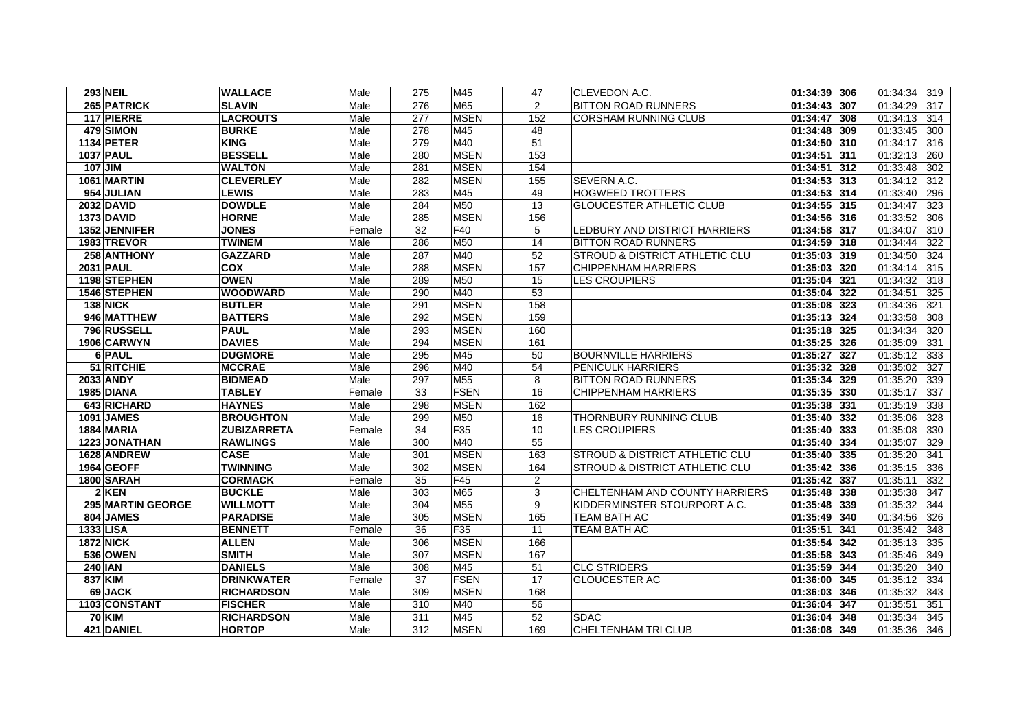| | | | | | | | | | | | |
|---|---|---|---|---|---|---|---|---|---|---|---|
| 293 | NEIL | WALLACE | Male | 275 | M45 | 47 | CLEVEDON A.C. | 01:34:39 | 306 | 01:34:34 | 319 |
| 265 | PATRICK | SLAVIN | Male | 276 | M65 | 2 | BITTON ROAD RUNNERS | 01:34:43 | 307 | 01:34:29 | 317 |
| 117 | PIERRE | LACROUTS | Male | 277 | MSEN | 152 | CORSHAM RUNNING CLUB | 01:34:47 | 308 | 01:34:13 | 314 |
| 479 | SIMON | BURKE | Male | 278 | M45 | 48 | | 01:34:48 | 309 | 01:33:45 | 300 |
| 1134 | PETER | KING | Male | 279 | M40 | 51 | | 01:34:50 | 310 | 01:34:17 | 316 |
| 1037 | PAUL | BESSELL | Male | 280 | MSEN | 153 | | 01:34:51 | 311 | 01:32:13 | 260 |
| 107 | JIM | WALTON | Male | 281 | MSEN | 154 | | 01:34:51 | 312 | 01:33:48 | 302 |
| 1061 | MARTIN | CLEVERLEY | Male | 282 | MSEN | 155 | SEVERN A.C. | 01:34:53 | 313 | 01:34:12 | 312 |
| 954 | JULIAN | LEWIS | Male | 283 | M45 | 49 | HOGWEED TROTTERS | 01:34:53 | 314 | 01:33:40 | 296 |
| 2032 | DAVID | DOWDLE | Male | 284 | M50 | 13 | GLOUCESTER ATHLETIC CLUB | 01:34:55 | 315 | 01:34:47 | 323 |
| 1373 | DAVID | HORNE | Male | 285 | MSEN | 156 | | 01:34:56 | 316 | 01:33:52 | 306 |
| 1352 | JENNIFER | JONES | Female | 32 | F40 | 5 | LEDBURY AND DISTRICT HARRIERS | 01:34:58 | 317 | 01:34:07 | 310 |
| 1983 | TREVOR | TWINEM | Male | 286 | M50 | 14 | BITTON ROAD RUNNERS | 01:34:59 | 318 | 01:34:44 | 322 |
| 258 | ANTHONY | GAZZARD | Male | 287 | M40 | 52 | STROUD & DISTRICT ATHLETIC CLU | 01:35:03 | 319 | 01:34:50 | 324 |
| 2031 | PAUL | COX | Male | 288 | MSEN | 157 | CHIPPENHAM HARRIERS | 01:35:03 | 320 | 01:34:14 | 315 |
| 1198 | STEPHEN | OWEN | Male | 289 | M50 | 15 | LES CROUPIERS | 01:35:04 | 321 | 01:34:32 | 318 |
| 1546 | STEPHEN | WOODWARD | Male | 290 | M40 | 53 | | 01:35:04 | 322 | 01:34:51 | 325 |
| 138 | NICK | BUTLER | Male | 291 | MSEN | 158 | | 01:35:08 | 323 | 01:34:36 | 321 |
| 946 | MATTHEW | BATTERS | Male | 292 | MSEN | 159 | | 01:35:13 | 324 | 01:33:58 | 308 |
| 796 | RUSSELL | PAUL | Male | 293 | MSEN | 160 | | 01:35:18 | 325 | 01:34:34 | 320 |
| 1906 | CARWYN | DAVIES | Male | 294 | MSEN | 161 | | 01:35:25 | 326 | 01:35:09 | 331 |
| 6 | PAUL | DUGMORE | Male | 295 | M45 | 50 | BOURNVILLE HARRIERS | 01:35:27 | 327 | 01:35:12 | 333 |
| 51 | RITCHIE | MCCRAE | Male | 296 | M40 | 54 | PENICULK HARRIERS | 01:35:32 | 328 | 01:35:02 | 327 |
| 2033 | ANDY | BIDMEAD | Male | 297 | M55 | 8 | BITTON ROAD RUNNERS | 01:35:34 | 329 | 01:35:20 | 339 |
| 1985 | DIANA | TABLEY | Female | 33 | FSEN | 16 | CHIPPENHAM HARRIERS | 01:35:35 | 330 | 01:35:17 | 337 |
| 643 | RICHARD | HAYNES | Male | 298 | MSEN | 162 | | 01:35:38 | 331 | 01:35:19 | 338 |
| 1091 | JAMES | BROUGHTON | Male | 299 | M50 | 16 | THORNBURY RUNNING CLUB | 01:35:40 | 332 | 01:35:06 | 328 |
| 1884 | MARIA | ZUBIZARRETA | Female | 34 | F35 | 10 | LES CROUPIERS | 01:35:40 | 333 | 01:35:08 | 330 |
| 1223 | JONATHAN | RAWLINGS | Male | 300 | M40 | 55 | | 01:35:40 | 334 | 01:35:07 | 329 |
| 1628 | ANDREW | CASE | Male | 301 | MSEN | 163 | STROUD & DISTRICT ATHLETIC CLU | 01:35:40 | 335 | 01:35:20 | 341 |
| 1964 | GEOFF | TWINNING | Male | 302 | MSEN | 164 | STROUD & DISTRICT ATHLETIC CLU | 01:35:42 | 336 | 01:35:15 | 336 |
| 1800 | SARAH | CORMACK | Female | 35 | F45 | 2 | | 01:35:42 | 337 | 01:35:11 | 332 |
| 2 | KEN | BUCKLE | Male | 303 | M65 | 3 | CHELTENHAM AND COUNTY HARRIERS | 01:35:48 | 338 | 01:35:38 | 347 |
| 295 | MARTIN GEORGE | WILLMOTT | Male | 304 | M55 | 9 | KIDDERMINSTER STOURPORT A.C. | 01:35:48 | 339 | 01:35:32 | 344 |
| 804 | JAMES | PARADISE | Male | 305 | MSEN | 165 | TEAM BATH AC | 01:35:49 | 340 | 01:34:56 | 326 |
| 1333 | LISA | BENNETT | Female | 36 | F35 | 11 | TEAM BATH AC | 01:35:51 | 341 | 01:35:42 | 348 |
| 1872 | NICK | ALLEN | Male | 306 | MSEN | 166 | | 01:35:54 | 342 | 01:35:13 | 335 |
| 536 | OWEN | SMITH | Male | 307 | MSEN | 167 | | 01:35:58 | 343 | 01:35:46 | 349 |
| 240 | IAN | DANIELS | Male | 308 | M45 | 51 | CLC STRIDERS | 01:35:59 | 344 | 01:35:20 | 340 |
| 837 | KIM | DRINKWATER | Female | 37 | FSEN | 17 | GLOUCESTER AC | 01:36:00 | 345 | 01:35:12 | 334 |
| 69 | JACK | RICHARDSON | Male | 309 | MSEN | 168 | | 01:36:03 | 346 | 01:35:32 | 343 |
| 1103 | CONSTANT | FISCHER | Male | 310 | M40 | 56 | | 01:36:04 | 347 | 01:35:51 | 351 |
| 70 | KIM | RICHARDSON | Male | 311 | M45 | 52 | SDAC | 01:36:04 | 348 | 01:35:34 | 345 |
| 421 | DANIEL | HORTOP | Male | 312 | MSEN | 169 | CHELTENHAM TRI CLUB | 01:36:08 | 349 | 01:35:36 | 346 |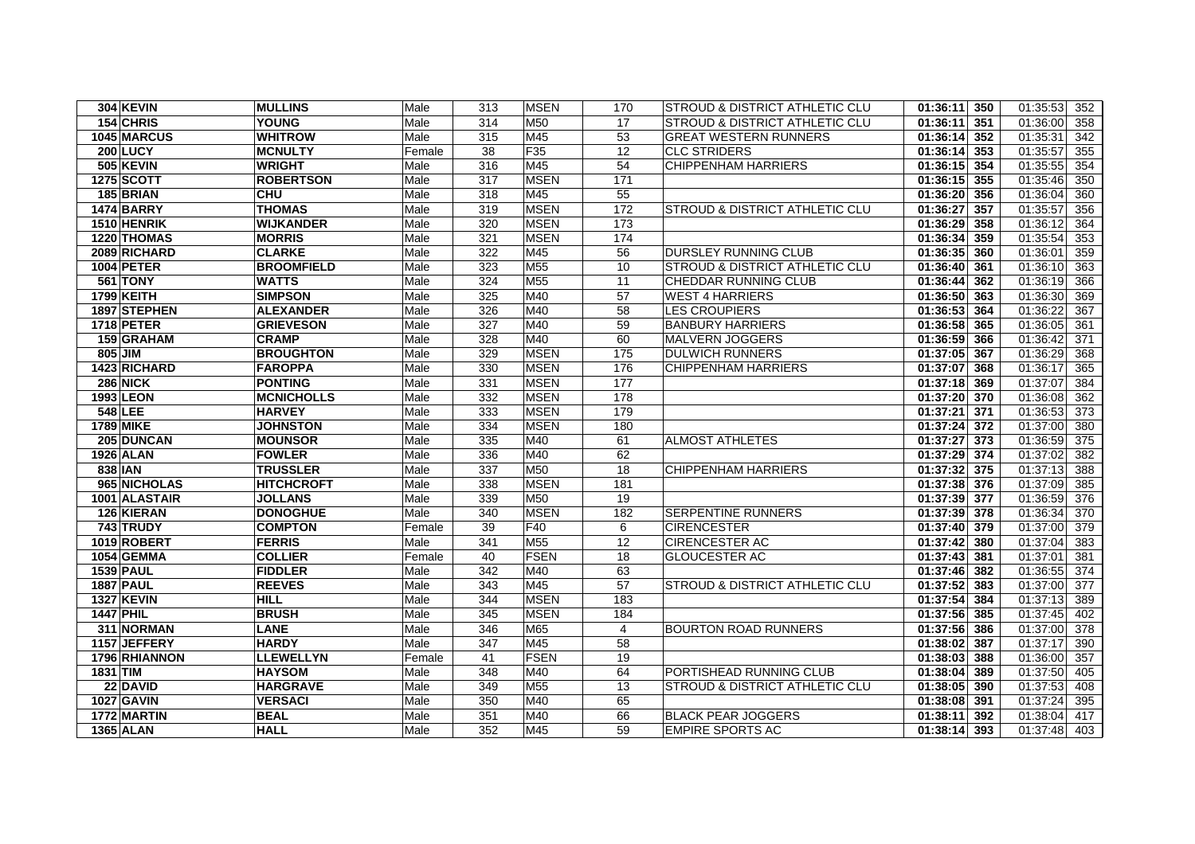| | | | | | | | | | | | |
|---|---|---|---|---|---|---|---|---|---|---|---|
| 304 | KEVIN | MULLINS | Male | 313 | MSEN | 170 | STROUD & DISTRICT ATHLETIC CLU | 01:36:11 | 350 | 01:35:53 | 352 |
| 154 | CHRIS | YOUNG | Male | 314 | M50 | 17 | STROUD & DISTRICT ATHLETIC CLU | 01:36:11 | 351 | 01:36:00 | 358 |
| 1045 | MARCUS | WHITROW | Male | 315 | M45 | 53 | GREAT WESTERN RUNNERS | 01:36:14 | 352 | 01:35:31 | 342 |
| 200 | LUCY | MCNULTY | Female | 38 | F35 | 12 | CLC STRIDERS | 01:36:14 | 353 | 01:35:57 | 355 |
| 505 | KEVIN | WRIGHT | Male | 316 | M45 | 54 | CHIPPENHAM HARRIERS | 01:36:15 | 354 | 01:35:55 | 354 |
| 1275 | SCOTT | ROBERTSON | Male | 317 | MSEN | 171 | | 01:36:15 | 355 | 01:35:46 | 350 |
| 185 | BRIAN | CHU | Male | 318 | M45 | 55 | | 01:36:20 | 356 | 01:36:04 | 360 |
| 1474 | BARRY | THOMAS | Male | 319 | MSEN | 172 | STROUD & DISTRICT ATHLETIC CLU | 01:36:27 | 357 | 01:35:57 | 356 |
| 1510 | HENRIK | WIJKANDER | Male | 320 | MSEN | 173 | | 01:36:29 | 358 | 01:36:12 | 364 |
| 1220 | THOMAS | MORRIS | Male | 321 | MSEN | 174 | | 01:36:34 | 359 | 01:35:54 | 353 |
| 2089 | RICHARD | CLARKE | Male | 322 | M45 | 56 | DURSLEY RUNNING CLUB | 01:36:35 | 360 | 01:36:01 | 359 |
| 1004 | PETER | BROOMFIELD | Male | 323 | M55 | 10 | STROUD & DISTRICT ATHLETIC CLU | 01:36:40 | 361 | 01:36:10 | 363 |
| 561 | TONY | WATTS | Male | 324 | M55 | 11 | CHEDDAR RUNNING CLUB | 01:36:44 | 362 | 01:36:19 | 366 |
| 1799 | KEITH | SIMPSON | Male | 325 | M40 | 57 | WEST 4 HARRIERS | 01:36:50 | 363 | 01:36:30 | 369 |
| 1897 | STEPHEN | ALEXANDER | Male | 326 | M40 | 58 | LES CROUPIERS | 01:36:53 | 364 | 01:36:22 | 367 |
| 1718 | PETER | GRIEVESON | Male | 327 | M40 | 59 | BANBURY HARRIERS | 01:36:58 | 365 | 01:36:05 | 361 |
| 159 | GRAHAM | CRAMP | Male | 328 | M40 | 60 | MALVERN JOGGERS | 01:36:59 | 366 | 01:36:42 | 371 |
| 805 | JIM | BROUGHTON | Male | 329 | MSEN | 175 | DULWICH RUNNERS | 01:37:05 | 367 | 01:36:29 | 368 |
| 1423 | RICHARD | FAROPPA | Male | 330 | MSEN | 176 | CHIPPENHAM HARRIERS | 01:37:07 | 368 | 01:36:17 | 365 |
| 286 | NICK | PONTING | Male | 331 | MSEN | 177 | | 01:37:18 | 369 | 01:37:07 | 384 |
| 1993 | LEON | MCNICHOLLS | Male | 332 | MSEN | 178 | | 01:37:20 | 370 | 01:36:08 | 362 |
| 548 | LEE | HARVEY | Male | 333 | MSEN | 179 | | 01:37:21 | 371 | 01:36:53 | 373 |
| 1789 | MIKE | JOHNSTON | Male | 334 | MSEN | 180 | | 01:37:24 | 372 | 01:37:00 | 380 |
| 205 | DUNCAN | MOUNSOR | Male | 335 | M40 | 61 | ALMOST ATHLETES | 01:37:27 | 373 | 01:36:59 | 375 |
| 1926 | ALAN | FOWLER | Male | 336 | M40 | 62 | | 01:37:29 | 374 | 01:37:02 | 382 |
| 838 | IAN | TRUSSLER | Male | 337 | M50 | 18 | CHIPPENHAM HARRIERS | 01:37:32 | 375 | 01:37:13 | 388 |
| 965 | NICHOLAS | HITCHCROFT | Male | 338 | MSEN | 181 | | 01:37:38 | 376 | 01:37:09 | 385 |
| 1001 | ALASTAIR | JOLLANS | Male | 339 | M50 | 19 | | 01:37:39 | 377 | 01:36:59 | 376 |
| 126 | KIERAN | DONOGHUE | Male | 340 | MSEN | 182 | SERPENTINE RUNNERS | 01:37:39 | 378 | 01:36:34 | 370 |
| 743 | TRUDY | COMPTON | Female | 39 | F40 | 6 | CIRENCESTER | 01:37:40 | 379 | 01:37:00 | 379 |
| 1019 | ROBERT | FERRIS | Male | 341 | M55 | 12 | CIRENCESTER AC | 01:37:42 | 380 | 01:37:04 | 383 |
| 1054 | GEMMA | COLLIER | Female | 40 | FSEN | 18 | GLOUCESTER AC | 01:37:43 | 381 | 01:37:01 | 381 |
| 1539 | PAUL | FIDDLER | Male | 342 | M40 | 63 | | 01:37:46 | 382 | 01:36:55 | 374 |
| 1887 | PAUL | REEVES | Male | 343 | M45 | 57 | STROUD & DISTRICT ATHLETIC CLU | 01:37:52 | 383 | 01:37:00 | 377 |
| 1327 | KEVIN | HILL | Male | 344 | MSEN | 183 | | 01:37:54 | 384 | 01:37:13 | 389 |
| 1447 | PHIL | BRUSH | Male | 345 | MSEN | 184 | | 01:37:56 | 385 | 01:37:45 | 402 |
| 311 | NORMAN | LANE | Male | 346 | M65 | 4 | BOURTON ROAD RUNNERS | 01:37:56 | 386 | 01:37:00 | 378 |
| 1157 | JEFFERY | HARDY | Male | 347 | M45 | 58 | | 01:38:02 | 387 | 01:37:17 | 390 |
| 1796 | RHIANNON | LLEWELLYN | Female | 41 | FSEN | 19 | | 01:38:03 | 388 | 01:36:00 | 357 |
| 1831 | TIM | HAYSOM | Male | 348 | M40 | 64 | PORTISHEAD RUNNING CLUB | 01:38:04 | 389 | 01:37:50 | 405 |
| 22 | DAVID | HARGRAVE | Male | 349 | M55 | 13 | STROUD & DISTRICT ATHLETIC CLU | 01:38:05 | 390 | 01:37:53 | 408 |
| 1027 | GAVIN | VERSACI | Male | 350 | M40 | 65 | | 01:38:08 | 391 | 01:37:24 | 395 |
| 1772 | MARTIN | BEAL | Male | 351 | M40 | 66 | BLACK PEAR JOGGERS | 01:38:11 | 392 | 01:38:04 | 417 |
| 1365 | ALAN | HALL | Male | 352 | M45 | 59 | EMPIRE SPORTS AC | 01:38:14 | 393 | 01:37:48 | 403 |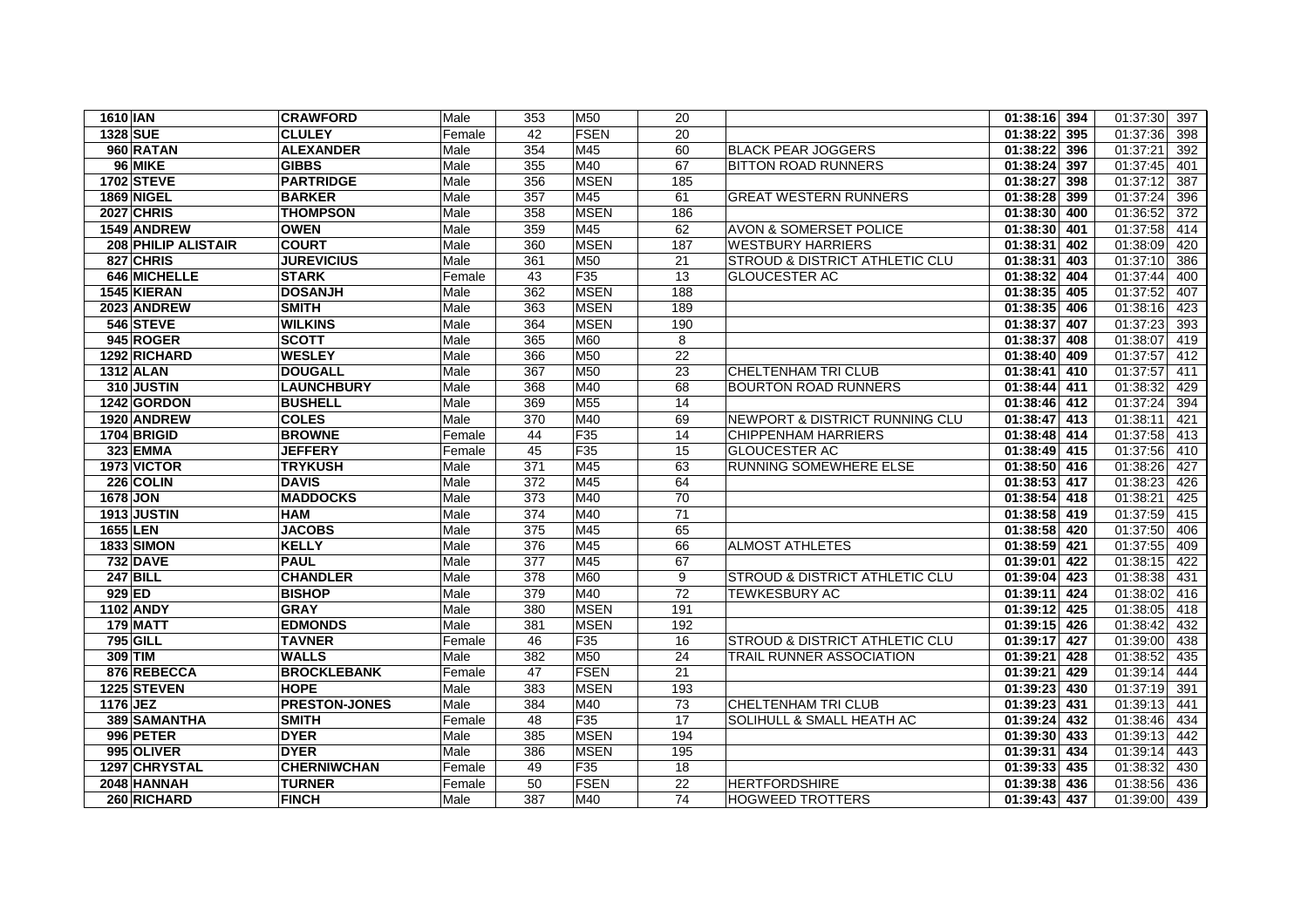| | | | | | | | | | | | |
|---|---|---|---|---|---|---|---|---|---|---|---|
| **1610** | **IAN** | **CRAWFORD** | Male | 353 | M50 | 20 | | **01:38:16** | **394** | 01:37:30 | 397 |
| **1328** | **SUE** | **CLULEY** | Female | 42 | FSEN | 20 | | **01:38:22** | **395** | 01:37:36 | 398 |
| **960** | **RATAN** | **ALEXANDER** | Male | 354 | M45 | 60 | BLACK PEAR JOGGERS | **01:38:22** | **396** | 01:37:21 | 392 |
| **96** | **MIKE** | **GIBBS** | Male | 355 | M40 | 67 | BITTON ROAD RUNNERS | **01:38:24** | **397** | 01:37:45 | 401 |
| **1702** | **STEVE** | **PARTRIDGE** | Male | 356 | MSEN | 185 | | **01:38:27** | **398** | 01:37:12 | 387 |
| **1869** | **NIGEL** | **BARKER** | Male | 357 | M45 | 61 | GREAT WESTERN RUNNERS | **01:38:28** | **399** | 01:37:24 | 396 |
| **2027** | **CHRIS** | **THOMPSON** | Male | 358 | MSEN | 186 | | **01:38:30** | **400** | 01:36:52 | 372 |
| **1549** | **ANDREW** | **OWEN** | Male | 359 | M45 | 62 | AVON & SOMERSET POLICE | **01:38:30** | **401** | 01:37:58 | 414 |
| **208** | **PHILIP ALISTAIR** | **COURT** | Male | 360 | MSEN | 187 | WESTBURY HARRIERS | **01:38:31** | **402** | 01:38:09 | 420 |
| **827** | **CHRIS** | **JUREVICIUS** | Male | 361 | M50 | 21 | STROUD & DISTRICT ATHLETIC CLU | **01:38:31** | **403** | 01:37:10 | 386 |
| **646** | **MICHELLE** | **STARK** | Female | 43 | F35 | 13 | GLOUCESTER AC | **01:38:32** | **404** | 01:37:44 | 400 |
| **1545** | **KIERAN** | **DOSANJH** | Male | 362 | MSEN | 188 | | **01:38:35** | **405** | 01:37:52 | 407 |
| **2023** | **ANDREW** | **SMITH** | Male | 363 | MSEN | 189 | | **01:38:35** | **406** | 01:38:16 | 423 |
| **546** | **STEVE** | **WILKINS** | Male | 364 | MSEN | 190 | | **01:38:37** | **407** | 01:37:23 | 393 |
| **945** | **ROGER** | **SCOTT** | Male | 365 | M60 | 8 | | **01:38:37** | **408** | 01:38:07 | 419 |
| **1292** | **RICHARD** | **WESLEY** | Male | 366 | M50 | 22 | | **01:38:40** | **409** | 01:37:57 | 412 |
| **1312** | **ALAN** | **DOUGALL** | Male | 367 | M50 | 23 | CHELTENHAM TRI CLUB | **01:38:41** | **410** | 01:37:57 | 411 |
| **310** | **JUSTIN** | **LAUNCHBURY** | Male | 368 | M40 | 68 | BOURTON ROAD RUNNERS | **01:38:44** | **411** | 01:38:32 | 429 |
| **1242** | **GORDON** | **BUSHELL** | Male | 369 | M55 | 14 | | **01:38:46** | **412** | 01:37:24 | 394 |
| **1920** | **ANDREW** | **COLES** | Male | 370 | M40 | 69 | NEWPORT & DISTRICT RUNNING CLU | **01:38:47** | **413** | 01:38:11 | 421 |
| **1704** | **BRIGID** | **BROWNE** | Female | 44 | F35 | 14 | CHIPPENHAM HARRIERS | **01:38:48** | **414** | 01:37:58 | 413 |
| **323** | **EMMA** | **JEFFERY** | Female | 45 | F35 | 15 | GLOUCESTER AC | **01:38:49** | **415** | 01:37:56 | 410 |
| **1973** | **VICTOR** | **TRYKUSH** | Male | 371 | M45 | 63 | RUNNING SOMEWHERE ELSE | **01:38:50** | **416** | 01:38:26 | 427 |
| **226** | **COLIN** | **DAVIS** | Male | 372 | M45 | 64 | | **01:38:53** | **417** | 01:38:23 | 426 |
| **1678** | **JON** | **MADDOCKS** | Male | 373 | M40 | 70 | | **01:38:54** | **418** | 01:38:21 | 425 |
| **1913** | **JUSTIN** | **HAM** | Male | 374 | M40 | 71 | | **01:38:58** | **419** | 01:37:59 | 415 |
| **1655** | **LEN** | **JACOBS** | Male | 375 | M45 | 65 | | **01:38:58** | **420** | 01:37:50 | 406 |
| **1833** | **SIMON** | **KELLY** | Male | 376 | M45 | 66 | ALMOST ATHLETES | **01:38:59** | **421** | 01:37:55 | 409 |
| **732** | **DAVE** | **PAUL** | Male | 377 | M45 | 67 | | **01:39:01** | **422** | 01:38:15 | 422 |
| **247** | **BILL** | **CHANDLER** | Male | 378 | M60 | 9 | STROUD & DISTRICT ATHLETIC CLU | **01:39:04** | **423** | 01:38:38 | 431 |
| **929** | **ED** | **BISHOP** | Male | 379 | M40 | 72 | TEWKESBURY AC | **01:39:11** | **424** | 01:38:02 | 416 |
| **1102** | **ANDY** | **GRAY** | Male | 380 | MSEN | 191 | | **01:39:12** | **425** | 01:38:05 | 418 |
| **179** | **MATT** | **EDMONDS** | Male | 381 | MSEN | 192 | | **01:39:15** | **426** | 01:38:42 | 432 |
| **795** | **GILL** | **TAVNER** | Female | 46 | F35 | 16 | STROUD & DISTRICT ATHLETIC CLU | **01:39:17** | **427** | 01:39:00 | 438 |
| **309** | **TIM** | **WALLS** | Male | 382 | M50 | 24 | TRAIL RUNNER ASSOCIATION | **01:39:21** | **428** | 01:38:52 | 435 |
| **876** | **REBECCA** | **BROCKLEBANK** | Female | 47 | FSEN | 21 | | **01:39:21** | **429** | 01:39:14 | 444 |
| **1225** | **STEVEN** | **HOPE** | Male | 383 | MSEN | 193 | | **01:39:23** | **430** | 01:37:19 | 391 |
| **1176** | **JEZ** | **PRESTON-JONES** | Male | 384 | M40 | 73 | CHELTENHAM TRI CLUB | **01:39:23** | **431** | 01:39:13 | 441 |
| **389** | **SAMANTHA** | **SMITH** | Female | 48 | F35 | 17 | SOLIHULL & SMALL HEATH AC | **01:39:24** | **432** | 01:38:46 | 434 |
| **996** | **PETER** | **DYER** | Male | 385 | MSEN | 194 | | **01:39:30** | **433** | 01:39:13 | 442 |
| **995** | **OLIVER** | **DYER** | Male | 386 | MSEN | 195 | | **01:39:31** | **434** | 01:39:14 | 443 |
| **1297** | **CHRYSTAL** | **CHERNIWCHAN** | Female | 49 | F35 | 18 | | **01:39:33** | **435** | 01:38:32 | 430 |
| **2048** | **HANNAH** | **TURNER** | Female | 50 | FSEN | 22 | HERTFORDSHIRE | **01:39:38** | **436** | 01:38:56 | 436 |
| **260** | **RICHARD** | **FINCH** | Male | 387 | M40 | 74 | HOGWEED TROTTERS | **01:39:43** | **437** | 01:39:00 | 439 |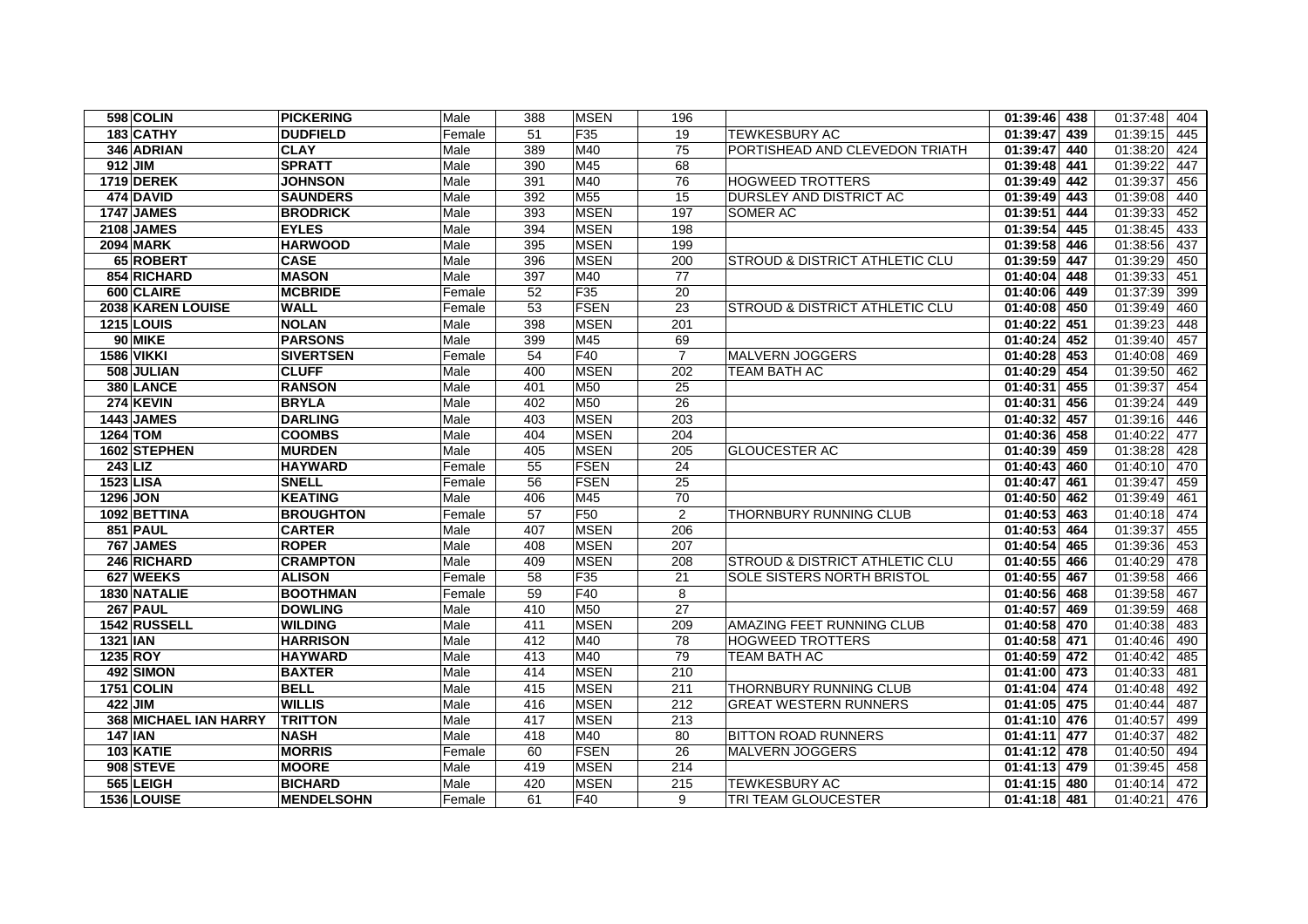| | | | | | | | | | | | |
|---|---|---|---|---|---|---|---|---|---|---|---|
| 598 | COLIN | PICKERING | Male | 388 | MSEN | 196 | | 01:39:46 | 438 | 01:37:48 | 404 |
| 183 | CATHY | DUDFIELD | Female | 51 | F35 | 19 | TEWKESBURY AC | 01:39:47 | 439 | 01:39:15 | 445 |
| 346 | ADRIAN | CLAY | Male | 389 | M40 | 75 | PORTISHEAD AND CLEVEDON TRIATH | 01:39:47 | 440 | 01:38:20 | 424 |
| 912 | JIM | SPRATT | Male | 390 | M45 | 68 | | 01:39:48 | 441 | 01:39:22 | 447 |
| 1719 | DEREK | JOHNSON | Male | 391 | M40 | 76 | HOGWEED TROTTERS | 01:39:49 | 442 | 01:39:37 | 456 |
| 474 | DAVID | SAUNDERS | Male | 392 | M55 | 15 | DURSLEY AND DISTRICT AC | 01:39:49 | 443 | 01:39:08 | 440 |
| 1747 | JAMES | BRODRICK | Male | 393 | MSEN | 197 | SOMER AC | 01:39:51 | 444 | 01:39:33 | 452 |
| 2108 | JAMES | EYLES | Male | 394 | MSEN | 198 | | 01:39:54 | 445 | 01:38:45 | 433 |
| 2094 | MARK | HARWOOD | Male | 395 | MSEN | 199 | | 01:39:58 | 446 | 01:38:56 | 437 |
| 65 | ROBERT | CASE | Male | 396 | MSEN | 200 | STROUD & DISTRICT ATHLETIC CLU | 01:39:59 | 447 | 01:39:29 | 450 |
| 854 | RICHARD | MASON | Male | 397 | M40 | 77 | | 01:40:04 | 448 | 01:39:33 | 451 |
| 600 | CLAIRE | MCBRIDE | Female | 52 | F35 | 20 | | 01:40:06 | 449 | 01:37:39 | 399 |
| 2038 | KAREN LOUISE | WALL | Female | 53 | FSEN | 23 | STROUD & DISTRICT ATHLETIC CLU | 01:40:08 | 450 | 01:39:49 | 460 |
| 1215 | LOUIS | NOLAN | Male | 398 | MSEN | 201 | | 01:40:22 | 451 | 01:39:23 | 448 |
| 90 | MIKE | PARSONS | Male | 399 | M45 | 69 | | 01:40:24 | 452 | 01:39:40 | 457 |
| 1586 | VIKKI | SIVERTSEN | Female | 54 | F40 | 7 | MALVERN JOGGERS | 01:40:28 | 453 | 01:40:08 | 469 |
| 508 | JULIAN | CLUFF | Male | 400 | MSEN | 202 | TEAM BATH AC | 01:40:29 | 454 | 01:39:50 | 462 |
| 380 | LANCE | RANSON | Male | 401 | M50 | 25 | | 01:40:31 | 455 | 01:39:37 | 454 |
| 274 | KEVIN | BRYLA | Male | 402 | M50 | 26 | | 01:40:31 | 456 | 01:39:24 | 449 |
| 1443 | JAMES | DARLING | Male | 403 | MSEN | 203 | | 01:40:32 | 457 | 01:39:16 | 446 |
| 1264 | TOM | COOMBS | Male | 404 | MSEN | 204 | | 01:40:36 | 458 | 01:40:22 | 477 |
| 1602 | STEPHEN | MURDEN | Male | 405 | MSEN | 205 | GLOUCESTER AC | 01:40:39 | 459 | 01:38:28 | 428 |
| 243 | LIZ | HAYWARD | Female | 55 | FSEN | 24 | | 01:40:43 | 460 | 01:40:10 | 470 |
| 1523 | LISA | SNELL | Female | 56 | FSEN | 25 | | 01:40:47 | 461 | 01:39:47 | 459 |
| 1296 | JON | KEATING | Male | 406 | M45 | 70 | | 01:40:50 | 462 | 01:39:49 | 461 |
| 1092 | BETTINA | BROUGHTON | Female | 57 | F50 | 2 | THORNBURY RUNNING CLUB | 01:40:53 | 463 | 01:40:18 | 474 |
| 851 | PAUL | CARTER | Male | 407 | MSEN | 206 | | 01:40:53 | 464 | 01:39:37 | 455 |
| 767 | JAMES | ROPER | Male | 408 | MSEN | 207 | | 01:40:54 | 465 | 01:39:36 | 453 |
| 246 | RICHARD | CRAMPTON | Male | 409 | MSEN | 208 | STROUD & DISTRICT ATHLETIC CLU | 01:40:55 | 466 | 01:40:29 | 478 |
| 627 | WEEKS | ALISON | Female | 58 | F35 | 21 | SOLE SISTERS NORTH BRISTOL | 01:40:55 | 467 | 01:39:58 | 466 |
| 1830 | NATALIE | BOOTHMAN | Female | 59 | F40 | 8 | | 01:40:56 | 468 | 01:39:58 | 467 |
| 267 | PAUL | DOWLING | Male | 410 | M50 | 27 | | 01:40:57 | 469 | 01:39:59 | 468 |
| 1542 | RUSSELL | WILDING | Male | 411 | MSEN | 209 | AMAZING FEET RUNNING CLUB | 01:40:58 | 470 | 01:40:38 | 483 |
| 1321 | IAN | HARRISON | Male | 412 | M40 | 78 | HOGWEED TROTTERS | 01:40:58 | 471 | 01:40:46 | 490 |
| 1235 | ROY | HAYWARD | Male | 413 | M40 | 79 | TEAM BATH AC | 01:40:59 | 472 | 01:40:42 | 485 |
| 492 | SIMON | BAXTER | Male | 414 | MSEN | 210 | | 01:41:00 | 473 | 01:40:33 | 481 |
| 1751 | COLIN | BELL | Male | 415 | MSEN | 211 | THORNBURY RUNNING CLUB | 01:41:04 | 474 | 01:40:48 | 492 |
| 422 | JIM | WILLIS | Male | 416 | MSEN | 212 | GREAT WESTERN RUNNERS | 01:41:05 | 475 | 01:40:44 | 487 |
| 368 | MICHAEL IAN HARRY | TRITTON | Male | 417 | MSEN | 213 | | 01:41:10 | 476 | 01:40:57 | 499 |
| 147 | IAN | NASH | Male | 418 | M40 | 80 | BITTON ROAD RUNNERS | 01:41:11 | 477 | 01:40:37 | 482 |
| 103 | KATIE | MORRIS | Female | 60 | FSEN | 26 | MALVERN JOGGERS | 01:41:12 | 478 | 01:40:50 | 494 |
| 908 | STEVE | MOORE | Male | 419 | MSEN | 214 | | 01:41:13 | 479 | 01:39:45 | 458 |
| 565 | LEIGH | BICHARD | Male | 420 | MSEN | 215 | TEWKESBURY AC | 01:41:15 | 480 | 01:40:14 | 472 |
| 1536 | LOUISE | MENDELSOHN | Female | 61 | F40 | 9 | TRI TEAM GLOUCESTER | 01:41:18 | 481 | 01:40:21 | 476 |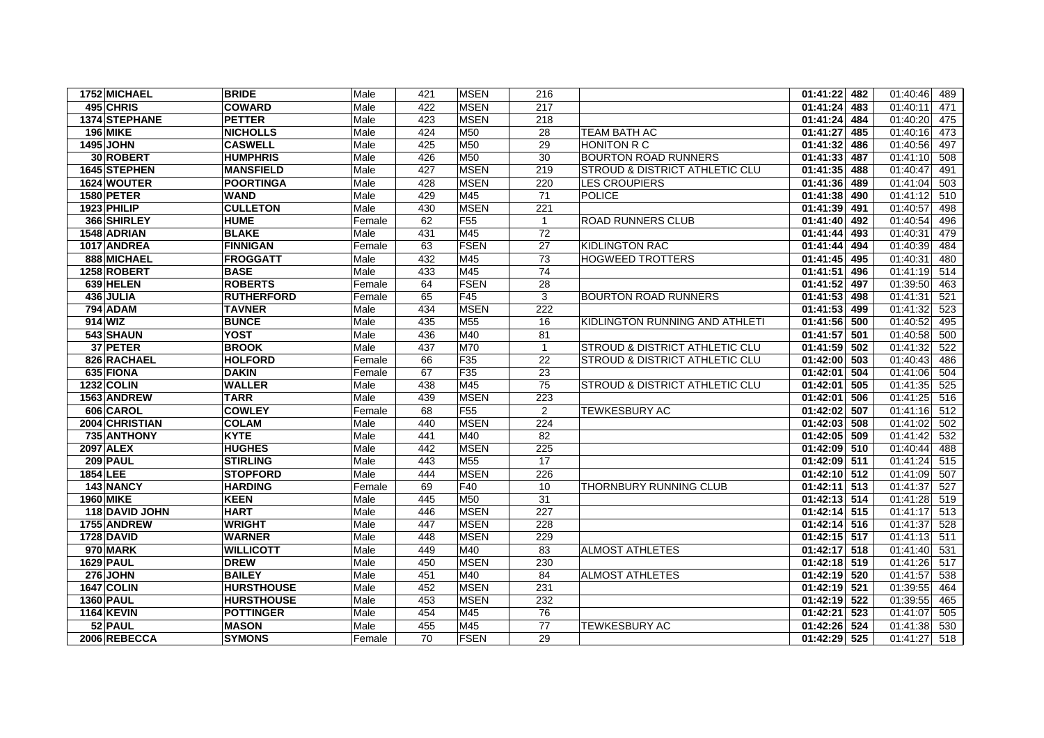| | | | | | | | | | | | |
|---|---|---|---|---|---|---|---|---|---|---|---|
| 1752 | MICHAEL | BRIDE | Male | 421 | MSEN | 216 | | 01:41:22 | 482 | 01:40:46 | 489 |
| 495 | CHRIS | COWARD | Male | 422 | MSEN | 217 | | 01:41:24 | 483 | 01:40:11 | 471 |
| 1374 | STEPHANE | PETTER | Male | 423 | MSEN | 218 | | 01:41:24 | 484 | 01:40:20 | 475 |
| 196 | MIKE | NICHOLLS | Male | 424 | M50 | 28 | TEAM BATH AC | 01:41:27 | 485 | 01:40:16 | 473 |
| 1495 | JOHN | CASWELL | Male | 425 | M50 | 29 | HONITON R C | 01:41:32 | 486 | 01:40:56 | 497 |
| 30 | ROBERT | HUMPHRIS | Male | 426 | M50 | 30 | BOURTON ROAD RUNNERS | 01:41:33 | 487 | 01:41:10 | 508 |
| 1645 | STEPHEN | MANSFIELD | Male | 427 | MSEN | 219 | STROUD & DISTRICT ATHLETIC CLU | 01:41:35 | 488 | 01:40:47 | 491 |
| 1624 | WOUTER | POORTINGA | Male | 428 | MSEN | 220 | LES CROUPIERS | 01:41:36 | 489 | 01:41:04 | 503 |
| 1580 | PETER | WAND | Male | 429 | M45 | 71 | POLICE | 01:41:38 | 490 | 01:41:12 | 510 |
| 1923 | PHILIP | CULLETON | Male | 430 | MSEN | 221 | | 01:41:39 | 491 | 01:40:57 | 498 |
| 366 | SHIRLEY | HUME | Female | 62 | F55 | 1 | ROAD RUNNERS CLUB | 01:41:40 | 492 | 01:40:54 | 496 |
| 1548 | ADRIAN | BLAKE | Male | 431 | M45 | 72 | | 01:41:44 | 493 | 01:40:31 | 479 |
| 1017 | ANDREA | FINNIGAN | Female | 63 | FSEN | 27 | KIDLINGTON RAC | 01:41:44 | 494 | 01:40:39 | 484 |
| 888 | MICHAEL | FROGGATT | Male | 432 | M45 | 73 | HOGWEED TROTTERS | 01:41:45 | 495 | 01:40:31 | 480 |
| 1258 | ROBERT | BASE | Male | 433 | M45 | 74 | | 01:41:51 | 496 | 01:41:19 | 514 |
| 639 | HELEN | ROBERTS | Female | 64 | FSEN | 28 | | 01:41:52 | 497 | 01:39:50 | 463 |
| 436 | JULIA | RUTHERFORD | Female | 65 | F45 | 3 | BOURTON ROAD RUNNERS | 01:41:53 | 498 | 01:41:31 | 521 |
| 794 | ADAM | TAVNER | Male | 434 | MSEN | 222 | | 01:41:53 | 499 | 01:41:32 | 523 |
| 914 | WIZ | BUNCE | Male | 435 | M55 | 16 | KIDLINGTON RUNNING AND ATHLETI | 01:41:56 | 500 | 01:40:52 | 495 |
| 543 | SHAUN | YOST | Male | 436 | M40 | 81 | | 01:41:57 | 501 | 01:40:58 | 500 |
| 37 | PETER | BROOK | Male | 437 | M70 | 1 | STROUD & DISTRICT ATHLETIC CLU | 01:41:59 | 502 | 01:41:32 | 522 |
| 826 | RACHAEL | HOLFORD | Female | 66 | F35 | 22 | STROUD & DISTRICT ATHLETIC CLU | 01:42:00 | 503 | 01:40:43 | 486 |
| 635 | FIONA | DAKIN | Female | 67 | F35 | 23 | | 01:42:01 | 504 | 01:41:06 | 504 |
| 1232 | COLIN | WALLER | Male | 438 | M45 | 75 | STROUD & DISTRICT ATHLETIC CLU | 01:42:01 | 505 | 01:41:35 | 525 |
| 1563 | ANDREW | TARR | Male | 439 | MSEN | 223 | | 01:42:01 | 506 | 01:41:25 | 516 |
| 606 | CAROL | COWLEY | Female | 68 | F55 | 2 | TEWKESBURY AC | 01:42:02 | 507 | 01:41:16 | 512 |
| 2004 | CHRISTIAN | COLAM | Male | 440 | MSEN | 224 | | 01:42:03 | 508 | 01:41:02 | 502 |
| 735 | ANTHONY | KYTE | Male | 441 | M40 | 82 | | 01:42:05 | 509 | 01:41:42 | 532 |
| 2097 | ALEX | HUGHES | Male | 442 | MSEN | 225 | | 01:42:09 | 510 | 01:40:44 | 488 |
| 209 | PAUL | STIRLING | Male | 443 | M55 | 17 | | 01:42:09 | 511 | 01:41:24 | 515 |
| 1854 | LEE | STOPFORD | Male | 444 | MSEN | 226 | | 01:42:10 | 512 | 01:41:09 | 507 |
| 143 | NANCY | HARDING | Female | 69 | F40 | 10 | THORNBURY RUNNING CLUB | 01:42:11 | 513 | 01:41:37 | 527 |
| 1960 | MIKE | KEEN | Male | 445 | M50 | 31 | | 01:42:13 | 514 | 01:41:28 | 519 |
| 118 | DAVID JOHN | HART | Male | 446 | MSEN | 227 | | 01:42:14 | 515 | 01:41:17 | 513 |
| 1755 | ANDREW | WRIGHT | Male | 447 | MSEN | 228 | | 01:42:14 | 516 | 01:41:37 | 528 |
| 1728 | DAVID | WARNER | Male | 448 | MSEN | 229 | | 01:42:15 | 517 | 01:41:13 | 511 |
| 970 | MARK | WILLICOTT | Male | 449 | M40 | 83 | ALMOST ATHLETES | 01:42:17 | 518 | 01:41:40 | 531 |
| 1629 | PAUL | DREW | Male | 450 | MSEN | 230 | | 01:42:18 | 519 | 01:41:26 | 517 |
| 276 | JOHN | BAILEY | Male | 451 | M40 | 84 | ALMOST ATHLETES | 01:42:19 | 520 | 01:41:57 | 538 |
| 1647 | COLIN | HURSTHOUSE | Male | 452 | MSEN | 231 | | 01:42:19 | 521 | 01:39:55 | 464 |
| 1360 | PAUL | HURSTHOUSE | Male | 453 | MSEN | 232 | | 01:42:19 | 522 | 01:39:55 | 465 |
| 1164 | KEVIN | POTTINGER | Male | 454 | M45 | 76 | | 01:42:21 | 523 | 01:41:07 | 505 |
| 52 | PAUL | MASON | Male | 455 | M45 | 77 | TEWKESBURY AC | 01:42:26 | 524 | 01:41:38 | 530 |
| 2006 | REBECCA | SYMONS | Female | 70 | FSEN | 29 | | 01:42:29 | 525 | 01:41:27 | 518 |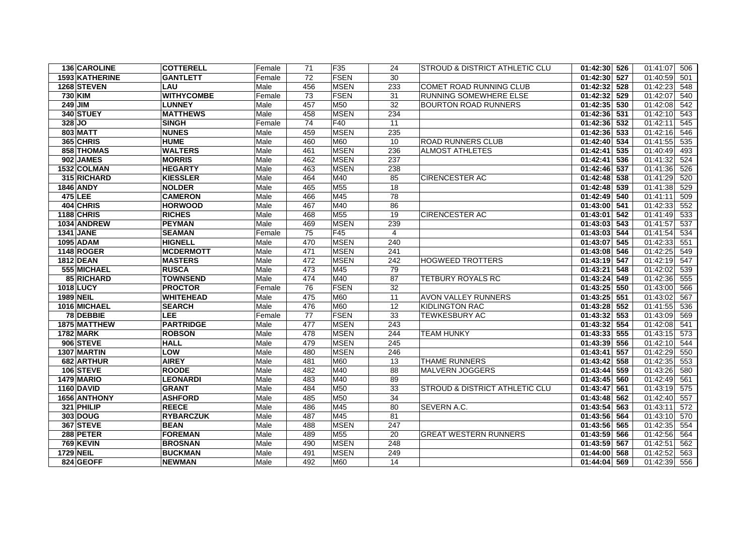| | | | | | | | | | | | |
|---|---|---|---|---|---|---|---|---|---|---|---|
| 136 | CAROLINE | COTTERELL | Female | 71 | F35 | 24 | STROUD & DISTRICT ATHLETIC CLU | 01:42:30 | 526 | 01:41:07 | 506 |
| 1593 | KATHERINE | GANTLETT | Female | 72 | FSEN | 30 | | 01:42:30 | 527 | 01:40:59 | 501 |
| 1268 | STEVEN | LAU | Male | 456 | MSEN | 233 | COMET ROAD RUNNING CLUB | 01:42:32 | 528 | 01:42:23 | 548 |
| 730 | KIM | WITHYCOMBE | Female | 73 | FSEN | 31 | RUNNING SOMEWHERE ELSE | 01:42:32 | 529 | 01:42:07 | 540 |
| 249 | JIM | LUNNEY | Male | 457 | M50 | 32 | BOURTON ROAD RUNNERS | 01:42:35 | 530 | 01:42:08 | 542 |
| 340 | STUEY | MATTHEWS | Male | 458 | MSEN | 234 | | 01:42:36 | 531 | 01:42:10 | 543 |
| 328 | JO | SINGH | Female | 74 | F40 | 11 | | 01:42:36 | 532 | 01:42:11 | 545 |
| 803 | MATT | NUNES | Male | 459 | MSEN | 235 | | 01:42:36 | 533 | 01:42:16 | 546 |
| 365 | CHRIS | HUME | Male | 460 | M60 | 10 | ROAD RUNNERS CLUB | 01:42:40 | 534 | 01:41:55 | 535 |
| 858 | THOMAS | WALTERS | Male | 461 | MSEN | 236 | ALMOST ATHLETES | 01:42:41 | 535 | 01:40:49 | 493 |
| 902 | JAMES | MORRIS | Male | 462 | MSEN | 237 | | 01:42:41 | 536 | 01:41:32 | 524 |
| 1532 | COLMAN | HEGARTY | Male | 463 | MSEN | 238 | | 01:42:46 | 537 | 01:41:36 | 526 |
| 315 | RICHARD | KIESSLER | Male | 464 | M40 | 85 | CIRENCESTER AC | 01:42:48 | 538 | 01:41:29 | 520 |
| 1846 | ANDY | NOLDER | Male | 465 | M55 | 18 | | 01:42:48 | 539 | 01:41:38 | 529 |
| 475 | LEE | CAMERON | Male | 466 | M45 | 78 | | 01:42:49 | 540 | 01:41:11 | 509 |
| 404 | CHRIS | HORWOOD | Male | 467 | M40 | 86 | | 01:43:00 | 541 | 01:42:33 | 552 |
| 1188 | CHRIS | RICHES | Male | 468 | M55 | 19 | CIRENCESTER AC | 01:43:01 | 542 | 01:41:49 | 533 |
| 1034 | ANDREW | PEYMAN | Male | 469 | MSEN | 239 | | 01:43:03 | 543 | 01:41:57 | 537 |
| 1341 | JANE | SEAMAN | Female | 75 | F45 | 4 | | 01:43:03 | 544 | 01:41:54 | 534 |
| 1095 | ADAM | HIGNELL | Male | 470 | MSEN | 240 | | 01:43:07 | 545 | 01:42:33 | 551 |
| 1148 | ROGER | MCDERMOTT | Male | 471 | MSEN | 241 | | 01:43:08 | 546 | 01:42:25 | 549 |
| 1812 | DEAN | MASTERS | Male | 472 | MSEN | 242 | HOGWEED TROTTERS | 01:43:19 | 547 | 01:42:19 | 547 |
| 555 | MICHAEL | RUSCA | Male | 473 | M45 | 79 | | 01:43:21 | 548 | 01:42:02 | 539 |
| 85 | RICHARD | TOWNSEND | Male | 474 | M40 | 87 | TETBURY ROYALS RC | 01:43:24 | 549 | 01:42:36 | 555 |
| 1018 | LUCY | PROCTOR | Female | 76 | FSEN | 32 | | 01:43:25 | 550 | 01:43:00 | 566 |
| 1989 | NEIL | WHITEHEAD | Male | 475 | M60 | 11 | AVON VALLEY RUNNERS | 01:43:25 | 551 | 01:43:02 | 567 |
| 1016 | MICHAEL | SEARCH | Male | 476 | M60 | 12 | KIDLINGTON RAC | 01:43:28 | 552 | 01:41:55 | 536 |
| 78 | DEBBIE | LEE | Female | 77 | FSEN | 33 | TEWKESBURY AC | 01:43:32 | 553 | 01:43:09 | 569 |
| 1875 | MATTHEW | PARTRIDGE | Male | 477 | MSEN | 243 | | 01:43:32 | 554 | 01:42:08 | 541 |
| 1782 | MARK | ROBSON | Male | 478 | MSEN | 244 | TEAM HUNKY | 01:43:33 | 555 | 01:43:15 | 573 |
| 906 | STEVE | HALL | Male | 479 | MSEN | 245 | | 01:43:39 | 556 | 01:42:10 | 544 |
| 1307 | MARTIN | LOW | Male | 480 | MSEN | 246 | | 01:43:41 | 557 | 01:42:29 | 550 |
| 682 | ARTHUR | AIREY | Male | 481 | M60 | 13 | THAME RUNNERS | 01:43:42 | 558 | 01:42:35 | 553 |
| 106 | STEVE | ROODE | Male | 482 | M40 | 88 | MALVERN JOGGERS | 01:43:44 | 559 | 01:43:26 | 580 |
| 1479 | MARIO | LEONARDI | Male | 483 | M40 | 89 | | 01:43:45 | 560 | 01:42:49 | 561 |
| 1160 | DAVID | GRANT | Male | 484 | M50 | 33 | STROUD & DISTRICT ATHLETIC CLU | 01:43:47 | 561 | 01:43:19 | 575 |
| 1656 | ANTHONY | ASHFORD | Male | 485 | M50 | 34 | | 01:43:48 | 562 | 01:42:40 | 557 |
| 321 | PHILIP | REECE | Male | 486 | M45 | 80 | SEVERN A.C. | 01:43:54 | 563 | 01:43:11 | 572 |
| 303 | DOUG | RYBARCZUK | Male | 487 | M45 | 81 | | 01:43:56 | 564 | 01:43:10 | 570 |
| 367 | STEVE | BEAN | Male | 488 | MSEN | 247 | | 01:43:56 | 565 | 01:42:35 | 554 |
| 288 | PETER | FOREMAN | Male | 489 | M55 | 20 | GREAT WESTERN RUNNERS | 01:43:59 | 566 | 01:42:56 | 564 |
| 769 | KEVIN | BROSNAN | Male | 490 | MSEN | 248 | | 01:43:59 | 567 | 01:42:51 | 562 |
| 1729 | NEIL | BUCKMAN | Male | 491 | MSEN | 249 | | 01:44:00 | 568 | 01:42:52 | 563 |
| 824 | GEOFF | NEWMAN | Male | 492 | M60 | 14 | | 01:44:04 | 569 | 01:42:39 | 556 |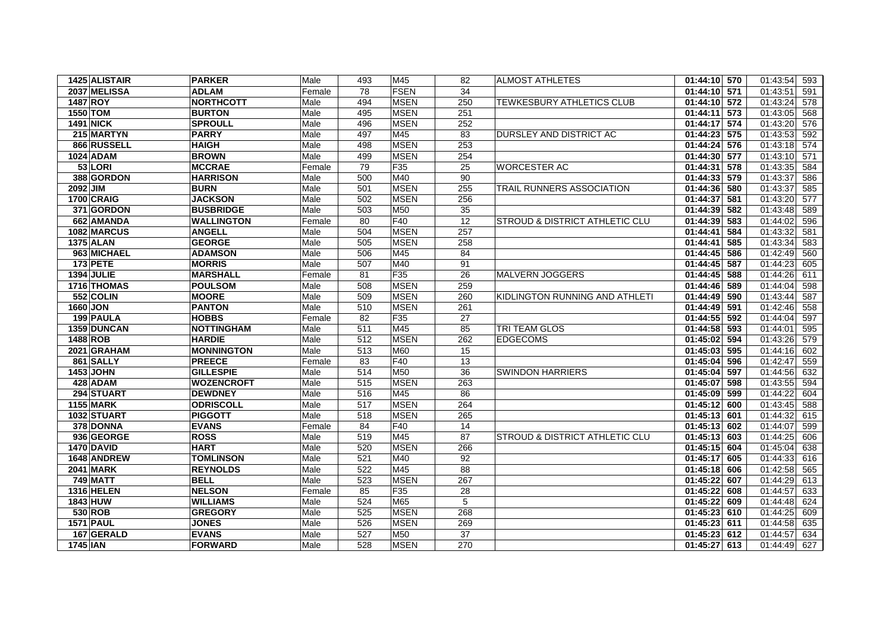| 1425 | ALISTAIR | PARKER | Male | 493 | M45 | 82 | ALMOST ATHLETES | 01:44:10 | 570 | 01:43:54 | 593 |
|---|---|---|---|---|---|---|---|---|---|---|---|
| 2037 | MELISSA | ADLAM | Female | 78 | FSEN | 34 | | 01:44:10 | 571 | 01:43:51 | 591 |
| 1487 | ROY | NORTHCOTT | Male | 494 | MSEN | 250 | TEWKESBURY ATHLETICS CLUB | 01:44:10 | 572 | 01:43:24 | 578 |
| 1550 | TOM | BURTON | Male | 495 | MSEN | 251 | | 01:44:11 | 573 | 01:43:05 | 568 |
| 1491 | NICK | SPROULL | Male | 496 | MSEN | 252 | | 01:44:17 | 574 | 01:43:20 | 576 |
| 215 | MARTYN | PARRY | Male | 497 | M45 | 83 | DURSLEY AND DISTRICT AC | 01:44:23 | 575 | 01:43:53 | 592 |
| 866 | RUSSELL | HAIGH | Male | 498 | MSEN | 253 | | 01:44:24 | 576 | 01:43:18 | 574 |
| 1024 | ADAM | BROWN | Male | 499 | MSEN | 254 | | 01:44:30 | 577 | 01:43:10 | 571 |
| 53 | LORI | MCCRAE | Female | 79 | F35 | 25 | WORCESTER AC | 01:44:31 | 578 | 01:43:35 | 584 |
| 388 | GORDON | HARRISON | Male | 500 | M40 | 90 | | 01:44:33 | 579 | 01:43:37 | 586 |
| 2092 | JIM | BURN | Male | 501 | MSEN | 255 | TRAIL RUNNERS ASSOCIATION | 01:44:36 | 580 | 01:43:37 | 585 |
| 1700 | CRAIG | JACKSON | Male | 502 | MSEN | 256 | | 01:44:37 | 581 | 01:43:20 | 577 |
| 371 | GORDON | BUSBRIDGE | Male | 503 | M50 | 35 | | 01:44:39 | 582 | 01:43:48 | 589 |
| 662 | AMANDA | WALLINGTON | Female | 80 | F40 | 12 | STROUD & DISTRICT ATHLETIC CLU | 01:44:39 | 583 | 01:44:02 | 596 |
| 1082 | MARCUS | ANGELL | Male | 504 | MSEN | 257 | | 01:44:41 | 584 | 01:43:32 | 581 |
| 1375 | ALAN | GEORGE | Male | 505 | MSEN | 258 | | 01:44:41 | 585 | 01:43:34 | 583 |
| 963 | MICHAEL | ADAMSON | Male | 506 | M45 | 84 | | 01:44:45 | 586 | 01:42:49 | 560 |
| 173 | PETE | MORRIS | Male | 507 | M40 | 91 | | 01:44:45 | 587 | 01:44:23 | 605 |
| 1394 | JULIE | MARSHALL | Female | 81 | F35 | 26 | MALVERN JOGGERS | 01:44:45 | 588 | 01:44:26 | 611 |
| 1716 | THOMAS | POULSOM | Male | 508 | MSEN | 259 | | 01:44:46 | 589 | 01:44:04 | 598 |
| 552 | COLIN | MOORE | Male | 509 | MSEN | 260 | KIDLINGTON RUNNING AND ATHLETI | 01:44:49 | 590 | 01:43:44 | 587 |
| 1660 | JON | PANTON | Male | 510 | MSEN | 261 | | 01:44:49 | 591 | 01:42:46 | 558 |
| 199 | PAULA | HOBBS | Female | 82 | F35 | 27 | | 01:44:55 | 592 | 01:44:04 | 597 |
| 1359 | DUNCAN | NOTTINGHAM | Male | 511 | M45 | 85 | TRI TEAM GLOS | 01:44:58 | 593 | 01:44:01 | 595 |
| 1488 | ROB | HARDIE | Male | 512 | MSEN | 262 | EDGECOMS | 01:45:02 | 594 | 01:43:26 | 579 |
| 2021 | GRAHAM | MONNINGTON | Male | 513 | M60 | 15 | | 01:45:03 | 595 | 01:44:16 | 602 |
| 861 | SALLY | PREECE | Female | 83 | F40 | 13 | | 01:45:04 | 596 | 01:42:47 | 559 |
| 1453 | JOHN | GILLESPIE | Male | 514 | M50 | 36 | SWINDON HARRIERS | 01:45:04 | 597 | 01:44:56 | 632 |
| 428 | ADAM | WOZENCROFT | Male | 515 | MSEN | 263 | | 01:45:07 | 598 | 01:43:55 | 594 |
| 294 | STUART | DEWDNEY | Male | 516 | M45 | 86 | | 01:45:09 | 599 | 01:44:22 | 604 |
| 1155 | MARK | ODRISCOLL | Male | 517 | MSEN | 264 | | 01:45:12 | 600 | 01:43:45 | 588 |
| 1032 | STUART | PIGGOTT | Male | 518 | MSEN | 265 | | 01:45:13 | 601 | 01:44:32 | 615 |
| 378 | DONNA | EVANS | Female | 84 | F40 | 14 | | 01:45:13 | 602 | 01:44:07 | 599 |
| 936 | GEORGE | ROSS | Male | 519 | M45 | 87 | STROUD & DISTRICT ATHLETIC CLU | 01:45:13 | 603 | 01:44:25 | 606 |
| 1470 | DAVID | HART | Male | 520 | MSEN | 266 | | 01:45:15 | 604 | 01:45:04 | 638 |
| 1648 | ANDREW | TOMLINSON | Male | 521 | M40 | 92 | | 01:45:17 | 605 | 01:44:33 | 616 |
| 2041 | MARK | REYNOLDS | Male | 522 | M45 | 88 | | 01:45:18 | 606 | 01:42:58 | 565 |
| 749 | MATT | BELL | Male | 523 | MSEN | 267 | | 01:45:22 | 607 | 01:44:29 | 613 |
| 1316 | HELEN | NELSON | Female | 85 | F35 | 28 | | 01:45:22 | 608 | 01:44:57 | 633 |
| 1843 | HUW | WILLIAMS | Male | 524 | M65 | 5 | | 01:45:22 | 609 | 01:44:48 | 624 |
| 530 | ROB | GREGORY | Male | 525 | MSEN | 268 | | 01:45:23 | 610 | 01:44:25 | 609 |
| 1571 | PAUL | JONES | Male | 526 | MSEN | 269 | | 01:45:23 | 611 | 01:44:58 | 635 |
| 167 | GERALD | EVANS | Male | 527 | M50 | 37 | | 01:45:23 | 612 | 01:44:57 | 634 |
| 1745 | IAN | FORWARD | Male | 528 | MSEN | 270 | | 01:45:27 | 613 | 01:44:49 | 627 |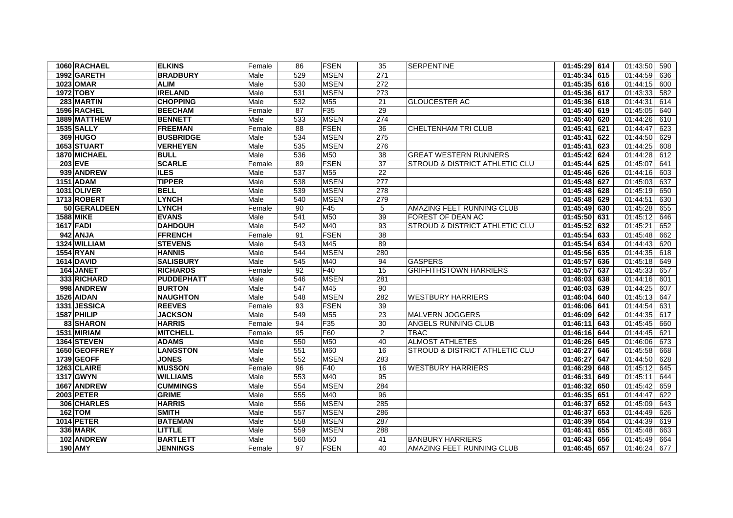| | | | | | | | | | | | |
|---|---|---|---|---|---|---|---|---|---|---|---|
| 1060 | **RACHAEL** | **ELKINS** | Female | 86 | FSEN | 35 | SERPENTINE | **01:45:29** | **614** | 01:43:50 | 590 |
| 1992 | **GARETH** | **BRADBURY** | Male | 529 | MSEN | 271 | | **01:45:34** | **615** | 01:44:59 | 636 |
| 1023 | **OMAR** | **ALIM** | Male | 530 | MSEN | 272 | | **01:45:35** | **616** | 01:44:15 | 600 |
| 1972 | **TOBY** | **IRELAND** | Male | 531 | MSEN | 273 | | **01:45:36** | **617** | 01:43:33 | 582 |
| 283 | **MARTIN** | **CHOPPING** | Male | 532 | M55 | 21 | GLOUCESTER AC | **01:45:36** | **618** | 01:44:31 | 614 |
| 1596 | **RACHEL** | **BEECHAM** | Female | 87 | F35 | 29 | | **01:45:40** | **619** | 01:45:05 | 640 |
| 1889 | **MATTHEW** | **BENNETT** | Male | 533 | MSEN | 274 | | **01:45:40** | **620** | 01:44:26 | 610 |
| 1535 | **SALLY** | **FREEMAN** | Female | 88 | FSEN | 36 | CHELTENHAM TRI CLUB | **01:45:41** | **621** | 01:44:47 | 623 |
| 369 | **HUGO** | **BUSBRIDGE** | Male | 534 | MSEN | 275 | | **01:45:41** | **622** | 01:44:50 | 629 |
| 1653 | **STUART** | **VERHEYEN** | Male | 535 | MSEN | 276 | | **01:45:41** | **623** | 01:44:25 | 608 |
| 1870 | **MICHAEL** | **BULL** | Male | 536 | M50 | 38 | GREAT WESTERN RUNNERS | **01:45:42** | **624** | 01:44:28 | 612 |
| 203 | **EVE** | **SCARLE** | Female | 89 | FSEN | 37 | STROUD & DISTRICT ATHLETIC CLU | **01:45:44** | **625** | 01:45:07 | 641 |
| 939 | **ANDREW** | **ILES** | Male | 537 | M55 | 22 | | **01:45:46** | **626** | 01:44:16 | 603 |
| 1151 | **ADAM** | **TIPPER** | Male | 538 | MSEN | 277 | | **01:45:48** | **627** | 01:45:03 | 637 |
| 1031 | **OLIVER** | **BELL** | Male | 539 | MSEN | 278 | | **01:45:48** | **628** | 01:45:19 | 650 |
| 1713 | **ROBERT** | **LYNCH** | Male | 540 | MSEN | 279 | | **01:45:48** | **629** | 01:44:51 | 630 |
| 50 | **GERALDEEN** | **LYNCH** | Female | 90 | F45 | 5 | AMAZING FEET RUNNING CLUB | **01:45:49** | **630** | 01:45:28 | 655 |
| 1588 | **MIKE** | **EVANS** | Male | 541 | M50 | 39 | FOREST OF DEAN AC | **01:45:50** | **631** | 01:45:12 | 646 |
| 1617 | **FADI** | **DAHDOUH** | Male | 542 | M40 | 93 | STROUD & DISTRICT ATHLETIC CLU | **01:45:52** | **632** | 01:45:21 | 652 |
| 942 | **ANJA** | **FFRENCH** | Female | 91 | FSEN | 38 | | **01:45:54** | **633** | 01:45:48 | 662 |
| 1324 | **WILLIAM** | **STEVENS** | Male | 543 | M45 | 89 | | **01:45:54** | **634** | 01:44:43 | 620 |
| 1554 | **RYAN** | **HANNIS** | Male | 544 | MSEN | 280 | | **01:45:56** | **635** | 01:44:35 | 618 |
| 1614 | **DAVID** | **SALISBURY** | Male | 545 | M40 | 94 | GASPERS | **01:45:57** | **636** | 01:45:18 | 649 |
| 164 | **JANET** | **RICHARDS** | Female | 92 | F40 | 15 | GRIFFITHSTOWN HARRIERS | **01:45:57** | **637** | 01:45:33 | 657 |
| 333 | **RICHARD** | **PUDDEPHATT** | Male | 546 | MSEN | 281 | | **01:46:03** | **638** | 01:44:16 | 601 |
| 998 | **ANDREW** | **BURTON** | Male | 547 | M45 | 90 | | **01:46:03** | **639** | 01:44:25 | 607 |
| 1526 | **AIDAN** | **NAUGHTON** | Male | 548 | MSEN | 282 | WESTBURY HARRIERS | **01:46:04** | **640** | 01:45:13 | 647 |
| 1331 | **JESSICA** | **REEVES** | Female | 93 | FSEN | 39 | | **01:46:06** | **641** | 01:44:54 | 631 |
| 1587 | **PHILIP** | **JACKSON** | Male | 549 | M55 | 23 | MALVERN JOGGERS | **01:46:09** | **642** | 01:44:35 | 617 |
| 83 | **SHARON** | **HARRIS** | Female | 94 | F35 | 30 | ANGELS RUNNING CLUB | **01:46:11** | **643** | 01:45:45 | 660 |
| 1531 | **MIRIAM** | **MITCHELL** | Female | 95 | F60 | 2 | TBAC | **01:46:16** | **644** | 01:44:45 | 621 |
| 1364 | **STEVEN** | **ADAMS** | Male | 550 | M50 | 40 | ALMOST ATHLETES | **01:46:26** | **645** | 01:46:06 | 673 |
| 1650 | **GEOFFREY** | **LANGSTON** | Male | 551 | M60 | 16 | STROUD & DISTRICT ATHLETIC CLU | **01:46:27** | **646** | 01:45:58 | 668 |
| 1739 | **GEOFF** | **JONES** | Male | 552 | MSEN | 283 | | **01:46:27** | **647** | 01:44:50 | 628 |
| 1263 | **CLAIRE** | **MUSSON** | Female | 96 | F40 | 16 | WESTBURY HARRIERS | **01:46:29** | **648** | 01:45:12 | 645 |
| 1317 | **GWYN** | **WILLIAMS** | Male | 553 | M40 | 95 | | **01:46:31** | **649** | 01:45:11 | 644 |
| 1667 | **ANDREW** | **CUMMINGS** | Male | 554 | MSEN | 284 | | **01:46:32** | **650** | 01:45:42 | 659 |
| 2003 | **PETER** | **GRIME** | Male | 555 | M40 | 96 | | **01:46:35** | **651** | 01:44:47 | 622 |
| 306 | **CHARLES** | **HARRIS** | Male | 556 | MSEN | 285 | | **01:46:37** | **652** | 01:45:09 | 643 |
| 162 | **TOM** | **SMITH** | Male | 557 | MSEN | 286 | | **01:46:37** | **653** | 01:44:49 | 626 |
| 1014 | **PETER** | **BATEMAN** | Male | 558 | MSEN | 287 | | **01:46:39** | **654** | 01:44:39 | 619 |
| 336 | **MARK** | **LITTLE** | Male | 559 | MSEN | 288 | | **01:46:41** | **655** | 01:45:48 | 663 |
| 102 | **ANDREW** | **BARTLETT** | Male | 560 | M50 | 41 | BANBURY HARRIERS | **01:46:43** | **656** | 01:45:49 | 664 |
| 190 | **AMY** | **JENNINGS** | Female | 97 | FSEN | 40 | AMAZING FEET RUNNING CLUB | **01:46:45** | **657** | 01:46:24 | 677 |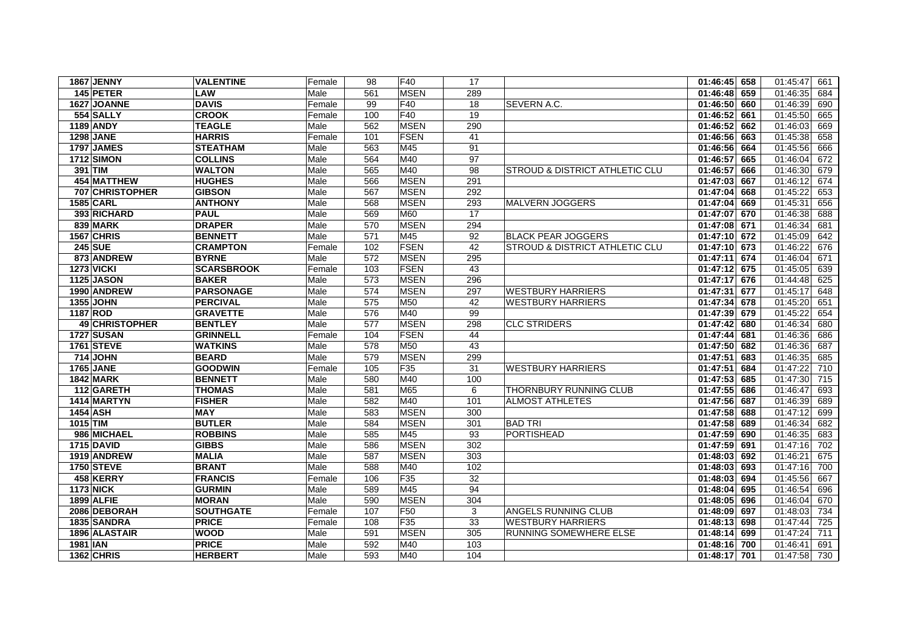| | | | | | | | | | | | |
|---|---|---|---|---|---|---|---|---|---|---|---|
| 1867 | JENNY | VALENTINE | Female | 98 | F40 | 17 | | 01:46:45 | 658 | 01:45:47 | 661 |
| 145 | PETER | LAW | Male | 561 | MSEN | 289 | | 01:46:48 | 659 | 01:46:35 | 684 |
| 1627 | JOANNE | DAVIS | Female | 99 | F40 | 18 | SEVERN A.C. | 01:46:50 | 660 | 01:46:39 | 690 |
| 554 | SALLY | CROOK | Female | 100 | F40 | 19 | | 01:46:52 | 661 | 01:45:50 | 665 |
| 1189 | ANDY | TEAGLE | Male | 562 | MSEN | 290 | | 01:46:52 | 662 | 01:46:03 | 669 |
| 1298 | JANE | HARRIS | Female | 101 | FSEN | 41 | | 01:46:56 | 663 | 01:45:38 | 658 |
| 1797 | JAMES | STEATHAM | Male | 563 | M45 | 91 | | 01:46:56 | 664 | 01:45:56 | 666 |
| 1712 | SIMON | COLLINS | Male | 564 | M40 | 97 | | 01:46:57 | 665 | 01:46:04 | 672 |
| 391 | TIM | WALTON | Male | 565 | M40 | 98 | STROUD & DISTRICT ATHLETIC CLU | 01:46:57 | 666 | 01:46:30 | 679 |
| 454 | MATTHEW | HUGHES | Male | 566 | MSEN | 291 | | 01:47:03 | 667 | 01:46:12 | 674 |
| 707 | CHRISTOPHER | GIBSON | Male | 567 | MSEN | 292 | | 01:47:04 | 668 | 01:45:22 | 653 |
| 1585 | CARL | ANTHONY | Male | 568 | MSEN | 293 | MALVERN JOGGERS | 01:47:04 | 669 | 01:45:31 | 656 |
| 393 | RICHARD | PAUL | Male | 569 | M60 | 17 | | 01:47:07 | 670 | 01:46:38 | 688 |
| 839 | MARK | DRAPER | Male | 570 | MSEN | 294 | | 01:47:08 | 671 | 01:46:34 | 681 |
| 1567 | CHRIS | BENNETT | Male | 571 | M45 | 92 | BLACK PEAR JOGGERS | 01:47:10 | 672 | 01:45:09 | 642 |
| 245 | SUE | CRAMPTON | Female | 102 | FSEN | 42 | STROUD & DISTRICT ATHLETIC CLU | 01:47:10 | 673 | 01:46:22 | 676 |
| 873 | ANDREW | BYRNE | Male | 572 | MSEN | 295 | | 01:47:11 | 674 | 01:46:04 | 671 |
| 1273 | VICKI | SCARSBROOK | Female | 103 | FSEN | 43 | | 01:47:12 | 675 | 01:45:05 | 639 |
| 1125 | JASON | BAKER | Male | 573 | MSEN | 296 | | 01:47:17 | 676 | 01:44:48 | 625 |
| 1990 | ANDREW | PARSONAGE | Male | 574 | MSEN | 297 | WESTBURY HARRIERS | 01:47:31 | 677 | 01:45:17 | 648 |
| 1355 | JOHN | PERCIVAL | Male | 575 | M50 | 42 | WESTBURY HARRIERS | 01:47:34 | 678 | 01:45:20 | 651 |
| 1187 | ROD | GRAVETTE | Male | 576 | M40 | 99 | | 01:47:39 | 679 | 01:45:22 | 654 |
| 49 | CHRISTOPHER | BENTLEY | Male | 577 | MSEN | 298 | CLC STRIDERS | 01:47:42 | 680 | 01:46:34 | 680 |
| 1727 | SUSAN | GRINNELL | Female | 104 | FSEN | 44 | | 01:47:44 | 681 | 01:46:36 | 686 |
| 1761 | STEVE | WATKINS | Male | 578 | M50 | 43 | | 01:47:50 | 682 | 01:46:36 | 687 |
| 714 | JOHN | BEARD | Male | 579 | MSEN | 299 | | 01:47:51 | 683 | 01:46:35 | 685 |
| 1765 | JANE | GOODWIN | Female | 105 | F35 | 31 | WESTBURY HARRIERS | 01:47:51 | 684 | 01:47:22 | 710 |
| 1842 | MARK | BENNETT | Male | 580 | M40 | 100 | | 01:47:53 | 685 | 01:47:30 | 715 |
| 112 | GARETH | THOMAS | Male | 581 | M65 | 6 | THORNBURY RUNNING CLUB | 01:47:55 | 686 | 01:46:47 | 693 |
| 1414 | MARTYN | FISHER | Male | 582 | M40 | 101 | ALMOST ATHLETES | 01:47:56 | 687 | 01:46:39 | 689 |
| 1454 | ASH | MAY | Male | 583 | MSEN | 300 | | 01:47:58 | 688 | 01:47:12 | 699 |
| 1015 | TIM | BUTLER | Male | 584 | MSEN | 301 | BAD TRI | 01:47:58 | 689 | 01:46:34 | 682 |
| 986 | MICHAEL | ROBBINS | Male | 585 | M45 | 93 | PORTISHEAD | 01:47:59 | 690 | 01:46:35 | 683 |
| 1715 | DAVID | GIBBS | Male | 586 | MSEN | 302 | | 01:47:59 | 691 | 01:47:16 | 702 |
| 1919 | ANDREW | MALIA | Male | 587 | MSEN | 303 | | 01:48:03 | 692 | 01:46:21 | 675 |
| 1750 | STEVE | BRANT | Male | 588 | M40 | 102 | | 01:48:03 | 693 | 01:47:16 | 700 |
| 458 | KERRY | FRANCIS | Female | 106 | F35 | 32 | | 01:48:03 | 694 | 01:45:56 | 667 |
| 1173 | NICK | GURMIN | Male | 589 | M45 | 94 | | 01:48:04 | 695 | 01:46:54 | 696 |
| 1899 | ALFIE | MORAN | Male | 590 | MSEN | 304 | | 01:48:05 | 696 | 01:46:04 | 670 |
| 2086 | DEBORAH | SOUTHGATE | Female | 107 | F50 | 3 | ANGELS RUNNING CLUB | 01:48:09 | 697 | 01:48:03 | 734 |
| 1835 | SANDRA | PRICE | Female | 108 | F35 | 33 | WESTBURY HARRIERS | 01:48:13 | 698 | 01:47:44 | 725 |
| 1896 | ALASTAIR | WOOD | Male | 591 | MSEN | 305 | RUNNING SOMEWHERE ELSE | 01:48:14 | 699 | 01:47:24 | 711 |
| 1981 | IAN | PRICE | Male | 592 | M40 | 103 | | 01:48:16 | 700 | 01:46:41 | 691 |
| 1362 | CHRIS | HERBERT | Male | 593 | M40 | 104 | | 01:48:17 | 701 | 01:47:58 | 730 |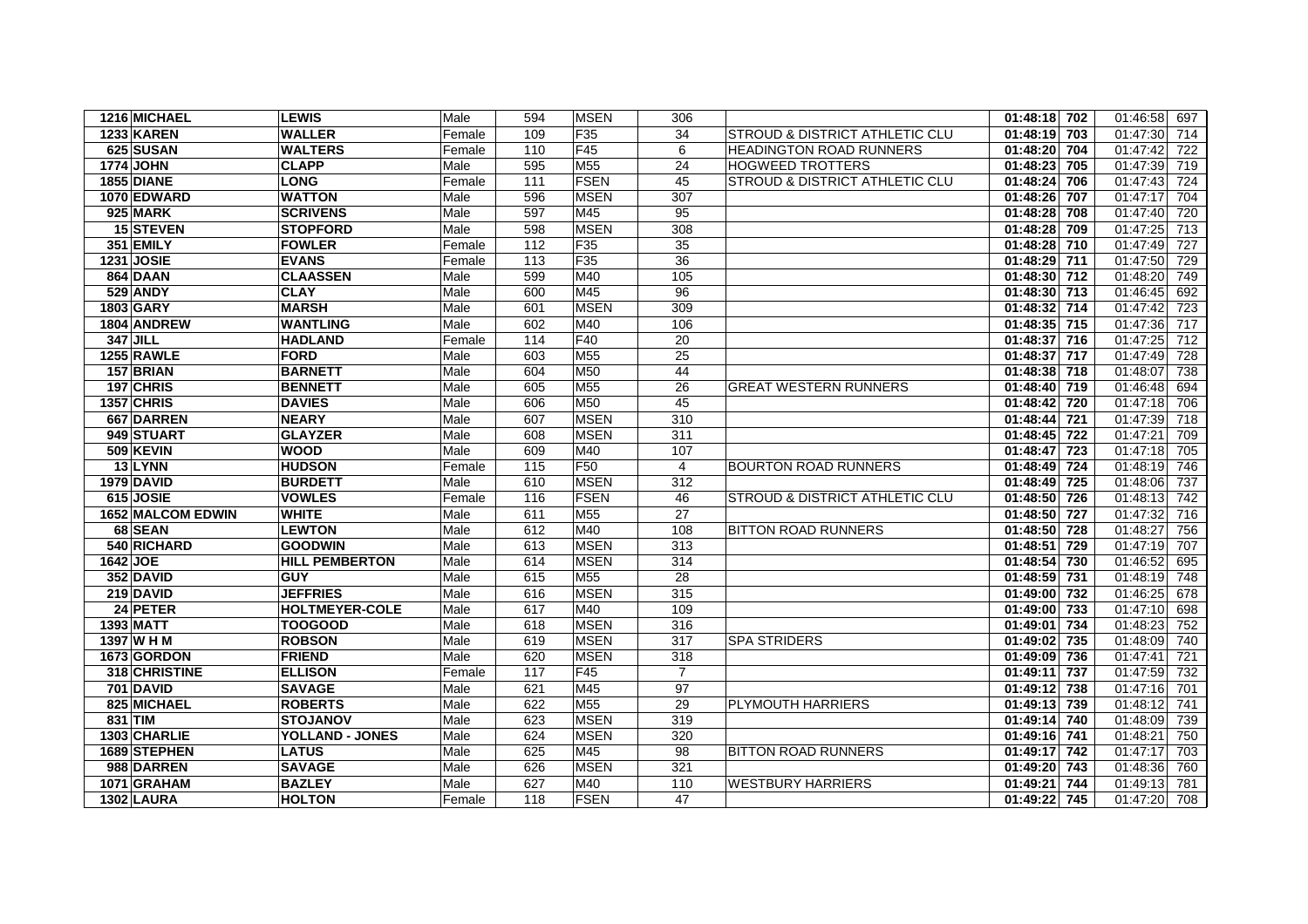| | | | | | | | | | | | |
|---|---|---|---|---|---|---|---|---|---|---|---|
| 1216 | MICHAEL | LEWIS | Male | 594 | MSEN | 306 | | 01:48:18 | 702 | 01:46:58 | 697 |
| 1233 | KAREN | WALLER | Female | 109 | F35 | 34 | STROUD & DISTRICT ATHLETIC CLU | 01:48:19 | 703 | 01:47:30 | 714 |
| 625 | SUSAN | WALTERS | Female | 110 | F45 | 6 | HEADINGTON ROAD RUNNERS | 01:48:20 | 704 | 01:47:42 | 722 |
| 1774 | JOHN | CLAPP | Male | 595 | M55 | 24 | HOGWEED TROTTERS | 01:48:23 | 705 | 01:47:39 | 719 |
| 1855 | DIANE | LONG | Female | 111 | FSEN | 45 | STROUD & DISTRICT ATHLETIC CLU | 01:48:24 | 706 | 01:47:43 | 724 |
| 1070 | EDWARD | WATTON | Male | 596 | MSEN | 307 | | 01:48:26 | 707 | 01:47:17 | 704 |
| 925 | MARK | SCRIVENS | Male | 597 | M45 | 95 | | 01:48:28 | 708 | 01:47:40 | 720 |
| 15 | STEVEN | STOPFORD | Male | 598 | MSEN | 308 | | 01:48:28 | 709 | 01:47:25 | 713 |
| 351 | EMILY | FOWLER | Female | 112 | F35 | 35 | | 01:48:28 | 710 | 01:47:49 | 727 |
| 1231 | JOSIE | EVANS | Female | 113 | F35 | 36 | | 01:48:29 | 711 | 01:47:50 | 729 |
| 864 | DAAN | CLAASSEN | Male | 599 | M40 | 105 | | 01:48:30 | 712 | 01:48:20 | 749 |
| 529 | ANDY | CLAY | Male | 600 | M45 | 96 | | 01:48:30 | 713 | 01:46:45 | 692 |
| 1803 | GARY | MARSH | Male | 601 | MSEN | 309 | | 01:48:32 | 714 | 01:47:42 | 723 |
| 1804 | ANDREW | WANTLING | Male | 602 | M40 | 106 | | 01:48:35 | 715 | 01:47:36 | 717 |
| 347 | JILL | HADLAND | Female | 114 | F40 | 20 | | 01:48:37 | 716 | 01:47:25 | 712 |
| 1255 | RAWLE | FORD | Male | 603 | M55 | 25 | | 01:48:37 | 717 | 01:47:49 | 728 |
| 157 | BRIAN | BARNETT | Male | 604 | M50 | 44 | | 01:48:38 | 718 | 01:48:07 | 738 |
| 197 | CHRIS | BENNETT | Male | 605 | M55 | 26 | GREAT WESTERN RUNNERS | 01:48:40 | 719 | 01:46:48 | 694 |
| 1357 | CHRIS | DAVIES | Male | 606 | M50 | 45 | | 01:48:42 | 720 | 01:47:18 | 706 |
| 667 | DARREN | NEARY | Male | 607 | MSEN | 310 | | 01:48:44 | 721 | 01:47:39 | 718 |
| 949 | STUART | GLAYZER | Male | 608 | MSEN | 311 | | 01:48:45 | 722 | 01:47:21 | 709 |
| 509 | KEVIN | WOOD | Male | 609 | M40 | 107 | | 01:48:47 | 723 | 01:47:18 | 705 |
| 13 | LYNN | HUDSON | Female | 115 | F50 | 4 | BOURTON ROAD RUNNERS | 01:48:49 | 724 | 01:48:19 | 746 |
| 1979 | DAVID | BURDETT | Male | 610 | MSEN | 312 | | 01:48:49 | 725 | 01:48:06 | 737 |
| 615 | JOSIE | VOWLES | Female | 116 | FSEN | 46 | STROUD & DISTRICT ATHLETIC CLU | 01:48:50 | 726 | 01:48:13 | 742 |
| 1652 | MALCOM EDWIN | WHITE | Male | 611 | M55 | 27 | | 01:48:50 | 727 | 01:47:32 | 716 |
| 68 | SEAN | LEWTON | Male | 612 | M40 | 108 | BITTON ROAD RUNNERS | 01:48:50 | 728 | 01:48:27 | 756 |
| 540 | RICHARD | GOODWIN | Male | 613 | MSEN | 313 | | 01:48:51 | 729 | 01:47:19 | 707 |
| 1642 | JOE | HILL PEMBERTON | Male | 614 | MSEN | 314 | | 01:48:54 | 730 | 01:46:52 | 695 |
| 352 | DAVID | GUY | Male | 615 | M55 | 28 | | 01:48:59 | 731 | 01:48:19 | 748 |
| 219 | DAVID | JEFFRIES | Male | 616 | MSEN | 315 | | 01:49:00 | 732 | 01:46:25 | 678 |
| 24 | PETER | HOLTMEYER-COLE | Male | 617 | M40 | 109 | | 01:49:00 | 733 | 01:47:10 | 698 |
| 1393 | MATT | TOOGOOD | Male | 618 | MSEN | 316 | | 01:49:01 | 734 | 01:48:23 | 752 |
| 1397 | W H M | ROBSON | Male | 619 | MSEN | 317 | SPA STRIDERS | 01:49:02 | 735 | 01:48:09 | 740 |
| 1673 | GORDON | FRIEND | Male | 620 | MSEN | 318 | | 01:49:09 | 736 | 01:47:41 | 721 |
| 318 | CHRISTINE | ELLISON | Female | 117 | F45 | 7 | | 01:49:11 | 737 | 01:47:59 | 732 |
| 701 | DAVID | SAVAGE | Male | 621 | M45 | 97 | | 01:49:12 | 738 | 01:47:16 | 701 |
| 825 | MICHAEL | ROBERTS | Male | 622 | M55 | 29 | PLYMOUTH HARRIERS | 01:49:13 | 739 | 01:48:12 | 741 |
| 831 | TIM | STOJANOV | Male | 623 | MSEN | 319 | | 01:49:14 | 740 | 01:48:09 | 739 |
| 1303 | CHARLIE | YOLLAND - JONES | Male | 624 | MSEN | 320 | | 01:49:16 | 741 | 01:48:21 | 750 |
| 1689 | STEPHEN | LATUS | Male | 625 | M45 | 98 | BITTON ROAD RUNNERS | 01:49:17 | 742 | 01:47:17 | 703 |
| 988 | DARREN | SAVAGE | Male | 626 | MSEN | 321 | | 01:49:20 | 743 | 01:48:36 | 760 |
| 1071 | GRAHAM | BAZLEY | Male | 627 | M40 | 110 | WESTBURY HARRIERS | 01:49:21 | 744 | 01:49:13 | 781 |
| 1302 | LAURA | HOLTON | Female | 118 | FSEN | 47 | | 01:49:22 | 745 | 01:47:20 | 708 |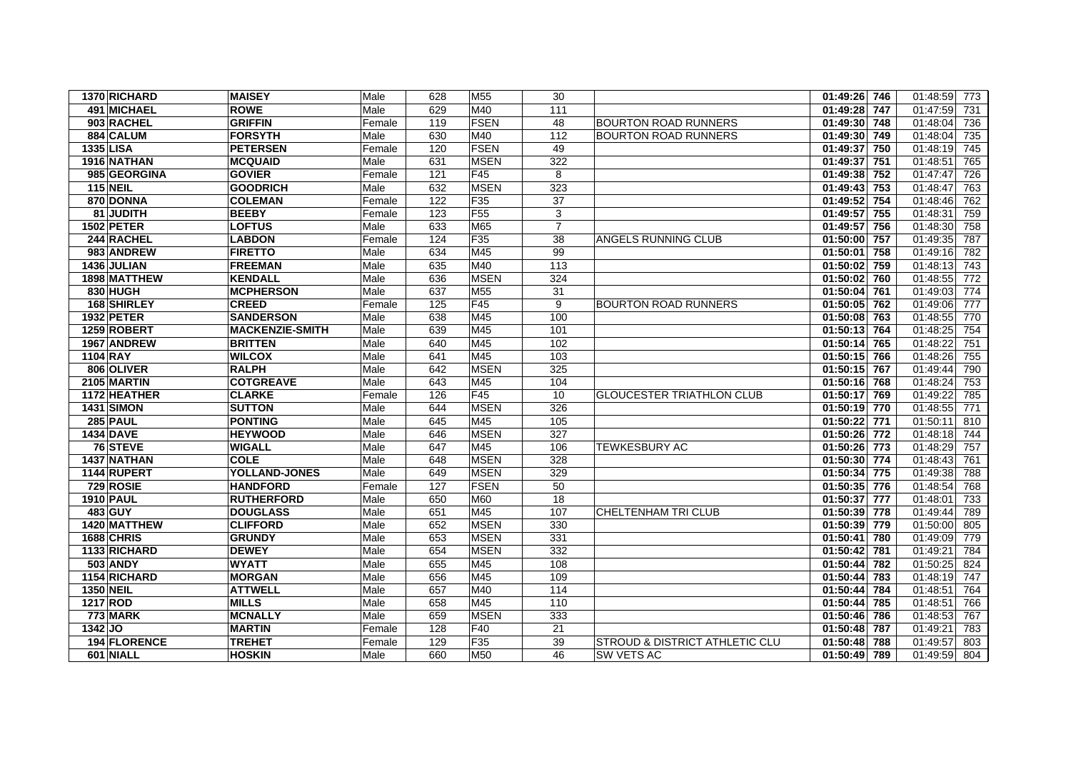| | | | | | | | | | | | |
|---|---|---|---|---|---|---|---|---|---|---|---|
| 1370 | **RICHARD** | **MAISEY** | Male | 628 | M55 | 30 | | **01:49:26** | **746** | 01:48:59 | 773 |
| 491 | **MICHAEL** | **ROWE** | Male | 629 | M40 | 111 | | **01:49:28** | **747** | 01:47:59 | 731 |
| 903 | **RACHEL** | **GRIFFIN** | Female | 119 | FSEN | 48 | BOURTON ROAD RUNNERS | **01:49:30** | **748** | 01:48:04 | 736 |
| 884 | **CALUM** | **FORSYTH** | Male | 630 | M40 | 112 | BOURTON ROAD RUNNERS | **01:49:30** | **749** | 01:48:04 | 735 |
| 1335 | **LISA** | **PETERSEN** | Female | 120 | FSEN | 49 | | **01:49:37** | **750** | 01:48:19 | 745 |
| 1916 | **NATHAN** | **MCQUAID** | Male | 631 | MSEN | 322 | | **01:49:37** | **751** | 01:48:51 | 765 |
| 985 | **GEORGINA** | **GOVIER** | Female | 121 | F45 | 8 | | **01:49:38** | **752** | 01:47:47 | 726 |
| 115 | **NEIL** | **GOODRICH** | Male | 632 | MSEN | 323 | | **01:49:43** | **753** | 01:48:47 | 763 |
| 870 | **DONNA** | **COLEMAN** | Female | 122 | F35 | 37 | | **01:49:52** | **754** | 01:48:46 | 762 |
| 81 | **JUDITH** | **BEEBY** | Female | 123 | F55 | 3 | | **01:49:57** | **755** | 01:48:31 | 759 |
| 1502 | **PETER** | **LOFTUS** | Male | 633 | M65 | 7 | | **01:49:57** | **756** | 01:48:30 | 758 |
| 244 | **RACHEL** | **LABDON** | Female | 124 | F35 | 38 | ANGELS RUNNING CLUB | **01:50:00** | **757** | 01:49:35 | 787 |
| 983 | **ANDREW** | **FIRETTO** | Male | 634 | M45 | 99 | | **01:50:01** | **758** | 01:49:16 | 782 |
| 1436 | **JULIAN** | **FREEMAN** | Male | 635 | M40 | 113 | | **01:50:02** | **759** | 01:48:13 | 743 |
| 1898 | **MATTHEW** | **KENDALL** | Male | 636 | MSEN | 324 | | **01:50:02** | **760** | 01:48:55 | 772 |
| 830 | **HUGH** | **MCPHERSON** | Male | 637 | M55 | 31 | | **01:50:04** | **761** | 01:49:03 | 774 |
| 168 | **SHIRLEY** | **CREED** | Female | 125 | F45 | 9 | BOURTON ROAD RUNNERS | **01:50:05** | **762** | 01:49:06 | 777 |
| 1932 | **PETER** | **SANDERSON** | Male | 638 | M45 | 100 | | **01:50:08** | **763** | 01:48:55 | 770 |
| 1259 | **ROBERT** | **MACKENZIE-SMITH** | Male | 639 | M45 | 101 | | **01:50:13** | **764** | 01:48:25 | 754 |
| 1967 | **ANDREW** | **BRITTEN** | Male | 640 | M45 | 102 | | **01:50:14** | **765** | 01:48:22 | 751 |
| 1104 | **RAY** | **WILCOX** | Male | 641 | M45 | 103 | | **01:50:15** | **766** | 01:48:26 | 755 |
| 806 | **OLIVER** | **RALPH** | Male | 642 | MSEN | 325 | | **01:50:15** | **767** | 01:49:44 | 790 |
| 2105 | **MARTIN** | **COTGREAVE** | Male | 643 | M45 | 104 | | **01:50:16** | **768** | 01:48:24 | 753 |
| 1172 | **HEATHER** | **CLARKE** | Female | 126 | F45 | 10 | GLOUCESTER TRIATHLON CLUB | **01:50:17** | **769** | 01:49:22 | 785 |
| 1431 | **SIMON** | **SUTTON** | Male | 644 | MSEN | 326 | | **01:50:19** | **770** | 01:48:55 | 771 |
| 285 | **PAUL** | **PONTING** | Male | 645 | M45 | 105 | | **01:50:22** | **771** | 01:50:11 | 810 |
| 1434 | **DAVE** | **HEYWOOD** | Male | 646 | MSEN | 327 | | **01:50:26** | **772** | 01:48:18 | 744 |
| 76 | **STEVE** | **WIGALL** | Male | 647 | M45 | 106 | TEWKESBURY AC | **01:50:26** | **773** | 01:48:29 | 757 |
| 1437 | **NATHAN** | **COLE** | Male | 648 | MSEN | 328 | | **01:50:30** | **774** | 01:48:43 | 761 |
| 1144 | **RUPERT** | **YOLLAND-JONES** | Male | 649 | MSEN | 329 | | **01:50:34** | **775** | 01:49:38 | 788 |
| 729 | **ROSIE** | **HANDFORD** | Female | 127 | FSEN | 50 | | **01:50:35** | **776** | 01:48:54 | 768 |
| 1910 | **PAUL** | **RUTHERFORD** | Male | 650 | M60 | 18 | | **01:50:37** | **777** | 01:48:01 | 733 |
| 483 | **GUY** | **DOUGLASS** | Male | 651 | M45 | 107 | CHELTENHAM TRI CLUB | **01:50:39** | **778** | 01:49:44 | 789 |
| 1420 | **MATTHEW** | **CLIFFORD** | Male | 652 | MSEN | 330 | | **01:50:39** | **779** | 01:50:00 | 805 |
| 1688 | **CHRIS** | **GRUNDY** | Male | 653 | MSEN | 331 | | **01:50:41** | **780** | 01:49:09 | 779 |
| 1133 | **RICHARD** | **DEWEY** | Male | 654 | MSEN | 332 | | **01:50:42** | **781** | 01:49:21 | 784 |
| 503 | **ANDY** | **WYATT** | Male | 655 | M45 | 108 | | **01:50:44** | **782** | 01:50:25 | 824 |
| 1154 | **RICHARD** | **MORGAN** | Male | 656 | M45 | 109 | | **01:50:44** | **783** | 01:48:19 | 747 |
| 1350 | **NEIL** | **ATTWELL** | Male | 657 | M40 | 114 | | **01:50:44** | **784** | 01:48:51 | 764 |
| 1217 | **ROD** | **MILLS** | Male | 658 | M45 | 110 | | **01:50:44** | **785** | 01:48:51 | 766 |
| 773 | **MARK** | **MCNALLY** | Male | 659 | MSEN | 333 | | **01:50:46** | **786** | 01:48:53 | 767 |
| 1342 | **JO** | **MARTIN** | Female | 128 | F40 | 21 | | **01:50:48** | **787** | 01:49:21 | 783 |
| 194 | **FLORENCE** | **TREHET** | Female | 129 | F35 | 39 | STROUD & DISTRICT ATHLETIC CLU | **01:50:48** | **788** | 01:49:57 | 803 |
| 601 | **NIALL** | **HOSKIN** | Male | 660 | M50 | 46 | SW VETS AC | **01:50:49** | **789** | 01:49:59 | 804 |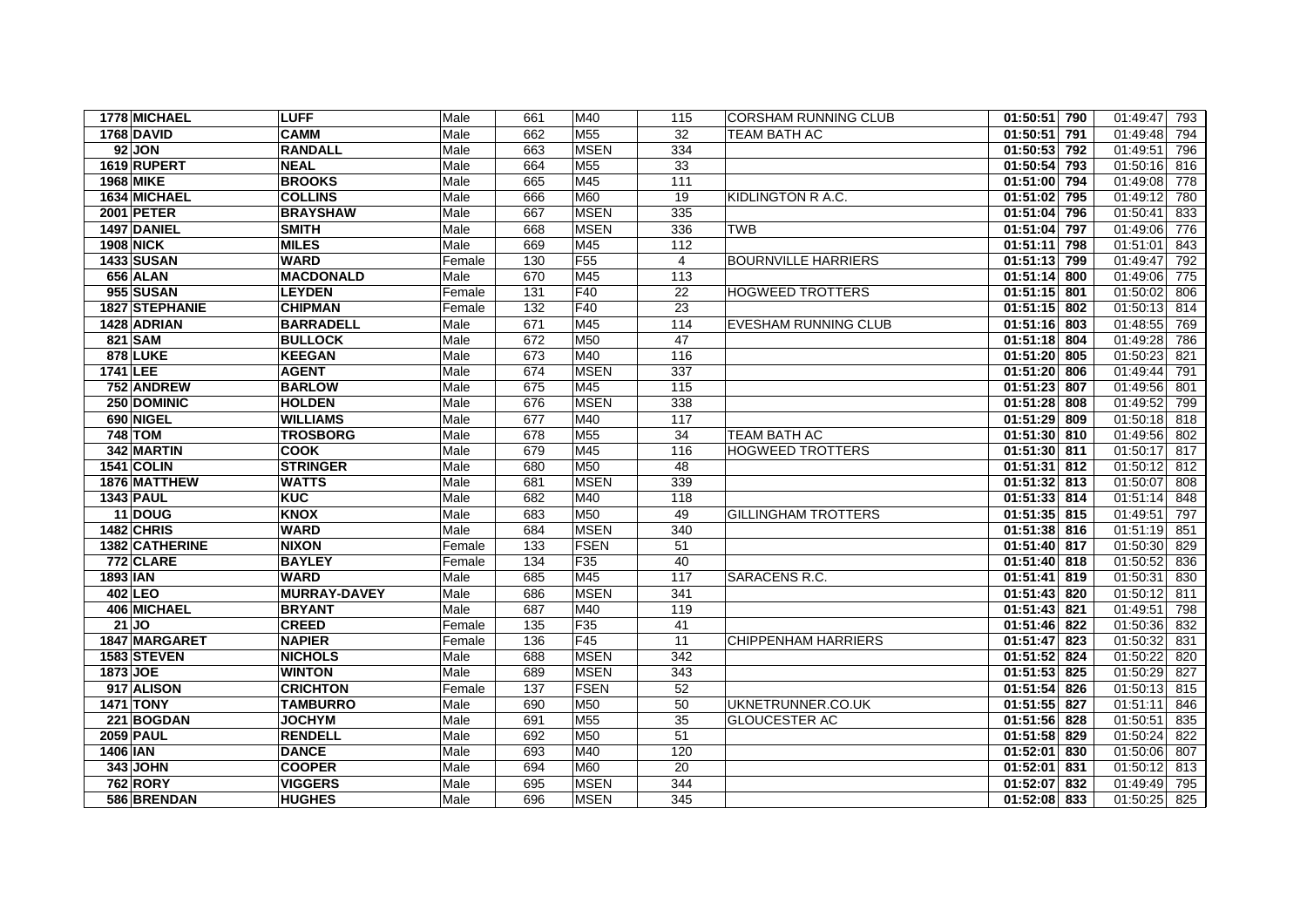| | | | | | | | | | | | |
|---|---|---|---|---|---|---|---|---|---|---|---|
| 1778 | MICHAEL | LUFF | Male | 661 | M40 | 115 | CORSHAM RUNNING CLUB | 01:50:51 | 790 | 01:49:47 | 793 |
| 1768 | DAVID | CAMM | Male | 662 | M55 | 32 | TEAM BATH AC | 01:50:51 | 791 | 01:49:48 | 794 |
| 92 | JON | RANDALL | Male | 663 | MSEN | 334 | | 01:50:53 | 792 | 01:49:51 | 796 |
| 1619 | RUPERT | NEAL | Male | 664 | M55 | 33 | | 01:50:54 | 793 | 01:50:16 | 816 |
| 1968 | MIKE | BROOKS | Male | 665 | M45 | 111 | | 01:51:00 | 794 | 01:49:08 | 778 |
| 1634 | MICHAEL | COLLINS | Male | 666 | M60 | 19 | KIDLINGTON R A.C. | 01:51:02 | 795 | 01:49:12 | 780 |
| 2001 | PETER | BRAYSHAW | Male | 667 | MSEN | 335 | | 01:51:04 | 796 | 01:50:41 | 833 |
| 1497 | DANIEL | SMITH | Male | 668 | MSEN | 336 | TWB | 01:51:04 | 797 | 01:49:06 | 776 |
| 1908 | NICK | MILES | Male | 669 | M45 | 112 | | 01:51:11 | 798 | 01:51:01 | 843 |
| 1433 | SUSAN | WARD | Female | 130 | F55 | 4 | BOURNVILLE HARRIERS | 01:51:13 | 799 | 01:49:47 | 792 |
| 656 | ALAN | MACDONALD | Male | 670 | M45 | 113 | | 01:51:14 | 800 | 01:49:06 | 775 |
| 955 | SUSAN | LEYDEN | Female | 131 | F40 | 22 | HOGWEED TROTTERS | 01:51:15 | 801 | 01:50:02 | 806 |
| 1827 | STEPHANIE | CHIPMAN | Female | 132 | F40 | 23 | | 01:51:15 | 802 | 01:50:13 | 814 |
| 1428 | ADRIAN | BARRADELL | Male | 671 | M45 | 114 | EVESHAM RUNNING CLUB | 01:51:16 | 803 | 01:48:55 | 769 |
| 821 | SAM | BULLOCK | Male | 672 | M50 | 47 | | 01:51:18 | 804 | 01:49:28 | 786 |
| 878 | LUKE | KEEGAN | Male | 673 | M40 | 116 | | 01:51:20 | 805 | 01:50:23 | 821 |
| 1741 | LEE | AGENT | Male | 674 | MSEN | 337 | | 01:51:20 | 806 | 01:49:44 | 791 |
| 752 | ANDREW | BARLOW | Male | 675 | M45 | 115 | | 01:51:23 | 807 | 01:49:56 | 801 |
| 250 | DOMINIC | HOLDEN | Male | 676 | MSEN | 338 | | 01:51:28 | 808 | 01:49:52 | 799 |
| 690 | NIGEL | WILLIAMS | Male | 677 | M40 | 117 | | 01:51:29 | 809 | 01:50:18 | 818 |
| 748 | TOM | TROSBORG | Male | 678 | M55 | 34 | TEAM BATH AC | 01:51:30 | 810 | 01:49:56 | 802 |
| 342 | MARTIN | COOK | Male | 679 | M45 | 116 | HOGWEED TROTTERS | 01:51:30 | 811 | 01:50:17 | 817 |
| 1541 | COLIN | STRINGER | Male | 680 | M50 | 48 | | 01:51:31 | 812 | 01:50:12 | 812 |
| 1876 | MATTHEW | WATTS | Male | 681 | MSEN | 339 | | 01:51:32 | 813 | 01:50:07 | 808 |
| 1343 | PAUL | KUC | Male | 682 | M40 | 118 | | 01:51:33 | 814 | 01:51:14 | 848 |
| 11 | DOUG | KNOX | Male | 683 | M50 | 49 | GILLINGHAM TROTTERS | 01:51:35 | 815 | 01:49:51 | 797 |
| 1482 | CHRIS | WARD | Male | 684 | MSEN | 340 | | 01:51:38 | 816 | 01:51:19 | 851 |
| 1382 | CATHERINE | NIXON | Female | 133 | FSEN | 51 | | 01:51:40 | 817 | 01:50:30 | 829 |
| 772 | CLARE | BAYLEY | Female | 134 | F35 | 40 | | 01:51:40 | 818 | 01:50:52 | 836 |
| 1893 | IAN | WARD | Male | 685 | M45 | 117 | SARACENS R.C. | 01:51:41 | 819 | 01:50:31 | 830 |
| 402 | LEO | MURRAY-DAVEY | Male | 686 | MSEN | 341 | | 01:51:43 | 820 | 01:50:12 | 811 |
| 406 | MICHAEL | BRYANT | Male | 687 | M40 | 119 | | 01:51:43 | 821 | 01:49:51 | 798 |
| 21 | JO | CREED | Female | 135 | F35 | 41 | | 01:51:46 | 822 | 01:50:36 | 832 |
| 1847 | MARGARET | NAPIER | Female | 136 | F45 | 11 | CHIPPENHAM HARRIERS | 01:51:47 | 823 | 01:50:32 | 831 |
| 1583 | STEVEN | NICHOLS | Male | 688 | MSEN | 342 | | 01:51:52 | 824 | 01:50:22 | 820 |
| 1873 | JOE | WINTON | Male | 689 | MSEN | 343 | | 01:51:53 | 825 | 01:50:29 | 827 |
| 917 | ALISON | CRICHTON | Female | 137 | FSEN | 52 | | 01:51:54 | 826 | 01:50:13 | 815 |
| 1471 | TONY | TAMBURRO | Male | 690 | M50 | 50 | UKNETRUNNER.CO.UK | 01:51:55 | 827 | 01:51:11 | 846 |
| 221 | BOGDAN | JOCHYM | Male | 691 | M55 | 35 | GLOUCESTER AC | 01:51:56 | 828 | 01:50:51 | 835 |
| 2059 | PAUL | RENDELL | Male | 692 | M50 | 51 | | 01:51:58 | 829 | 01:50:24 | 822 |
| 1406 | IAN | DANCE | Male | 693 | M40 | 120 | | 01:52:01 | 830 | 01:50:06 | 807 |
| 343 | JOHN | COOPER | Male | 694 | M60 | 20 | | 01:52:01 | 831 | 01:50:12 | 813 |
| 762 | RORY | VIGGERS | Male | 695 | MSEN | 344 | | 01:52:07 | 832 | 01:49:49 | 795 |
| 586 | BRENDAN | HUGHES | Male | 696 | MSEN | 345 | | 01:52:08 | 833 | 01:50:25 | 825 |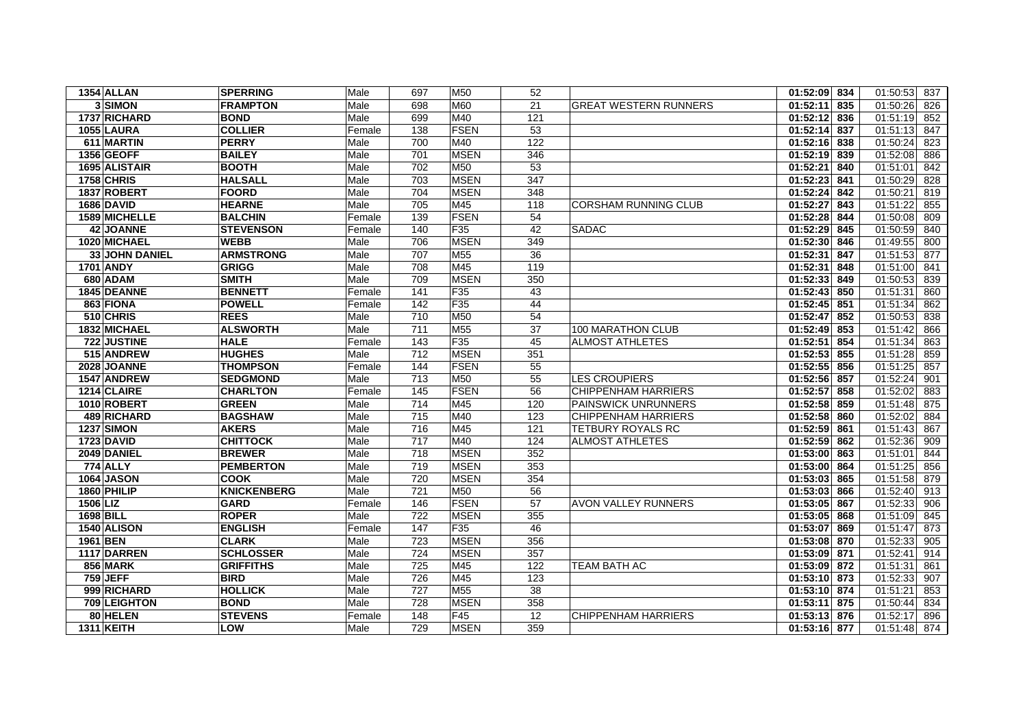| | | | | | | | | | | | |
|---|---|---|---|---|---|---|---|---|---|---|---|
| 1354 | ALLAN | SPERRING | Male | 697 | M50 | 52 | | 01:52:09 | 834 | 01:50:53 | 837 |
| 3 | SIMON | FRAMPTON | Male | 698 | M60 | 21 | GREAT WESTERN RUNNERS | 01:52:11 | 835 | 01:50:26 | 826 |
| 1737 | RICHARD | BOND | Male | 699 | M40 | 121 | | 01:52:12 | 836 | 01:51:19 | 852 |
| 1055 | LAURA | COLLIER | Female | 138 | FSEN | 53 | | 01:52:14 | 837 | 01:51:13 | 847 |
| 611 | MARTIN | PERRY | Male | 700 | M40 | 122 | | 01:52:16 | 838 | 01:50:24 | 823 |
| 1356 | GEOFF | BAILEY | Male | 701 | MSEN | 346 | | 01:52:19 | 839 | 01:52:08 | 886 |
| 1695 | ALISTAIR | BOOTH | Male | 702 | M50 | 53 | | 01:52:21 | 840 | 01:51:01 | 842 |
| 1758 | CHRIS | HALSALL | Male | 703 | MSEN | 347 | | 01:52:23 | 841 | 01:50:29 | 828 |
| 1837 | ROBERT | FOORD | Male | 704 | MSEN | 348 | | 01:52:24 | 842 | 01:50:21 | 819 |
| 1686 | DAVID | HEARNE | Male | 705 | M45 | 118 | CORSHAM RUNNING CLUB | 01:52:27 | 843 | 01:51:22 | 855 |
| 1589 | MICHELLE | BALCHIN | Female | 139 | FSEN | 54 | | 01:52:28 | 844 | 01:50:08 | 809 |
| 42 | JOANNE | STEVENSON | Female | 140 | F35 | 42 | SADAC | 01:52:29 | 845 | 01:50:59 | 840 |
| 1020 | MICHAEL | WEBB | Male | 706 | MSEN | 349 | | 01:52:30 | 846 | 01:49:55 | 800 |
| 33 | JOHN DANIEL | ARMSTRONG | Male | 707 | M55 | 36 | | 01:52:31 | 847 | 01:51:53 | 877 |
| 1701 | ANDY | GRIGG | Male | 708 | M45 | 119 | | 01:52:31 | 848 | 01:51:00 | 841 |
| 680 | ADAM | SMITH | Male | 709 | MSEN | 350 | | 01:52:33 | 849 | 01:50:53 | 839 |
| 1845 | DEANNE | BENNETT | Female | 141 | F35 | 43 | | 01:52:43 | 850 | 01:51:31 | 860 |
| 863 | FIONA | POWELL | Female | 142 | F35 | 44 | | 01:52:45 | 851 | 01:51:34 | 862 |
| 510 | CHRIS | REES | Male | 710 | M50 | 54 | | 01:52:47 | 852 | 01:50:53 | 838 |
| 1832 | MICHAEL | ALSWORTH | Male | 711 | M55 | 37 | 100 MARATHON CLUB | 01:52:49 | 853 | 01:51:42 | 866 |
| 722 | JUSTINE | HALE | Female | 143 | F35 | 45 | ALMOST ATHLETES | 01:52:51 | 854 | 01:51:34 | 863 |
| 515 | ANDREW | HUGHES | Male | 712 | MSEN | 351 | | 01:52:53 | 855 | 01:51:28 | 859 |
| 2028 | JOANNE | THOMPSON | Female | 144 | FSEN | 55 | | 01:52:55 | 856 | 01:51:25 | 857 |
| 1547 | ANDREW | SEDGMOND | Male | 713 | M50 | 55 | LES CROUPIERS | 01:52:56 | 857 | 01:52:24 | 901 |
| 1214 | CLAIRE | CHARLTON | Female | 145 | FSEN | 56 | CHIPPENHAM HARRIERS | 01:52:57 | 858 | 01:52:02 | 883 |
| 1010 | ROBERT | GREEN | Male | 714 | M45 | 120 | PAINSWICK UNRUNNERS | 01:52:58 | 859 | 01:51:48 | 875 |
| 489 | RICHARD | BAGSHAW | Male | 715 | M40 | 123 | CHIPPENHAM HARRIERS | 01:52:58 | 860 | 01:52:02 | 884 |
| 1237 | SIMON | AKERS | Male | 716 | M45 | 121 | TETBURY ROYALS RC | 01:52:59 | 861 | 01:51:43 | 867 |
| 1723 | DAVID | CHITTOCK | Male | 717 | M40 | 124 | ALMOST ATHLETES | 01:52:59 | 862 | 01:52:36 | 909 |
| 2049 | DANIEL | BREWER | Male | 718 | MSEN | 352 | | 01:53:00 | 863 | 01:51:01 | 844 |
| 774 | ALLY | PEMBERTON | Male | 719 | MSEN | 353 | | 01:53:00 | 864 | 01:51:25 | 856 |
| 1064 | JASON | COOK | Male | 720 | MSEN | 354 | | 01:53:03 | 865 | 01:51:58 | 879 |
| 1860 | PHILIP | KNICKENBERG | Male | 721 | M50 | 56 | | 01:53:03 | 866 | 01:52:40 | 913 |
| 1506 | LIZ | GARD | Female | 146 | FSEN | 57 | AVON VALLEY RUNNERS | 01:53:05 | 867 | 01:52:33 | 906 |
| 1698 | BILL | ROPER | Male | 722 | MSEN | 355 | | 01:53:05 | 868 | 01:51:09 | 845 |
| 1540 | ALISON | ENGLISH | Female | 147 | F35 | 46 | | 01:53:07 | 869 | 01:51:47 | 873 |
| 1961 | BEN | CLARK | Male | 723 | MSEN | 356 | | 01:53:08 | 870 | 01:52:33 | 905 |
| 1117 | DARREN | SCHLOSSER | Male | 724 | MSEN | 357 | | 01:53:09 | 871 | 01:52:41 | 914 |
| 856 | MARK | GRIFFITHS | Male | 725 | M45 | 122 | TEAM BATH AC | 01:53:09 | 872 | 01:51:31 | 861 |
| 759 | JEFF | BIRD | Male | 726 | M45 | 123 | | 01:53:10 | 873 | 01:52:33 | 907 |
| 999 | RICHARD | HOLLICK | Male | 727 | M55 | 38 | | 01:53:10 | 874 | 01:51:21 | 853 |
| 709 | LEIGHTON | BOND | Male | 728 | MSEN | 358 | | 01:53:11 | 875 | 01:50:44 | 834 |
| 80 | HELEN | STEVENS | Female | 148 | F45 | 12 | CHIPPENHAM HARRIERS | 01:53:13 | 876 | 01:52:17 | 896 |
| 1311 | KEITH | LOW | Male | 729 | MSEN | 359 | | 01:53:16 | 877 | 01:51:48 | 874 |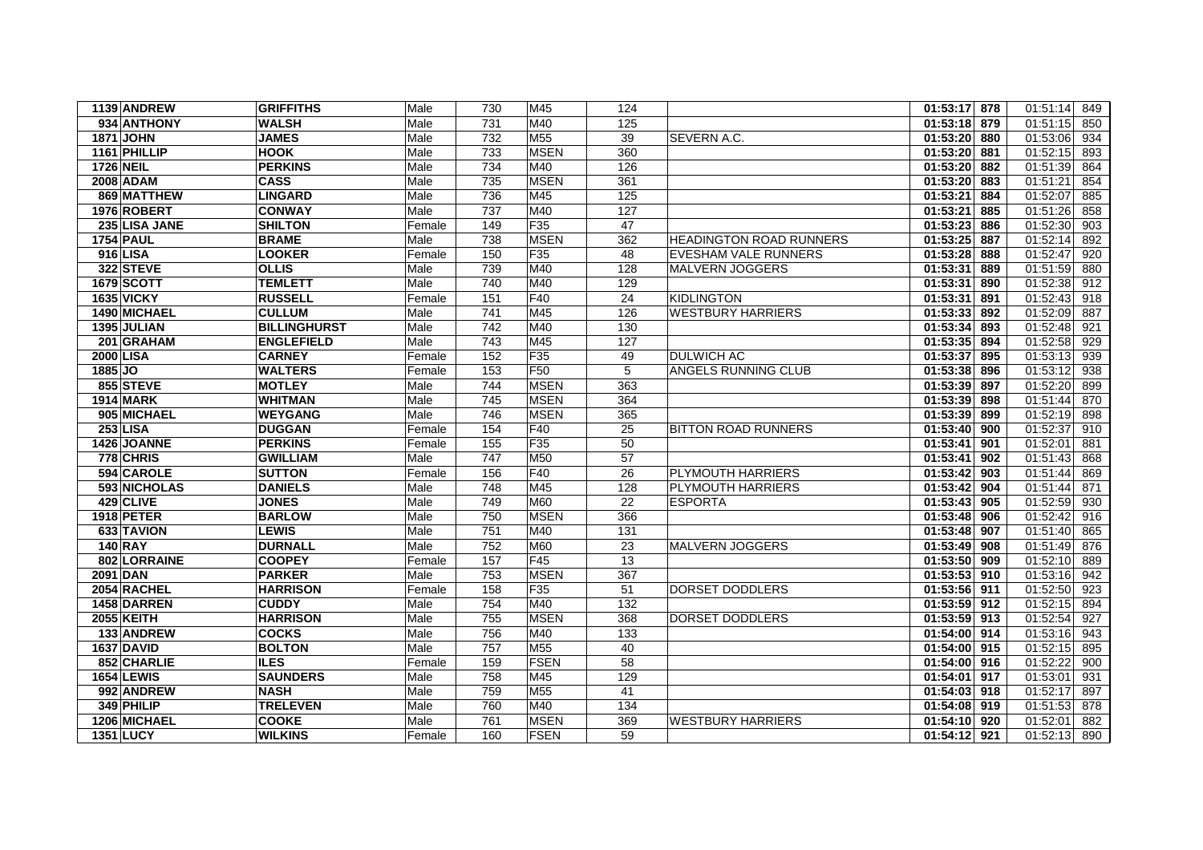| | | | | | | | | | | | |
|---|---|---|---|---|---|---|---|---|---|---|---|
| 1139 | ANDREW | GRIFFITHS | Male | 730 | M45 | 124 | | 01:53:17 | 878 | 01:51:14 | 849 |
| 934 | ANTHONY | WALSH | Male | 731 | M40 | 125 | | 01:53:18 | 879 | 01:51:15 | 850 |
| 1871 | JOHN | JAMES | Male | 732 | M55 | 39 | SEVERN A.C. | 01:53:20 | 880 | 01:53:06 | 934 |
| 1161 | PHILLIP | HOOK | Male | 733 | MSEN | 360 | | 01:53:20 | 881 | 01:52:15 | 893 |
| 1726 | NEIL | PERKINS | Male | 734 | M40 | 126 | | 01:53:20 | 882 | 01:51:39 | 864 |
| 2008 | ADAM | CASS | Male | 735 | MSEN | 361 | | 01:53:20 | 883 | 01:51:21 | 854 |
| 869 | MATTHEW | LINGARD | Male | 736 | M45 | 125 | | 01:53:21 | 884 | 01:52:07 | 885 |
| 1976 | ROBERT | CONWAY | Male | 737 | M40 | 127 | | 01:53:21 | 885 | 01:51:26 | 858 |
| 235 | LISA JANE | SHILTON | Female | 149 | F35 | 47 | | 01:53:23 | 886 | 01:52:30 | 903 |
| 1754 | PAUL | BRAME | Male | 738 | MSEN | 362 | HEADINGTON ROAD RUNNERS | 01:53:25 | 887 | 01:52:14 | 892 |
| 916 | LISA | LOOKER | Female | 150 | F35 | 48 | EVESHAM VALE RUNNERS | 01:53:28 | 888 | 01:52:47 | 920 |
| 322 | STEVE | OLLIS | Male | 739 | M40 | 128 | MALVERN JOGGERS | 01:53:31 | 889 | 01:51:59 | 880 |
| 1679 | SCOTT | TEMLETT | Male | 740 | M40 | 129 | | 01:53:31 | 890 | 01:52:38 | 912 |
| 1635 | VICKY | RUSSELL | Female | 151 | F40 | 24 | KIDLINGTON | 01:53:31 | 891 | 01:52:43 | 918 |
| 1490 | MICHAEL | CULLUM | Male | 741 | M45 | 126 | WESTBURY HARRIERS | 01:53:33 | 892 | 01:52:09 | 887 |
| 1395 | JULIAN | BILLINGHURST | Male | 742 | M40 | 130 | | 01:53:34 | 893 | 01:52:48 | 921 |
| 201 | GRAHAM | ENGLEFIELD | Male | 743 | M45 | 127 | | 01:53:35 | 894 | 01:52:58 | 929 |
| 2000 | LISA | CARNEY | Female | 152 | F35 | 49 | DULWICH AC | 01:53:37 | 895 | 01:53:13 | 939 |
| 1885 | JO | WALTERS | Female | 153 | F50 | 5 | ANGELS RUNNING CLUB | 01:53:38 | 896 | 01:53:12 | 938 |
| 855 | STEVE | MOTLEY | Male | 744 | MSEN | 363 | | 01:53:39 | 897 | 01:52:20 | 899 |
| 1914 | MARK | WHITMAN | Male | 745 | MSEN | 364 | | 01:53:39 | 898 | 01:51:44 | 870 |
| 905 | MICHAEL | WEYGANG | Male | 746 | MSEN | 365 | | 01:53:39 | 899 | 01:52:19 | 898 |
| 253 | LISA | DUGGAN | Female | 154 | F40 | 25 | BITTON ROAD RUNNERS | 01:53:40 | 900 | 01:52:37 | 910 |
| 1426 | JOANNE | PERKINS | Female | 155 | F35 | 50 | | 01:53:41 | 901 | 01:52:01 | 881 |
| 778 | CHRIS | GWILLIAM | Male | 747 | M50 | 57 | | 01:53:41 | 902 | 01:51:43 | 868 |
| 594 | CAROLE | SUTTON | Female | 156 | F40 | 26 | PLYMOUTH HARRIERS | 01:53:42 | 903 | 01:51:44 | 869 |
| 593 | NICHOLAS | DANIELS | Male | 748 | M45 | 128 | PLYMOUTH HARRIERS | 01:53:42 | 904 | 01:51:44 | 871 |
| 429 | CLIVE | JONES | Male | 749 | M60 | 22 | ESPORTA | 01:53:43 | 905 | 01:52:59 | 930 |
| 1918 | PETER | BARLOW | Male | 750 | MSEN | 366 | | 01:53:48 | 906 | 01:52:42 | 916 |
| 633 | TAVION | LEWIS | Male | 751 | M40 | 131 | | 01:53:48 | 907 | 01:51:40 | 865 |
| 140 | RAY | DURNALL | Male | 752 | M60 | 23 | MALVERN JOGGERS | 01:53:49 | 908 | 01:51:49 | 876 |
| 802 | LORRAINE | COOPEY | Female | 157 | F45 | 13 | | 01:53:50 | 909 | 01:52:10 | 889 |
| 2091 | DAN | PARKER | Male | 753 | MSEN | 367 | | 01:53:53 | 910 | 01:53:16 | 942 |
| 2054 | RACHEL | HARRISON | Female | 158 | F35 | 51 | DORSET DODDLERS | 01:53:56 | 911 | 01:52:50 | 923 |
| 1458 | DARREN | CUDDY | Male | 754 | M40 | 132 | | 01:53:59 | 912 | 01:52:15 | 894 |
| 2055 | KEITH | HARRISON | Male | 755 | MSEN | 368 | DORSET DODDLERS | 01:53:59 | 913 | 01:52:54 | 927 |
| 133 | ANDREW | COCKS | Male | 756 | M40 | 133 | | 01:54:00 | 914 | 01:53:16 | 943 |
| 1637 | DAVID | BOLTON | Male | 757 | M55 | 40 | | 01:54:00 | 915 | 01:52:15 | 895 |
| 852 | CHARLIE | ILES | Female | 159 | FSEN | 58 | | 01:54:00 | 916 | 01:52:22 | 900 |
| 1654 | LEWIS | SAUNDERS | Male | 758 | M45 | 129 | | 01:54:01 | 917 | 01:53:01 | 931 |
| 992 | ANDREW | NASH | Male | 759 | M55 | 41 | | 01:54:03 | 918 | 01:52:17 | 897 |
| 349 | PHILIP | TRELEVEN | Male | 760 | M40 | 134 | | 01:54:08 | 919 | 01:51:53 | 878 |
| 1206 | MICHAEL | COOKE | Male | 761 | MSEN | 369 | WESTBURY HARRIERS | 01:54:10 | 920 | 01:52:01 | 882 |
| 1351 | LUCY | WILKINS | Female | 160 | FSEN | 59 | | 01:54:12 | 921 | 01:52:13 | 890 |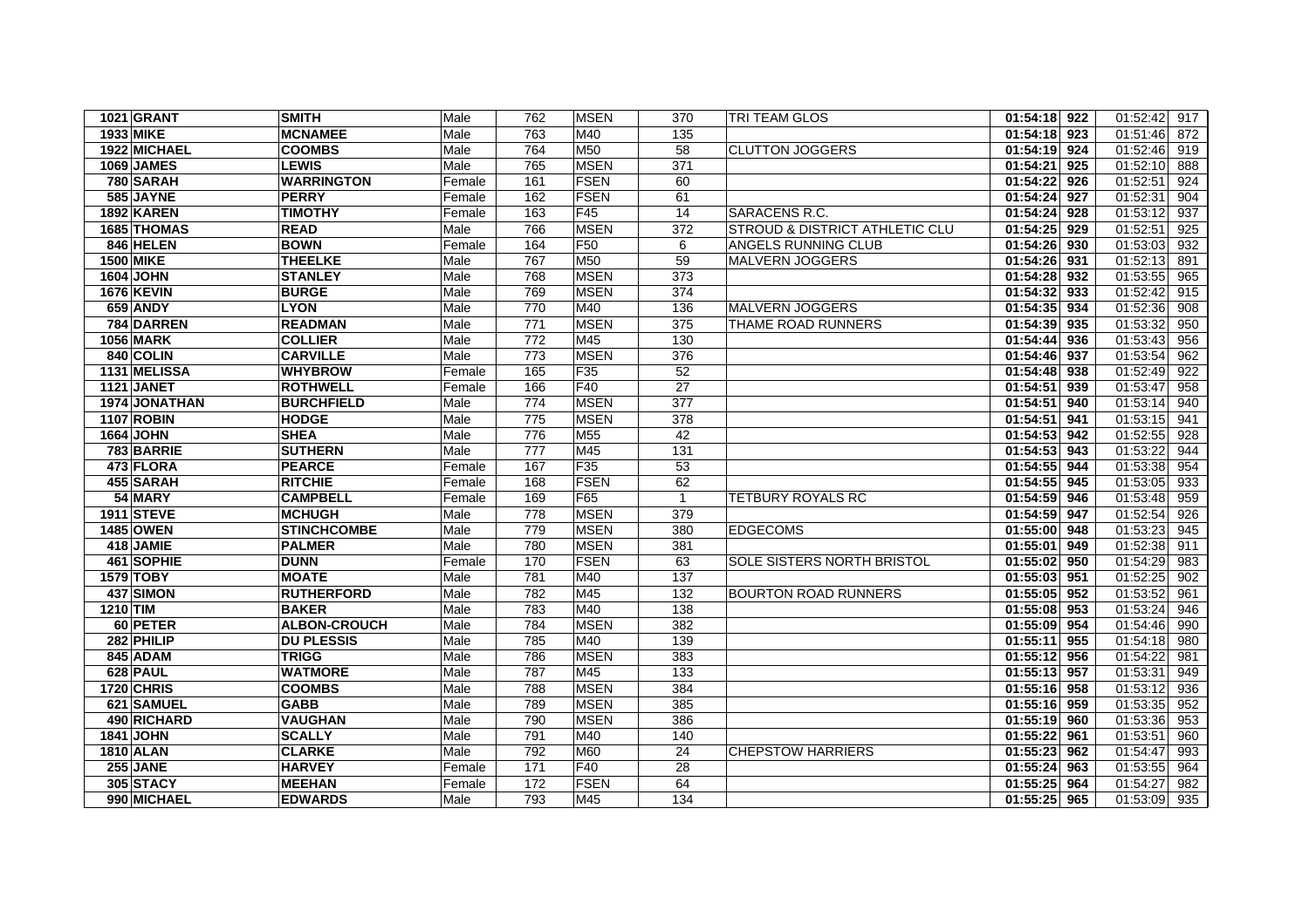| | | | | | | | | | | | |
|---|---|---|---|---|---|---|---|---|---|---|---|
| 1021 | GRANT | SMITH | Male | 762 | MSEN | 370 | TRI TEAM GLOS | 01:54:18 | 922 | 01:52:42 | 917 |
| 1933 | MIKE | MCNAMEE | Male | 763 | M40 | 135 | | 01:54:18 | 923 | 01:51:46 | 872 |
| 1922 | MICHAEL | COOMBS | Male | 764 | M50 | 58 | CLUTTON JOGGERS | 01:54:19 | 924 | 01:52:46 | 919 |
| 1069 | JAMES | LEWIS | Male | 765 | MSEN | 371 | | 01:54:21 | 925 | 01:52:10 | 888 |
| 780 | SARAH | WARRINGTON | Female | 161 | FSEN | 60 | | 01:54:22 | 926 | 01:52:51 | 924 |
| 585 | JAYNE | PERRY | Female | 162 | FSEN | 61 | | 01:54:24 | 927 | 01:52:31 | 904 |
| 1892 | KAREN | TIMOTHY | Female | 163 | F45 | 14 | SARACENS R.C. | 01:54:24 | 928 | 01:53:12 | 937 |
| 1685 | THOMAS | READ | Male | 766 | MSEN | 372 | STROUD & DISTRICT ATHLETIC CLU | 01:54:25 | 929 | 01:52:51 | 925 |
| 846 | HELEN | BOWN | Female | 164 | F50 | 6 | ANGELS RUNNING CLUB | 01:54:26 | 930 | 01:53:03 | 932 |
| 1500 | MIKE | THEELKE | Male | 767 | M50 | 59 | MALVERN JOGGERS | 01:54:26 | 931 | 01:52:13 | 891 |
| 1604 | JOHN | STANLEY | Male | 768 | MSEN | 373 | | 01:54:28 | 932 | 01:53:55 | 965 |
| 1676 | KEVIN | BURGE | Male | 769 | MSEN | 374 | | 01:54:32 | 933 | 01:52:42 | 915 |
| 659 | ANDY | LYON | Male | 770 | M40 | 136 | MALVERN JOGGERS | 01:54:35 | 934 | 01:52:36 | 908 |
| 784 | DARREN | READMAN | Male | 771 | MSEN | 375 | THAME ROAD RUNNERS | 01:54:39 | 935 | 01:53:32 | 950 |
| 1056 | MARK | COLLIER | Male | 772 | M45 | 130 | | 01:54:44 | 936 | 01:53:43 | 956 |
| 840 | COLIN | CARVILLE | Male | 773 | MSEN | 376 | | 01:54:46 | 937 | 01:53:54 | 962 |
| 1131 | MELISSA | WHYBROW | Female | 165 | F35 | 52 | | 01:54:48 | 938 | 01:52:49 | 922 |
| 1121 | JANET | ROTHWELL | Female | 166 | F40 | 27 | | 01:54:51 | 939 | 01:53:47 | 958 |
| 1974 | JONATHAN | BURCHFIELD | Male | 774 | MSEN | 377 | | 01:54:51 | 940 | 01:53:14 | 940 |
| 1107 | ROBIN | HODGE | Male | 775 | MSEN | 378 | | 01:54:51 | 941 | 01:53:15 | 941 |
| 1664 | JOHN | SHEA | Male | 776 | M55 | 42 | | 01:54:53 | 942 | 01:52:55 | 928 |
| 783 | BARRIE | SUTHERN | Male | 777 | M45 | 131 | | 01:54:53 | 943 | 01:53:22 | 944 |
| 473 | FLORA | PEARCE | Female | 167 | F35 | 53 | | 01:54:55 | 944 | 01:53:38 | 954 |
| 455 | SARAH | RITCHIE | Female | 168 | FSEN | 62 | | 01:54:55 | 945 | 01:53:05 | 933 |
| 54 | MARY | CAMPBELL | Female | 169 | F65 | 1 | TETBURY ROYALS RC | 01:54:59 | 946 | 01:53:48 | 959 |
| 1911 | STEVE | MCHUGH | Male | 778 | MSEN | 379 | | 01:54:59 | 947 | 01:52:54 | 926 |
| 1485 | OWEN | STINCHCOMBE | Male | 779 | MSEN | 380 | EDGECOMS | 01:55:00 | 948 | 01:53:23 | 945 |
| 418 | JAMIE | PALMER | Male | 780 | MSEN | 381 | | 01:55:01 | 949 | 01:52:38 | 911 |
| 461 | SOPHIE | DUNN | Female | 170 | FSEN | 63 | SOLE SISTERS NORTH BRISTOL | 01:55:02 | 950 | 01:54:29 | 983 |
| 1579 | TOBY | MOATE | Male | 781 | M40 | 137 | | 01:55:03 | 951 | 01:52:25 | 902 |
| 437 | SIMON | RUTHERFORD | Male | 782 | M45 | 132 | BOURTON ROAD RUNNERS | 01:55:05 | 952 | 01:53:52 | 961 |
| 1210 | TIM | BAKER | Male | 783 | M40 | 138 | | 01:55:08 | 953 | 01:53:24 | 946 |
| 60 | PETER | ALBON-CROUCH | Male | 784 | MSEN | 382 | | 01:55:09 | 954 | 01:54:46 | 990 |
| 282 | PHILIP | DU PLESSIS | Male | 785 | M40 | 139 | | 01:55:11 | 955 | 01:54:18 | 980 |
| 845 | ADAM | TRIGG | Male | 786 | MSEN | 383 | | 01:55:12 | 956 | 01:54:22 | 981 |
| 628 | PAUL | WATMORE | Male | 787 | M45 | 133 | | 01:55:13 | 957 | 01:53:31 | 949 |
| 1720 | CHRIS | COOMBS | Male | 788 | MSEN | 384 | | 01:55:16 | 958 | 01:53:12 | 936 |
| 621 | SAMUEL | GABB | Male | 789 | MSEN | 385 | | 01:55:16 | 959 | 01:53:35 | 952 |
| 490 | RICHARD | VAUGHAN | Male | 790 | MSEN | 386 | | 01:55:19 | 960 | 01:53:36 | 953 |
| 1841 | JOHN | SCALLY | Male | 791 | M40 | 140 | | 01:55:22 | 961 | 01:53:51 | 960 |
| 1810 | ALAN | CLARKE | Male | 792 | M60 | 24 | CHEPSTOW HARRIERS | 01:55:23 | 962 | 01:54:47 | 993 |
| 255 | JANE | HARVEY | Female | 171 | F40 | 28 | | 01:55:24 | 963 | 01:53:55 | 964 |
| 305 | STACY | MEEHAN | Female | 172 | FSEN | 64 | | 01:55:25 | 964 | 01:54:27 | 982 |
| 990 | MICHAEL | EDWARDS | Male | 793 | M45 | 134 | | 01:55:25 | 965 | 01:53:09 | 935 |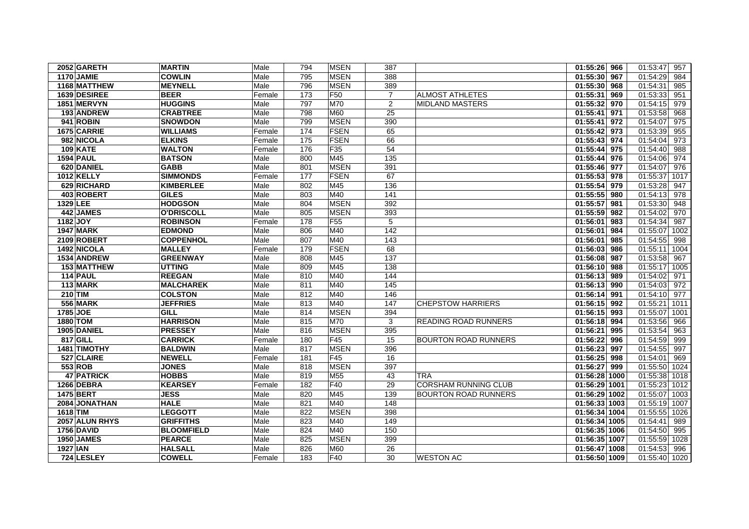| | | | | | | | | | | | |
|---|---|---|---|---|---|---|---|---|---|---|---|
| 2052 | GARETH | MARTIN | Male | 794 | MSEN | 387 | | 01:55:26 | 966 | 01:53:47 | 957 |
| 1170 | JAMIE | COWLIN | Male | 795 | MSEN | 388 | | 01:55:30 | 967 | 01:54:29 | 984 |
| 1168 | MATTHEW | MEYNELL | Male | 796 | MSEN | 389 | | 01:55:30 | 968 | 01:54:31 | 985 |
| 1639 | DESIREE | BEER | Female | 173 | F50 | 7 | ALMOST ATHLETES | 01:55:31 | 969 | 01:53:33 | 951 |
| 1851 | MERVYN | HUGGINS | Male | 797 | M70 | 2 | MIDLAND MASTERS | 01:55:32 | 970 | 01:54:15 | 979 |
| 193 | ANDREW | CRABTREE | Male | 798 | M60 | 25 | | 01:55:41 | 971 | 01:53:58 | 968 |
| 941 | ROBIN | SNOWDON | Male | 799 | MSEN | 390 | | 01:55:41 | 972 | 01:54:07 | 975 |
| 1675 | CARRIE | WILLIAMS | Female | 174 | FSEN | 65 | | 01:55:42 | 973 | 01:53:39 | 955 |
| 982 | NICOLA | ELKINS | Female | 175 | FSEN | 66 | | 01:55:43 | 974 | 01:54:04 | 973 |
| 109 | KATE | WALTON | Female | 176 | F35 | 54 | | 01:55:44 | 975 | 01:54:40 | 988 |
| 1594 | PAUL | BATSON | Male | 800 | M45 | 135 | | 01:55:44 | 976 | 01:54:06 | 974 |
| 620 | DANIEL | GABB | Male | 801 | MSEN | 391 | | 01:55:46 | 977 | 01:54:07 | 976 |
| 1012 | KELLY | SIMMONDS | Female | 177 | FSEN | 67 | | 01:55:53 | 978 | 01:55:37 | 1017 |
| 629 | RICHARD | KIMBERLEE | Male | 802 | M45 | 136 | | 01:55:54 | 979 | 01:53:28 | 947 |
| 403 | ROBERT | GILES | Male | 803 | M40 | 141 | | 01:55:55 | 980 | 01:54:13 | 978 |
| 1329 | LEE | HODGSON | Male | 804 | MSEN | 392 | | 01:55:57 | 981 | 01:53:30 | 948 |
| 442 | JAMES | O'DRISCOLL | Male | 805 | MSEN | 393 | | 01:55:59 | 982 | 01:54:02 | 970 |
| 1182 | JOY | ROBINSON | Female | 178 | F55 | 5 | | 01:56:01 | 983 | 01:54:34 | 987 |
| 1947 | MARK | EDMOND | Male | 806 | M40 | 142 | | 01:56:01 | 984 | 01:55:07 | 1002 |
| 2109 | ROBERT | COPPENHOL | Male | 807 | M40 | 143 | | 01:56:01 | 985 | 01:54:55 | 998 |
| 1492 | NICOLA | MALLEY | Female | 179 | FSEN | 68 | | 01:56:03 | 986 | 01:55:11 | 1004 |
| 1534 | ANDREW | GREENWAY | Male | 808 | M45 | 137 | | 01:56:08 | 987 | 01:53:58 | 967 |
| 153 | MATTHEW | UTTING | Male | 809 | M45 | 138 | | 01:56:10 | 988 | 01:55:17 | 1005 |
| 114 | PAUL | REEGAN | Male | 810 | M40 | 144 | | 01:56:13 | 989 | 01:54:02 | 971 |
| 113 | MARK | MALCHAREK | Male | 811 | M40 | 145 | | 01:56:13 | 990 | 01:54:03 | 972 |
| 210 | TIM | COLSTON | Male | 812 | M40 | 146 | | 01:56:14 | 991 | 01:54:10 | 977 |
| 556 | MARK | JEFFRIES | Male | 813 | M40 | 147 | CHEPSTOW HARRIERS | 01:56:15 | 992 | 01:55:21 | 1011 |
| 1785 | JOE | GILL | Male | 814 | MSEN | 394 | | 01:56:15 | 993 | 01:55:07 | 1001 |
| 1880 | TOM | HARRISON | Male | 815 | M70 | 3 | READING ROAD RUNNERS | 01:56:18 | 994 | 01:53:56 | 966 |
| 1905 | DANIEL | PRESSEY | Male | 816 | MSEN | 395 | | 01:56:21 | 995 | 01:53:54 | 963 |
| 817 | GILL | CARRICK | Female | 180 | F45 | 15 | BOURTON ROAD RUNNERS | 01:56:22 | 996 | 01:54:59 | 999 |
| 1481 | TIMOTHY | BALDWIN | Male | 817 | MSEN | 396 | | 01:56:23 | 997 | 01:54:55 | 997 |
| 527 | CLAIRE | NEWELL | Female | 181 | F45 | 16 | | 01:56:25 | 998 | 01:54:01 | 969 |
| 553 | ROB | JONES | Male | 818 | MSEN | 397 | | 01:56:27 | 999 | 01:55:50 | 1024 |
| 47 | PATRICK | HOBBS | Male | 819 | M55 | 43 | TRA | 01:56:28 | 1000 | 01:55:38 | 1018 |
| 1266 | DEBRA | KEARSEY | Female | 182 | F40 | 29 | CORSHAM RUNNING CLUB | 01:56:29 | 1001 | 01:55:23 | 1012 |
| 1475 | BERT | JESS | Male | 820 | M45 | 139 | BOURTON ROAD RUNNERS | 01:56:29 | 1002 | 01:55:07 | 1003 |
| 2084 | JONATHAN | HALE | Male | 821 | M40 | 148 | | 01:56:33 | 1003 | 01:55:19 | 1007 |
| 1618 | TIM | LEGGOTT | Male | 822 | MSEN | 398 | | 01:56:34 | 1004 | 01:55:55 | 1026 |
| 2057 | ALUN RHYS | GRIFFITHS | Male | 823 | M40 | 149 | | 01:56:34 | 1005 | 01:54:41 | 989 |
| 1756 | DAVID | BLOOMFIELD | Male | 824 | M40 | 150 | | 01:56:35 | 1006 | 01:54:50 | 995 |
| 1950 | JAMES | PEARCE | Male | 825 | MSEN | 399 | | 01:56:35 | 1007 | 01:55:59 | 1028 |
| 1927 | IAN | HALSALL | Male | 826 | M60 | 26 | | 01:56:47 | 1008 | 01:54:53 | 996 |
| 724 | LESLEY | COWELL | Female | 183 | F40 | 30 | WESTON AC | 01:56:50 | 1009 | 01:55:40 | 1020 |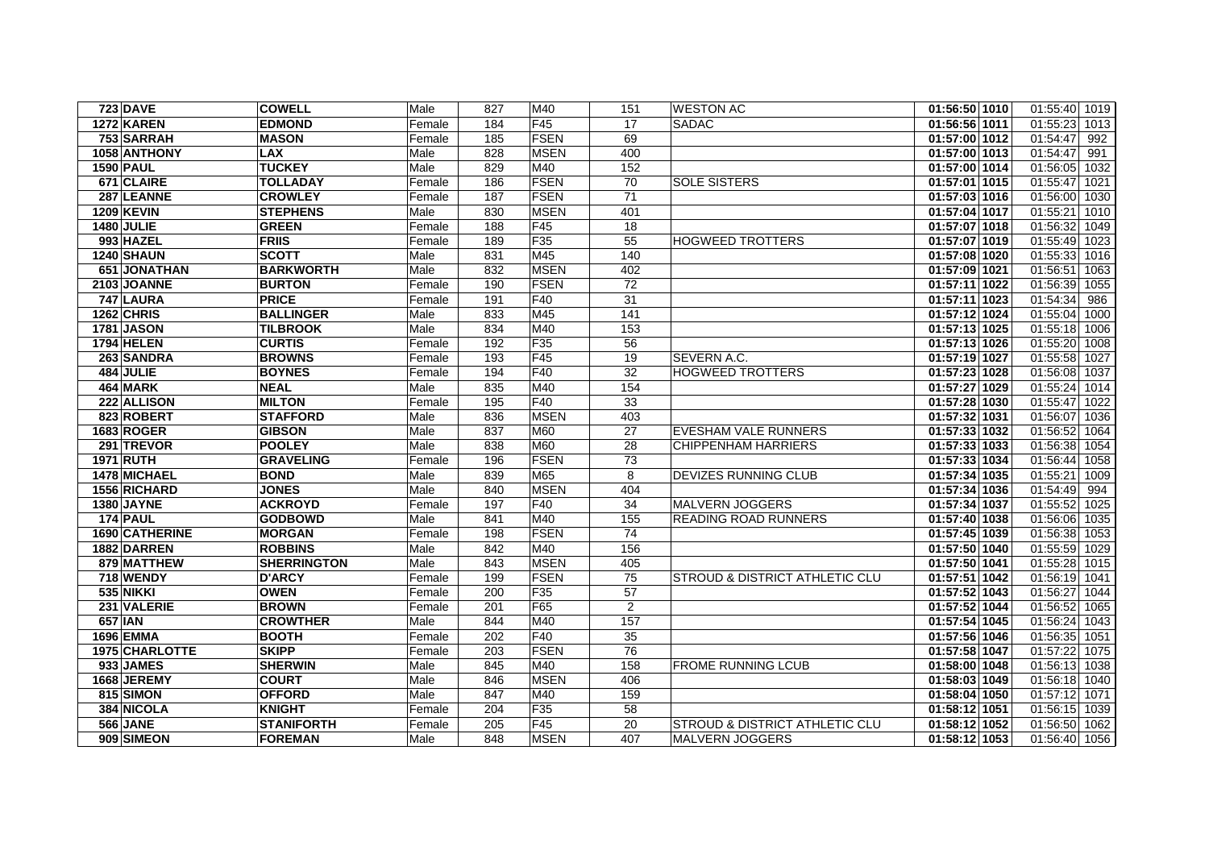| | | | | | | | | | | | |
|---|---|---|---|---|---|---|---|---|---|---|---|
| **723** | **DAVE** | **COWELL** | Male | 827 | M40 | 151 | WESTON AC | **01:56:50** | **1010** | 01:55:40 | 1019 |
| **1272** | **KAREN** | **EDMOND** | Female | 184 | F45 | 17 | SADAC | **01:56:56** | **1011** | 01:55:23 | 1013 |
| **753** | **SARRAH** | **MASON** | Female | 185 | FSEN | 69 | | **01:57:00** | **1012** | 01:54:47 | 992 |
| **1058** | **ANTHONY** | **LAX** | Male | 828 | MSEN | 400 | | **01:57:00** | **1013** | 01:54:47 | 991 |
| **1590** | **PAUL** | **TUCKEY** | Male | 829 | M40 | 152 | | **01:57:00** | **1014** | 01:56:05 | 1032 |
| **671** | **CLAIRE** | **TOLLADAY** | Female | 186 | FSEN | 70 | SOLE SISTERS | **01:57:01** | **1015** | 01:55:47 | 1021 |
| **287** | **LEANNE** | **CROWLEY** | Female | 187 | FSEN | 71 | | **01:57:03** | **1016** | 01:56:00 | 1030 |
| **1209** | **KEVIN** | **STEPHENS** | Male | 830 | MSEN | 401 | | **01:57:04** | **1017** | 01:55:21 | 1010 |
| **1480** | **JULIE** | **GREEN** | Female | 188 | F45 | 18 | | **01:57:07** | **1018** | 01:56:32 | 1049 |
| **993** | **HAZEL** | **FRIIS** | Female | 189 | F35 | 55 | HOGWEED TROTTERS | **01:57:07** | **1019** | 01:55:49 | 1023 |
| **1240** | **SHAUN** | **SCOTT** | Male | 831 | M45 | 140 | | **01:57:08** | **1020** | 01:55:33 | 1016 |
| **651** | **JONATHAN** | **BARKWORTH** | Male | 832 | MSEN | 402 | | **01:57:09** | **1021** | 01:56:51 | 1063 |
| **2103** | **JOANNE** | **BURTON** | Female | 190 | FSEN | 72 | | **01:57:11** | **1022** | 01:56:39 | 1055 |
| **747** | **LAURA** | **PRICE** | Female | 191 | F40 | 31 | | **01:57:11** | **1023** | 01:54:34 | 986 |
| **1262** | **CHRIS** | **BALLINGER** | Male | 833 | M45 | 141 | | **01:57:12** | **1024** | 01:55:04 | 1000 |
| **1781** | **JASON** | **TILBROOK** | Male | 834 | M40 | 153 | | **01:57:13** | **1025** | 01:55:18 | 1006 |
| **1794** | **HELEN** | **CURTIS** | Female | 192 | F35 | 56 | | **01:57:13** | **1026** | 01:55:20 | 1008 |
| **263** | **SANDRA** | **BROWNS** | Female | 193 | F45 | 19 | SEVERN A.C. | **01:57:19** | **1027** | 01:55:58 | 1027 |
| **484** | **JULIE** | **BOYNES** | Female | 194 | F40 | 32 | HOGWEED TROTTERS | **01:57:23** | **1028** | 01:56:08 | 1037 |
| **464** | **MARK** | **NEAL** | Male | 835 | M40 | 154 | | **01:57:27** | **1029** | 01:55:24 | 1014 |
| **222** | **ALLISON** | **MILTON** | Female | 195 | F40 | 33 | | **01:57:28** | **1030** | 01:55:47 | 1022 |
| **823** | **ROBERT** | **STAFFORD** | Male | 836 | MSEN | 403 | | **01:57:32** | **1031** | 01:56:07 | 1036 |
| **1683** | **ROGER** | **GIBSON** | Male | 837 | M60 | 27 | EVESHAM VALE RUNNERS | **01:57:33** | **1032** | 01:56:52 | 1064 |
| **291** | **TREVOR** | **POOLEY** | Male | 838 | M60 | 28 | CHIPPENHAM HARRIERS | **01:57:33** | **1033** | 01:56:38 | 1054 |
| **1971** | **RUTH** | **GRAVELING** | Female | 196 | FSEN | 73 | | **01:57:33** | **1034** | 01:56:44 | 1058 |
| **1478** | **MICHAEL** | **BOND** | Male | 839 | M65 | 8 | DEVIZES RUNNING CLUB | **01:57:34** | **1035** | 01:55:21 | 1009 |
| **1556** | **RICHARD** | **JONES** | Male | 840 | MSEN | 404 | | **01:57:34** | **1036** | 01:54:49 | 994 |
| **1380** | **JAYNE** | **ACKROYD** | Female | 197 | F40 | 34 | MALVERN JOGGERS | **01:57:34** | **1037** | 01:55:52 | 1025 |
| **174** | **PAUL** | **GODBOWD** | Male | 841 | M40 | 155 | READING ROAD RUNNERS | **01:57:40** | **1038** | 01:56:06 | 1035 |
| **1690** | **CATHERINE** | **MORGAN** | Female | 198 | FSEN | 74 | | **01:57:45** | **1039** | 01:56:38 | 1053 |
| **1882** | **DARREN** | **ROBBINS** | Male | 842 | M40 | 156 | | **01:57:50** | **1040** | 01:55:59 | 1029 |
| **879** | **MATTHEW** | **SHERRINGTON** | Male | 843 | MSEN | 405 | | **01:57:50** | **1041** | 01:55:28 | 1015 |
| **718** | **WENDY** | **D'ARCY** | Female | 199 | FSEN | 75 | STROUD & DISTRICT ATHLETIC CLU | **01:57:51** | **1042** | 01:56:19 | 1041 |
| **535** | **NIKKI** | **OWEN** | Female | 200 | F35 | 57 | | **01:57:52** | **1043** | 01:56:27 | 1044 |
| **231** | **VALERIE** | **BROWN** | Female | 201 | F65 | 2 | | **01:57:52** | **1044** | 01:56:52 | 1065 |
| **657** | **IAN** | **CROWTHER** | Male | 844 | M40 | 157 | | **01:57:54** | **1045** | 01:56:24 | 1043 |
| **1696** | **EMMA** | **BOOTH** | Female | 202 | F40 | 35 | | **01:57:56** | **1046** | 01:56:35 | 1051 |
| **1975** | **CHARLOTTE** | **SKIPP** | Female | 203 | FSEN | 76 | | **01:57:58** | **1047** | 01:57:22 | 1075 |
| **933** | **JAMES** | **SHERWIN** | Male | 845 | M40 | 158 | FROME RUNNING LCUB | **01:58:00** | **1048** | 01:56:13 | 1038 |
| **1668** | **JEREMY** | **COURT** | Male | 846 | MSEN | 406 | | **01:58:03** | **1049** | 01:56:18 | 1040 |
| **815** | **SIMON** | **OFFORD** | Male | 847 | M40 | 159 | | **01:58:04** | **1050** | 01:57:12 | 1071 |
| **384** | **NICOLA** | **KNIGHT** | Female | 204 | F35 | 58 | | **01:58:12** | **1051** | 01:56:15 | 1039 |
| **566** | **JANE** | **STANIFORTH** | Female | 205 | F45 | 20 | STROUD & DISTRICT ATHLETIC CLU | **01:58:12** | **1052** | 01:56:50 | 1062 |
| **909** | **SIMEON** | **FOREMAN** | Male | 848 | MSEN | 407 | MALVERN JOGGERS | **01:58:12** | **1053** | 01:56:40 | 1056 |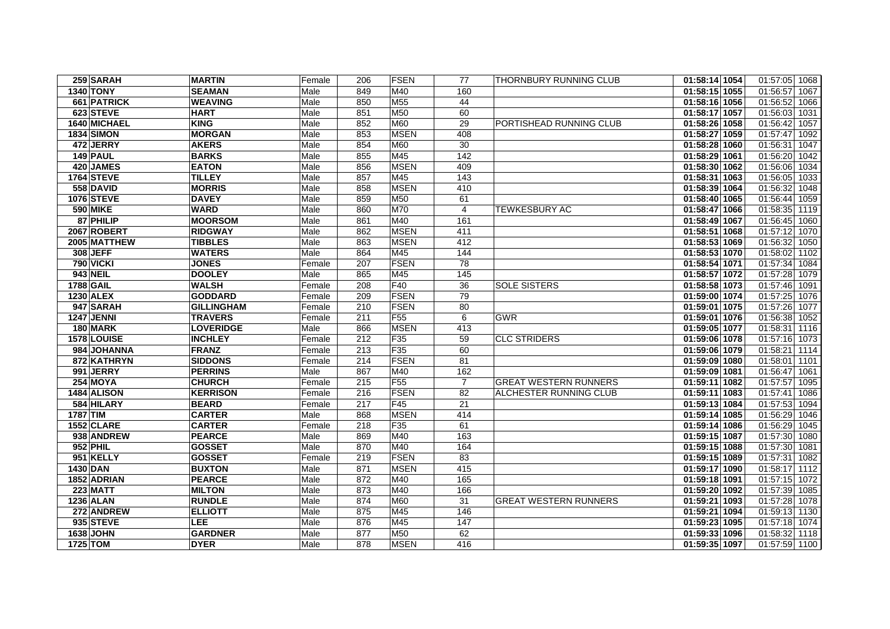| 259 | SARAH | MARTIN | Female | 206 | FSEN | 77 | THORNBURY RUNNING CLUB | 01:58:14 | 1054 | 01:57:05 | 1068 |
|---|---|---|---|---|---|---|---|---|---|---|---|
| 1340 | TONY | SEAMAN | Male | 849 | M40 | 160 | | 01:58:15 | 1055 | 01:56:57 | 1067 |
| 661 | PATRICK | WEAVING | Male | 850 | M55 | 44 | | 01:58:16 | 1056 | 01:56:52 | 1066 |
| 623 | STEVE | HART | Male | 851 | M50 | 60 | | 01:58:17 | 1057 | 01:56:03 | 1031 |
| 1640 | MICHAEL | KING | Male | 852 | M60 | 29 | PORTISHEAD RUNNING CLUB | 01:58:26 | 1058 | 01:56:42 | 1057 |
| 1834 | SIMON | MORGAN | Male | 853 | MSEN | 408 | | 01:58:27 | 1059 | 01:57:47 | 1092 |
| 472 | JERRY | AKERS | Male | 854 | M60 | 30 | | 01:58:28 | 1060 | 01:56:31 | 1047 |
| 149 | PAUL | BARKS | Male | 855 | M45 | 142 | | 01:58:29 | 1061 | 01:56:20 | 1042 |
| 420 | JAMES | EATON | Male | 856 | MSEN | 409 | | 01:58:30 | 1062 | 01:56:06 | 1034 |
| 1764 | STEVE | TILLEY | Male | 857 | M45 | 143 | | 01:58:31 | 1063 | 01:56:05 | 1033 |
| 558 | DAVID | MORRIS | Male | 858 | MSEN | 410 | | 01:58:39 | 1064 | 01:56:32 | 1048 |
| 1076 | STEVE | DAVEY | Male | 859 | M50 | 61 | | 01:58:40 | 1065 | 01:56:44 | 1059 |
| 590 | MIKE | WARD | Male | 860 | M70 | 4 | TEWKESBURY AC | 01:58:47 | 1066 | 01:58:35 | 1119 |
| 87 | PHILIP | MOORSOM | Male | 861 | M40 | 161 | | 01:58:49 | 1067 | 01:56:45 | 1060 |
| 2067 | ROBERT | RIDGWAY | Male | 862 | MSEN | 411 | | 01:58:51 | 1068 | 01:57:12 | 1070 |
| 2005 | MATTHEW | TIBBLES | Male | 863 | MSEN | 412 | | 01:58:53 | 1069 | 01:56:32 | 1050 |
| 308 | JEFF | WATERS | Male | 864 | M45 | 144 | | 01:58:53 | 1070 | 01:58:02 | 1102 |
| 790 | VICKI | JONES | Female | 207 | FSEN | 78 | | 01:58:54 | 1071 | 01:57:34 | 1084 |
| 943 | NEIL | DOOLEY | Male | 865 | M45 | 145 | | 01:58:57 | 1072 | 01:57:28 | 1079 |
| 1788 | GAIL | WALSH | Female | 208 | F40 | 36 | SOLE SISTERS | 01:58:58 | 1073 | 01:57:46 | 1091 |
| 1230 | ALEX | GODDARD | Female | 209 | FSEN | 79 | | 01:59:00 | 1074 | 01:57:25 | 1076 |
| 947 | SARAH | GILLINGHAM | Female | 210 | FSEN | 80 | | 01:59:01 | 1075 | 01:57:26 | 1077 |
| 1247 | JENNI | TRAVERS | Female | 211 | F55 | 6 | GWR | 01:59:01 | 1076 | 01:56:38 | 1052 |
| 180 | MARK | LOVERIDGE | Male | 866 | MSEN | 413 | | 01:59:05 | 1077 | 01:58:31 | 1116 |
| 1578 | LOUISE | INCHLEY | Female | 212 | F35 | 59 | CLC STRIDERS | 01:59:06 | 1078 | 01:57:16 | 1073 |
| 984 | JOHANNA | FRANZ | Female | 213 | F35 | 60 | | 01:59:06 | 1079 | 01:58:21 | 1114 |
| 872 | KATHRYN | SIDDONS | Female | 214 | FSEN | 81 | | 01:59:09 | 1080 | 01:58:01 | 1101 |
| 991 | JERRY | PERRINS | Male | 867 | M40 | 162 | | 01:59:09 | 1081 | 01:56:47 | 1061 |
| 254 | MOYA | CHURCH | Female | 215 | F55 | 7 | GREAT WESTERN RUNNERS | 01:59:11 | 1082 | 01:57:57 | 1095 |
| 1484 | ALISON | KERRISON | Female | 216 | FSEN | 82 | ALCHESTER RUNNING CLUB | 01:59:11 | 1083 | 01:57:41 | 1086 |
| 584 | HILARY | BEARD | Female | 217 | F45 | 21 | | 01:59:13 | 1084 | 01:57:53 | 1094 |
| 1787 | TIM | CARTER | Male | 868 | MSEN | 414 | | 01:59:14 | 1085 | 01:56:29 | 1046 |
| 1552 | CLARE | CARTER | Female | 218 | F35 | 61 | | 01:59:14 | 1086 | 01:56:29 | 1045 |
| 938 | ANDREW | PEARCE | Male | 869 | M40 | 163 | | 01:59:15 | 1087 | 01:57:30 | 1080 |
| 952 | PHIL | GOSSET | Male | 870 | M40 | 164 | | 01:59:15 | 1088 | 01:57:30 | 1081 |
| 951 | KELLY | GOSSET | Female | 219 | FSEN | 83 | | 01:59:15 | 1089 | 01:57:31 | 1082 |
| 1430 | DAN | BUXTON | Male | 871 | MSEN | 415 | | 01:59:17 | 1090 | 01:58:17 | 1112 |
| 1852 | ADRIAN | PEARCE | Male | 872 | M40 | 165 | | 01:59:18 | 1091 | 01:57:15 | 1072 |
| 223 | MATT | MILTON | Male | 873 | M40 | 166 | | 01:59:20 | 1092 | 01:57:39 | 1085 |
| 1236 | ALAN | RUNDLE | Male | 874 | M60 | 31 | GREAT WESTERN RUNNERS | 01:59:21 | 1093 | 01:57:28 | 1078 |
| 272 | ANDREW | ELLIOTT | Male | 875 | M45 | 146 | | 01:59:21 | 1094 | 01:59:13 | 1130 |
| 935 | STEVE | LEE | Male | 876 | M45 | 147 | | 01:59:23 | 1095 | 01:57:18 | 1074 |
| 1638 | JOHN | GARDNER | Male | 877 | M50 | 62 | | 01:59:33 | 1096 | 01:58:32 | 1118 |
| 1725 | TOM | DYER | Male | 878 | MSEN | 416 | | 01:59:35 | 1097 | 01:57:59 | 1100 |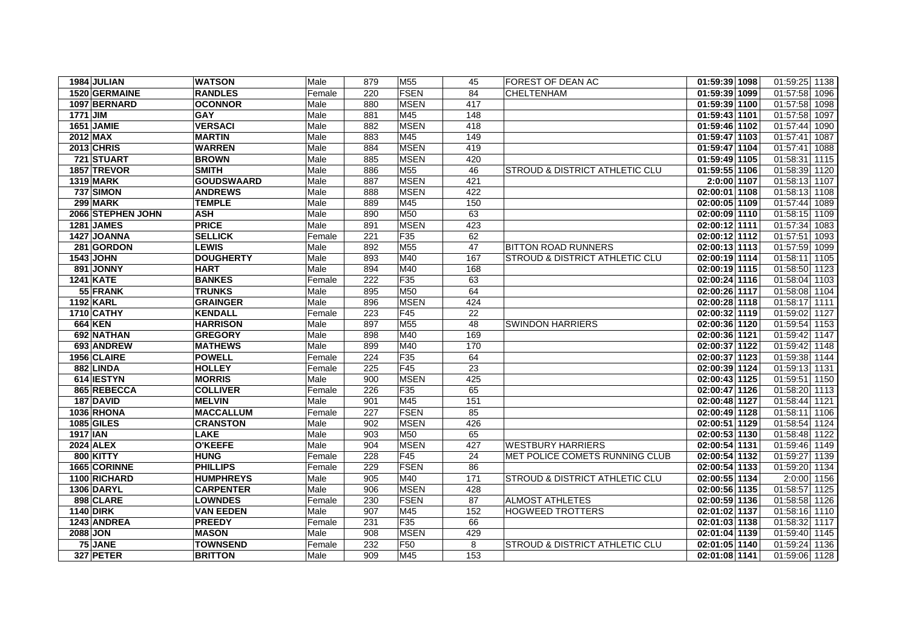| | | | | | | | | | | | |
|---|---|---|---|---|---|---|---|---|---|---|---|
| 1984 | **JULIAN** | **WATSON** | Male | 879 | M55 | 45 | FOREST OF DEAN AC | **01:59:39** | **1098** | 01:59:25 | 1138 |
| 1520 | **GERMAINE** | **RANDLES** | Female | 220 | FSEN | 84 | CHELTENHAM | **01:59:39** | **1099** | 01:57:58 | 1096 |
| 1097 | **BERNARD** | **OCONNOR** | Male | 880 | MSEN | 417 | | **01:59:39** | **1100** | 01:57:58 | 1098 |
| 1771 | **JIM** | **GAY** | Male | 881 | M45 | 148 | | **01:59:43** | **1101** | 01:57:58 | 1097 |
| 1651 | **JAMIE** | **VERSACI** | Male | 882 | MSEN | 418 | | **01:59:46** | **1102** | 01:57:44 | 1090 |
| 2012 | **MAX** | **MARTIN** | Male | 883 | M45 | 149 | | **01:59:47** | **1103** | 01:57:41 | 1087 |
| 2013 | **CHRIS** | **WARREN** | Male | 884 | MSEN | 419 | | **01:59:47** | **1104** | 01:57:41 | 1088 |
| 721 | **STUART** | **BROWN** | Male | 885 | MSEN | 420 | | **01:59:49** | **1105** | 01:58:31 | 1115 |
| 1857 | **TREVOR** | **SMITH** | Male | 886 | M55 | 46 | STROUD & DISTRICT ATHLETIC CLU | **01:59:55** | **1106** | 01:58:39 | 1120 |
| 1319 | **MARK** | **GOUDSWAARD** | Male | 887 | MSEN | 421 | | **2:0:00** | **1107** | 01:58:13 | 1107 |
| 737 | **SIMON** | **ANDREWS** | Male | 888 | MSEN | 422 | | **02:00:01** | **1108** | 01:58:13 | 1108 |
| 299 | **MARK** | **TEMPLE** | Male | 889 | M45 | 150 | | **02:00:05** | **1109** | 01:57:44 | 1089 |
| 2066 | **STEPHEN JOHN** | **ASH** | Male | 890 | M50 | 63 | | **02:00:09** | **1110** | 01:58:15 | 1109 |
| 1281 | **JAMES** | **PRICE** | Male | 891 | MSEN | 423 | | **02:00:12** | **1111** | 01:57:34 | 1083 |
| 1427 | **JOANNA** | **SELLICK** | Female | 221 | F35 | 62 | | **02:00:12** | **1112** | 01:57:51 | 1093 |
| 281 | **GORDON** | **LEWIS** | Male | 892 | M55 | 47 | BITTON ROAD RUNNERS | **02:00:13** | **1113** | 01:57:59 | 1099 |
| 1543 | **JOHN** | **DOUGHERTY** | Male | 893 | M40 | 167 | STROUD & DISTRICT ATHLETIC CLU | **02:00:19** | **1114** | 01:58:11 | 1105 |
| 891 | **JONNY** | **HART** | Male | 894 | M40 | 168 | | **02:00:19** | **1115** | 01:58:50 | 1123 |
| 1241 | **KATE** | **BANKES** | Female | 222 | F35 | 63 | | **02:00:24** | **1116** | 01:58:04 | 1103 |
| 55 | **FRANK** | **TRUNKS** | Male | 895 | M50 | 64 | | **02:00:26** | **1117** | 01:58:08 | 1104 |
| 1192 | **KARL** | **GRAINGER** | Male | 896 | MSEN | 424 | | **02:00:28** | **1118** | 01:58:17 | 1111 |
| 1710 | **CATHY** | **KENDALL** | Female | 223 | F45 | 22 | | **02:00:32** | **1119** | 01:59:02 | 1127 |
| 664 | **KEN** | **HARRISON** | Male | 897 | M55 | 48 | SWINDON HARRIERS | **02:00:36** | **1120** | 01:59:54 | 1153 |
| 692 | **NATHAN** | **GREGORY** | Male | 898 | M40 | 169 | | **02:00:36** | **1121** | 01:59:42 | 1147 |
| 693 | **ANDREW** | **MATHEWS** | Male | 899 | M40 | 170 | | **02:00:37** | **1122** | 01:59:42 | 1148 |
| 1956 | **CLAIRE** | **POWELL** | Female | 224 | F35 | 64 | | **02:00:37** | **1123** | 01:59:38 | 1144 |
| 882 | **LINDA** | **HOLLEY** | Female | 225 | F45 | 23 | | **02:00:39** | **1124** | 01:59:13 | 1131 |
| 614 | **IESTYN** | **MORRIS** | Male | 900 | MSEN | 425 | | **02:00:43** | **1125** | 01:59:51 | 1150 |
| 865 | **REBECCA** | **COLLIVER** | Female | 226 | F35 | 65 | | **02:00:47** | **1126** | 01:58:20 | 1113 |
| 187 | **DAVID** | **MELVIN** | Male | 901 | M45 | 151 | | **02:00:48** | **1127** | 01:58:44 | 1121 |
| 1036 | **RHONA** | **MACCALLUM** | Female | 227 | FSEN | 85 | | **02:00:49** | **1128** | 01:58:11 | 1106 |
| 1085 | **GILES** | **CRANSTON** | Male | 902 | MSEN | 426 | | **02:00:51** | **1129** | 01:58:54 | 1124 |
| 1917 | **IAN** | **LAKE** | Male | 903 | M50 | 65 | | **02:00:53** | **1130** | 01:58:48 | 1122 |
| 2024 | **ALEX** | **O'KEEFE** | Male | 904 | MSEN | 427 | WESTBURY HARRIERS | **02:00:54** | **1131** | 01:59:46 | 1149 |
| 800 | **KITTY** | **HUNG** | Female | 228 | F45 | 24 | MET POLICE COMETS RUNNING CLUB | **02:00:54** | **1132** | 01:59:27 | 1139 |
| 1665 | **CORINNE** | **PHILLIPS** | Female | 229 | FSEN | 86 | | **02:00:54** | **1133** | 01:59:20 | 1134 |
| 1100 | **RICHARD** | **HUMPHREYS** | Male | 905 | M40 | 171 | STROUD & DISTRICT ATHLETIC CLU | **02:00:55** | **1134** | 2:0:00 | 1156 |
| 1306 | **DARYL** | **CARPENTER** | Male | 906 | MSEN | 428 | | **02:00:56** | **1135** | 01:58:57 | 1125 |
| 898 | **CLARE** | **LOWNDES** | Female | 230 | FSEN | 87 | ALMOST ATHLETES | **02:00:59** | **1136** | 01:58:58 | 1126 |
| 1140 | **DIRK** | **VAN EEDEN** | Male | 907 | M45 | 152 | HOGWEED TROTTERS | **02:01:02** | **1137** | 01:58:16 | 1110 |
| 1243 | **ANDREA** | **PREEDY** | Female | 231 | F35 | 66 | | **02:01:03** | **1138** | 01:58:32 | 1117 |
| 2088 | **JON** | **MASON** | Male | 908 | MSEN | 429 | | **02:01:04** | **1139** | 01:59:40 | 1145 |
| 75 | **JANE** | **TOWNSEND** | Female | 232 | F50 | 8 | STROUD & DISTRICT ATHLETIC CLU | **02:01:05** | **1140** | 01:59:24 | 1136 |
| 327 | **PETER** | **BRITTON** | Male | 909 | M45 | 153 | | **02:01:08** | **1141** | 01:59:06 | 1128 |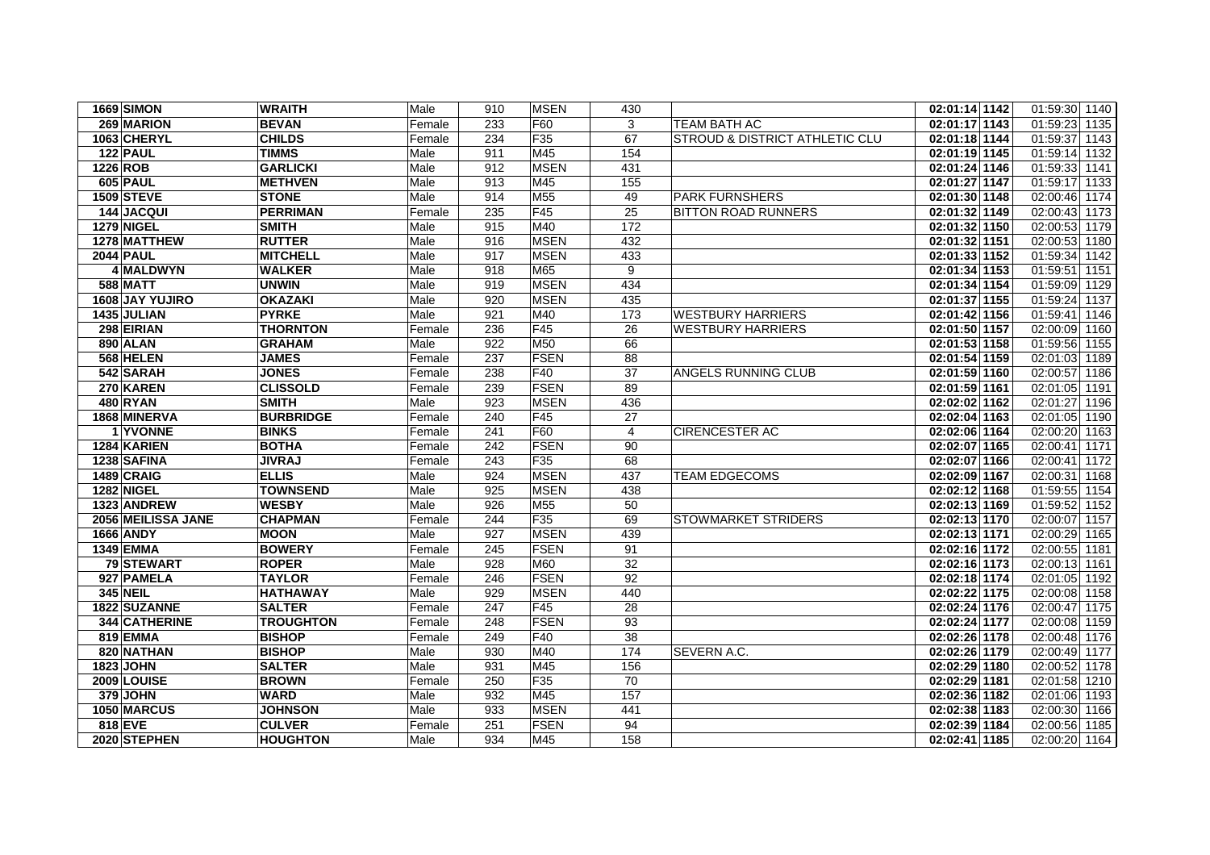| | | | | | | | | | | | |
|---|---|---|---|---|---|---|---|---|---|---|---|
| 1669 | SIMON | WRAITH | Male | 910 | MSEN | 430 | | 02:01:14 | 1142 | 01:59:30 | 1140 |
| 269 | MARION | BEVAN | Female | 233 | F60 | 3 | TEAM BATH AC | 02:01:17 | 1143 | 01:59:23 | 1135 |
| 1063 | CHERYL | CHILDS | Female | 234 | F35 | 67 | STROUD & DISTRICT ATHLETIC CLU | 02:01:18 | 1144 | 01:59:37 | 1143 |
| 122 | PAUL | TIMMS | Male | 911 | M45 | 154 | | 02:01:19 | 1145 | 01:59:14 | 1132 |
| 1226 | ROB | GARLICKI | Male | 912 | MSEN | 431 | | 02:01:24 | 1146 | 01:59:33 | 1141 |
| 605 | PAUL | METHVEN | Male | 913 | M45 | 155 | | 02:01:27 | 1147 | 01:59:17 | 1133 |
| 1509 | STEVE | STONE | Male | 914 | M55 | 49 | PARK FURNSHERS | 02:01:30 | 1148 | 02:00:46 | 1174 |
| 144 | JACQUI | PERRIMAN | Female | 235 | F45 | 25 | BITTON ROAD RUNNERS | 02:01:32 | 1149 | 02:00:43 | 1173 |
| 1279 | NIGEL | SMITH | Male | 915 | M40 | 172 | | 02:01:32 | 1150 | 02:00:53 | 1179 |
| 1278 | MATTHEW | RUTTER | Male | 916 | MSEN | 432 | | 02:01:32 | 1151 | 02:00:53 | 1180 |
| 2044 | PAUL | MITCHELL | Male | 917 | MSEN | 433 | | 02:01:33 | 1152 | 01:59:34 | 1142 |
| 4 | MALDWYN | WALKER | Male | 918 | M65 | 9 | | 02:01:34 | 1153 | 01:59:51 | 1151 |
| 588 | MATT | UNWIN | Male | 919 | MSEN | 434 | | 02:01:34 | 1154 | 01:59:09 | 1129 |
| 1608 | JAY YUJIRO | OKAZAKI | Male | 920 | MSEN | 435 | | 02:01:37 | 1155 | 01:59:24 | 1137 |
| 1435 | JULIAN | PYRKE | Male | 921 | M40 | 173 | WESTBURY HARRIERS | 02:01:42 | 1156 | 01:59:41 | 1146 |
| 298 | EIRIAN | THORNTON | Female | 236 | F45 | 26 | WESTBURY HARRIERS | 02:01:50 | 1157 | 02:00:09 | 1160 |
| 890 | ALAN | GRAHAM | Male | 922 | M50 | 66 | | 02:01:53 | 1158 | 01:59:56 | 1155 |
| 568 | HELEN | JAMES | Female | 237 | FSEN | 88 | | 02:01:54 | 1159 | 02:01:03 | 1189 |
| 542 | SARAH | JONES | Female | 238 | F40 | 37 | ANGELS RUNNING CLUB | 02:01:59 | 1160 | 02:00:57 | 1186 |
| 270 | KAREN | CLISSOLD | Female | 239 | FSEN | 89 | | 02:01:59 | 1161 | 02:01:05 | 1191 |
| 480 | RYAN | SMITH | Male | 923 | MSEN | 436 | | 02:02:02 | 1162 | 02:01:27 | 1196 |
| 1868 | MINERVA | BURBRIDGE | Female | 240 | F45 | 27 | | 02:02:04 | 1163 | 02:01:05 | 1190 |
| 1 | YVONNE | BINKS | Female | 241 | F60 | 4 | CIRENCESTER AC | 02:02:06 | 1164 | 02:00:20 | 1163 |
| 1284 | KARIEN | BOTHA | Female | 242 | FSEN | 90 | | 02:02:07 | 1165 | 02:00:41 | 1171 |
| 1238 | SAFINA | JIVRAJ | Female | 243 | F35 | 68 | | 02:02:07 | 1166 | 02:00:41 | 1172 |
| 1489 | CRAIG | ELLIS | Male | 924 | MSEN | 437 | TEAM EDGECOMS | 02:02:09 | 1167 | 02:00:31 | 1168 |
| 1282 | NIGEL | TOWNSEND | Male | 925 | MSEN | 438 | | 02:02:12 | 1168 | 01:59:55 | 1154 |
| 1323 | ANDREW | WESBY | Male | 926 | M55 | 50 | | 02:02:13 | 1169 | 01:59:52 | 1152 |
| 2056 | MEILISSA JANE | CHAPMAN | Female | 244 | F35 | 69 | STOWMARKET STRIDERS | 02:02:13 | 1170 | 02:00:07 | 1157 |
| 1666 | ANDY | MOON | Male | 927 | MSEN | 439 | | 02:02:13 | 1171 | 02:00:29 | 1165 |
| 1349 | EMMA | BOWERY | Female | 245 | FSEN | 91 | | 02:02:16 | 1172 | 02:00:55 | 1181 |
| 79 | STEWART | ROPER | Male | 928 | M60 | 32 | | 02:02:16 | 1173 | 02:00:13 | 1161 |
| 927 | PAMELA | TAYLOR | Female | 246 | FSEN | 92 | | 02:02:18 | 1174 | 02:01:05 | 1192 |
| 345 | NEIL | HATHAWAY | Male | 929 | MSEN | 440 | | 02:02:22 | 1175 | 02:00:08 | 1158 |
| 1822 | SUZANNE | SALTER | Female | 247 | F45 | 28 | | 02:02:24 | 1176 | 02:00:47 | 1175 |
| 344 | CATHERINE | TROUGHTON | Female | 248 | FSEN | 93 | | 02:02:24 | 1177 | 02:00:08 | 1159 |
| 819 | EMMA | BISHOP | Female | 249 | F40 | 38 | | 02:02:26 | 1178 | 02:00:48 | 1176 |
| 820 | NATHAN | BISHOP | Male | 930 | M40 | 174 | SEVERN A.C. | 02:02:26 | 1179 | 02:00:49 | 1177 |
| 1823 | JOHN | SALTER | Male | 931 | M45 | 156 | | 02:02:29 | 1180 | 02:00:52 | 1178 |
| 2009 | LOUISE | BROWN | Female | 250 | F35 | 70 | | 02:02:29 | 1181 | 02:01:58 | 1210 |
| 379 | JOHN | WARD | Male | 932 | M45 | 157 | | 02:02:36 | 1182 | 02:01:06 | 1193 |
| 1050 | MARCUS | JOHNSON | Male | 933 | MSEN | 441 | | 02:02:38 | 1183 | 02:00:30 | 1166 |
| 818 | EVE | CULVER | Female | 251 | FSEN | 94 | | 02:02:39 | 1184 | 02:00:56 | 1185 |
| 2020 | STEPHEN | HOUGHTON | Male | 934 | M45 | 158 | | 02:02:41 | 1185 | 02:00:20 | 1164 |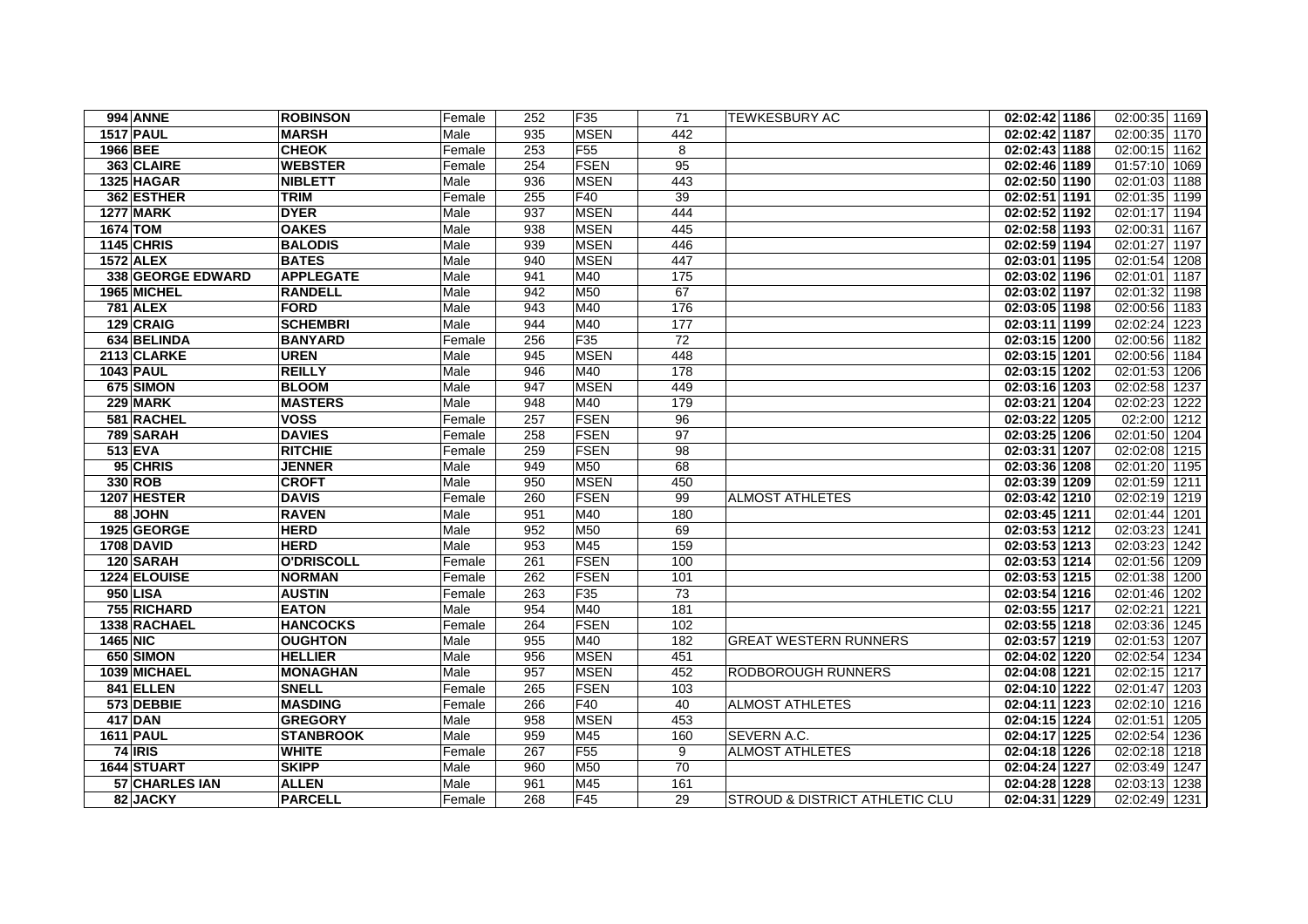| | | | | | | | | | | | |
|---|---|---|---|---|---|---|---|---|---|---|---|
| 994 | ANNE | ROBINSON | Female | 252 | F35 | 71 | TEWKESBURY AC | 02:02:42 | 1186 | 02:00:35 | 1169 |
| 1517 | PAUL | MARSH | Male | 935 | MSEN | 442 | | 02:02:42 | 1187 | 02:00:35 | 1170 |
| 1966 | BEE | CHEOK | Female | 253 | F55 | 8 | | 02:02:43 | 1188 | 02:00:15 | 1162 |
| 363 | CLAIRE | WEBSTER | Female | 254 | FSEN | 95 | | 02:02:46 | 1189 | 01:57:10 | 1069 |
| 1325 | HAGAR | NIBLETT | Male | 936 | MSEN | 443 | | 02:02:50 | 1190 | 02:01:03 | 1188 |
| 362 | ESTHER | TRIM | Female | 255 | F40 | 39 | | 02:02:51 | 1191 | 02:01:35 | 1199 |
| 1277 | MARK | DYER | Male | 937 | MSEN | 444 | | 02:02:52 | 1192 | 02:01:17 | 1194 |
| 1674 | TOM | OAKES | Male | 938 | MSEN | 445 | | 02:02:58 | 1193 | 02:00:31 | 1167 |
| 1145 | CHRIS | BALODIS | Male | 939 | MSEN | 446 | | 02:02:59 | 1194 | 02:01:27 | 1197 |
| 1572 | ALEX | BATES | Male | 940 | MSEN | 447 | | 02:03:01 | 1195 | 02:01:54 | 1208 |
| 338 | GEORGE EDWARD | APPLEGATE | Male | 941 | M40 | 175 | | 02:03:02 | 1196 | 02:01:01 | 1187 |
| 1965 | MICHEL | RANDELL | Male | 942 | M50 | 67 | | 02:03:02 | 1197 | 02:01:32 | 1198 |
| 781 | ALEX | FORD | Male | 943 | M40 | 176 | | 02:03:05 | 1198 | 02:00:56 | 1183 |
| 129 | CRAIG | SCHEMBRI | Male | 944 | M40 | 177 | | 02:03:11 | 1199 | 02:02:24 | 1223 |
| 634 | BELINDA | BANYARD | Female | 256 | F35 | 72 | | 02:03:15 | 1200 | 02:00:56 | 1182 |
| 2113 | CLARKE | UREN | Male | 945 | MSEN | 448 | | 02:03:15 | 1201 | 02:00:56 | 1184 |
| 1043 | PAUL | REILLY | Male | 946 | M40 | 178 | | 02:03:15 | 1202 | 02:01:53 | 1206 |
| 675 | SIMON | BLOOM | Male | 947 | MSEN | 449 | | 02:03:16 | 1203 | 02:02:58 | 1237 |
| 229 | MARK | MASTERS | Male | 948 | M40 | 179 | | 02:03:21 | 1204 | 02:02:23 | 1222 |
| 581 | RACHEL | VOSS | Female | 257 | FSEN | 96 | | 02:03:22 | 1205 | 02:2:00 | 1212 |
| 789 | SARAH | DAVIES | Female | 258 | FSEN | 97 | | 02:03:25 | 1206 | 02:01:50 | 1204 |
| 513 | EVA | RITCHIE | Female | 259 | FSEN | 98 | | 02:03:31 | 1207 | 02:02:08 | 1215 |
| 95 | CHRIS | JENNER | Male | 949 | M50 | 68 | | 02:03:36 | 1208 | 02:01:20 | 1195 |
| 330 | ROB | CROFT | Male | 950 | MSEN | 450 | | 02:03:39 | 1209 | 02:01:59 | 1211 |
| 1207 | HESTER | DAVIS | Female | 260 | FSEN | 99 | ALMOST ATHLETES | 02:03:42 | 1210 | 02:02:19 | 1219 |
| 88 | JOHN | RAVEN | Male | 951 | M40 | 180 | | 02:03:45 | 1211 | 02:01:44 | 1201 |
| 1925 | GEORGE | HERD | Male | 952 | M50 | 69 | | 02:03:53 | 1212 | 02:03:23 | 1241 |
| 1708 | DAVID | HERD | Male | 953 | M45 | 159 | | 02:03:53 | 1213 | 02:03:23 | 1242 |
| 120 | SARAH | O'DRISCOLL | Female | 261 | FSEN | 100 | | 02:03:53 | 1214 | 02:01:56 | 1209 |
| 1224 | ELOUISE | NORMAN | Female | 262 | FSEN | 101 | | 02:03:53 | 1215 | 02:01:38 | 1200 |
| 950 | LISA | AUSTIN | Female | 263 | F35 | 73 | | 02:03:54 | 1216 | 02:01:46 | 1202 |
| 755 | RICHARD | EATON | Male | 954 | M40 | 181 | | 02:03:55 | 1217 | 02:02:21 | 1221 |
| 1338 | RACHAEL | HANCOCKS | Female | 264 | FSEN | 102 | | 02:03:55 | 1218 | 02:03:36 | 1245 |
| 1465 | NIC | OUGHTON | Male | 955 | M40 | 182 | GREAT WESTERN RUNNERS | 02:03:57 | 1219 | 02:01:53 | 1207 |
| 650 | SIMON | HELLIER | Male | 956 | MSEN | 451 | | 02:04:02 | 1220 | 02:02:54 | 1234 |
| 1039 | MICHAEL | MONAGHAN | Male | 957 | MSEN | 452 | RODBOROUGH RUNNERS | 02:04:08 | 1221 | 02:02:15 | 1217 |
| 841 | ELLEN | SNELL | Female | 265 | FSEN | 103 | | 02:04:10 | 1222 | 02:01:47 | 1203 |
| 573 | DEBBIE | MASDING | Female | 266 | F40 | 40 | ALMOST ATHLETES | 02:04:11 | 1223 | 02:02:10 | 1216 |
| 417 | DAN | GREGORY | Male | 958 | MSEN | 453 | | 02:04:15 | 1224 | 02:01:51 | 1205 |
| 1611 | PAUL | STANBROOK | Male | 959 | M45 | 160 | SEVERN A.C. | 02:04:17 | 1225 | 02:02:54 | 1236 |
| 74 | IRIS | WHITE | Female | 267 | F55 | 9 | ALMOST ATHLETES | 02:04:18 | 1226 | 02:02:18 | 1218 |
| 1644 | STUART | SKIPP | Male | 960 | M50 | 70 | | 02:04:24 | 1227 | 02:03:49 | 1247 |
| 57 | CHARLES IAN | ALLEN | Male | 961 | M45 | 161 | | 02:04:28 | 1228 | 02:03:13 | 1238 |
| 82 | JACKY | PARCELL | Female | 268 | F45 | 29 | STROUD & DISTRICT ATHLETIC CLU | 02:04:31 | 1229 | 02:02:49 | 1231 |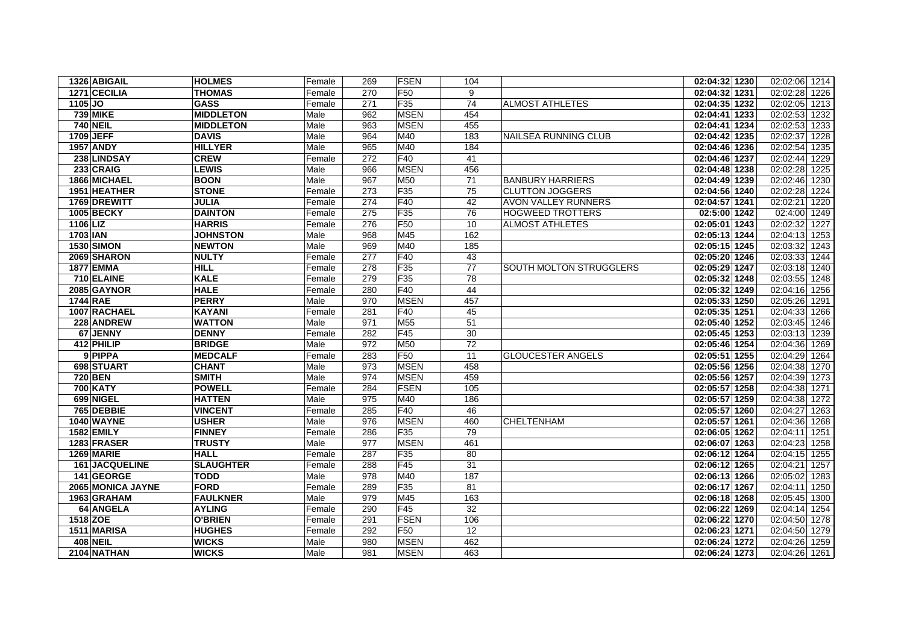| | | | | | | | | | | | |
|---|---|---|---|---|---|---|---|---|---|---|---|
| 1326 | ABIGAIL | HOLMES | Female | 269 | FSEN | 104 | | 02:04:32 | 1230 | 02:02:06 | 1214 |
| 1271 | CECILIA | THOMAS | Female | 270 | F50 | 9 | | 02:04:32 | 1231 | 02:02:28 | 1226 |
| 1105 | JO | GASS | Female | 271 | F35 | 74 | ALMOST ATHLETES | 02:04:35 | 1232 | 02:02:05 | 1213 |
| 739 | MIKE | MIDDLETON | Male | 962 | MSEN | 454 | | 02:04:41 | 1233 | 02:02:53 | 1232 |
| 740 | NEIL | MIDDLETON | Male | 963 | MSEN | 455 | | 02:04:41 | 1234 | 02:02:53 | 1233 |
| 1709 | JEFF | DAVIS | Male | 964 | M40 | 183 | NAILSEA RUNNING CLUB | 02:04:42 | 1235 | 02:02:37 | 1228 |
| 1957 | ANDY | HILLYER | Male | 965 | M40 | 184 | | 02:04:46 | 1236 | 02:02:54 | 1235 |
| 238 | LINDSAY | CREW | Female | 272 | F40 | 41 | | 02:04:46 | 1237 | 02:02:44 | 1229 |
| 233 | CRAIG | LEWIS | Male | 966 | MSEN | 456 | | 02:04:48 | 1238 | 02:02:28 | 1225 |
| 1866 | MICHAEL | BOON | Male | 967 | M50 | 71 | BANBURY HARRIERS | 02:04:49 | 1239 | 02:02:46 | 1230 |
| 1951 | HEATHER | STONE | Female | 273 | F35 | 75 | CLUTTON JOGGERS | 02:04:56 | 1240 | 02:02:28 | 1224 |
| 1769 | DREWITT | JULIA | Female | 274 | F40 | 42 | AVON VALLEY RUNNERS | 02:04:57 | 1241 | 02:02:21 | 1220 |
| 1005 | BECKY | DAINTON | Female | 275 | F35 | 76 | HOGWEED TROTTERS | 02:5:00 | 1242 | 02:4:00 | 1249 |
| 1106 | LIZ | HARRIS | Female | 276 | F50 | 10 | ALMOST ATHLETES | 02:05:01 | 1243 | 02:02:32 | 1227 |
| 1703 | IAN | JOHNSTON | Male | 968 | M45 | 162 | | 02:05:13 | 1244 | 02:04:13 | 1253 |
| 1530 | SIMON | NEWTON | Male | 969 | M40 | 185 | | 02:05:15 | 1245 | 02:03:32 | 1243 |
| 2069 | SHARON | NULTY | Female | 277 | F40 | 43 | | 02:05:20 | 1246 | 02:03:33 | 1244 |
| 1877 | EMMA | HILL | Female | 278 | F35 | 77 | SOUTH MOLTON STRUGGLERS | 02:05:29 | 1247 | 02:03:18 | 1240 |
| 710 | ELAINE | KALE | Female | 279 | F35 | 78 | | 02:05:32 | 1248 | 02:03:55 | 1248 |
| 2085 | GAYNOR | HALE | Female | 280 | F40 | 44 | | 02:05:32 | 1249 | 02:04:16 | 1256 |
| 1744 | RAE | PERRY | Male | 970 | MSEN | 457 | | 02:05:33 | 1250 | 02:05:26 | 1291 |
| 1007 | RACHAEL | KAYANI | Female | 281 | F40 | 45 | | 02:05:35 | 1251 | 02:04:33 | 1266 |
| 228 | ANDREW | WATTON | Male | 971 | M55 | 51 | | 02:05:40 | 1252 | 02:03:45 | 1246 |
| 67 | JENNY | DENNY | Female | 282 | F45 | 30 | | 02:05:45 | 1253 | 02:03:13 | 1239 |
| 412 | PHILIP | BRIDGE | Male | 972 | M50 | 72 | | 02:05:46 | 1254 | 02:04:36 | 1269 |
| 9 | PIPPA | MEDCALF | Female | 283 | F50 | 11 | GLOUCESTER ANGELS | 02:05:51 | 1255 | 02:04:29 | 1264 |
| 698 | STUART | CHANT | Male | 973 | MSEN | 458 | | 02:05:56 | 1256 | 02:04:38 | 1270 |
| 720 | BEN | SMITH | Male | 974 | MSEN | 459 | | 02:05:56 | 1257 | 02:04:39 | 1273 |
| 700 | KATY | POWELL | Female | 284 | FSEN | 105 | | 02:05:57 | 1258 | 02:04:38 | 1271 |
| 699 | NIGEL | HATTEN | Male | 975 | M40 | 186 | | 02:05:57 | 1259 | 02:04:38 | 1272 |
| 765 | DEBBIE | VINCENT | Female | 285 | F40 | 46 | | 02:05:57 | 1260 | 02:04:27 | 1263 |
| 1040 | WAYNE | USHER | Male | 976 | MSEN | 460 | CHELTENHAM | 02:05:57 | 1261 | 02:04:36 | 1268 |
| 1582 | EMILY | FINNEY | Female | 286 | F35 | 79 | | 02:06:05 | 1262 | 02:04:11 | 1251 |
| 1283 | FRASER | TRUSTY | Male | 977 | MSEN | 461 | | 02:06:07 | 1263 | 02:04:23 | 1258 |
| 1269 | MARIE | HALL | Female | 287 | F35 | 80 | | 02:06:12 | 1264 | 02:04:15 | 1255 |
| 161 | JACQUELINE | SLAUGHTER | Female | 288 | F45 | 31 | | 02:06:12 | 1265 | 02:04:21 | 1257 |
| 141 | GEORGE | TODD | Male | 978 | M40 | 187 | | 02:06:13 | 1266 | 02:05:02 | 1283 |
| 2065 | MONICA JAYNE | FORD | Female | 289 | F35 | 81 | | 02:06:17 | 1267 | 02:04:11 | 1250 |
| 1963 | GRAHAM | FAULKNER | Male | 979 | M45 | 163 | | 02:06:18 | 1268 | 02:05:45 | 1300 |
| 64 | ANGELA | AYLING | Female | 290 | F45 | 32 | | 02:06:22 | 1269 | 02:04:14 | 1254 |
| 1518 | ZOE | O'BRIEN | Female | 291 | FSEN | 106 | | 02:06:22 | 1270 | 02:04:50 | 1278 |
| 1511 | MARISA | HUGHES | Female | 292 | F50 | 12 | | 02:06:23 | 1271 | 02:04:50 | 1279 |
| 408 | NEIL | WICKS | Male | 980 | MSEN | 462 | | 02:06:24 | 1272 | 02:04:26 | 1259 |
| 2104 | NATHAN | WICKS | Male | 981 | MSEN | 463 | | 02:06:24 | 1273 | 02:04:26 | 1261 |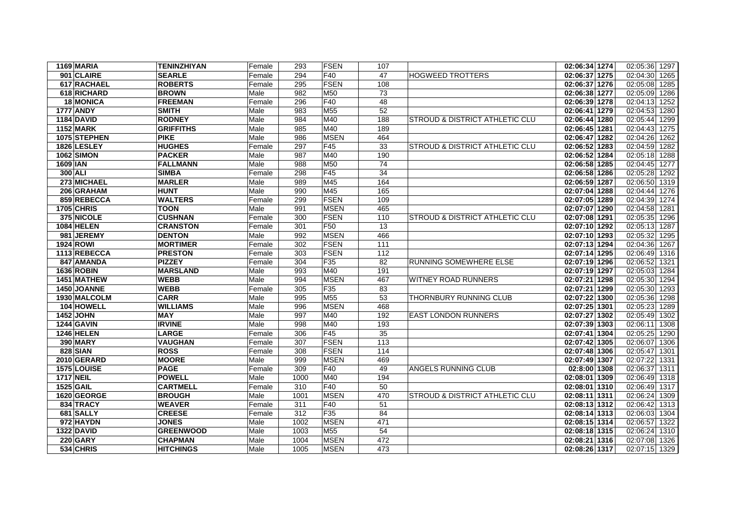| 1169 | MARIA | TENINZHIYAN | Female | 293 | FSEN | 107 | | 02:06:34 | 1274 | 02:05:36 | 1297 |
|---|---|---|---|---|---|---|---|---|---|---|---|
| 901 | CLAIRE | SEARLE | Female | 294 | F40 | 47 | HOGWEED TROTTERS | 02:06:37 | 1275 | 02:04:30 | 1265 |
| 617 | RACHAEL | ROBERTS | Female | 295 | FSEN | 108 | | 02:06:37 | 1276 | 02:05:08 | 1285 |
| 618 | RICHARD | BROWN | Male | 982 | M50 | 73 | | 02:06:38 | 1277 | 02:05:09 | 1286 |
| 18 | MONICA | FREEMAN | Female | 296 | F40 | 48 | | 02:06:39 | 1278 | 02:04:13 | 1252 |
| 1777 | ANDY | SMITH | Male | 983 | M55 | 52 | | 02:06:41 | 1279 | 02:04:53 | 1280 |
| 1184 | DAVID | RODNEY | Male | 984 | M40 | 188 | STROUD & DISTRICT ATHLETIC CLU | 02:06:44 | 1280 | 02:05:44 | 1299 |
| 1152 | MARK | GRIFFITHS | Male | 985 | M40 | 189 | | 02:06:45 | 1281 | 02:04:43 | 1275 |
| 1075 | STEPHEN | PIKE | Male | 986 | MSEN | 464 | | 02:06:47 | 1282 | 02:04:26 | 1262 |
| 1826 | LESLEY | HUGHES | Female | 297 | F45 | 33 | STROUD & DISTRICT ATHLETIC CLU | 02:06:52 | 1283 | 02:04:59 | 1282 |
| 1062 | SIMON | PACKER | Male | 987 | M40 | 190 | | 02:06:52 | 1284 | 02:05:18 | 1288 |
| 1609 | IAN | FALLMANN | Male | 988 | M50 | 74 | | 02:06:58 | 1285 | 02:04:45 | 1277 |
| 300 | ALI | SIMBA | Female | 298 | F45 | 34 | | 02:06:58 | 1286 | 02:05:28 | 1292 |
| 273 | MICHAEL | MARLER | Male | 989 | M45 | 164 | | 02:06:59 | 1287 | 02:06:50 | 1319 |
| 206 | GRAHAM | HUNT | Male | 990 | M45 | 165 | | 02:07:04 | 1288 | 02:04:44 | 1276 |
| 859 | REBECCA | WALTERS | Female | 299 | FSEN | 109 | | 02:07:05 | 1289 | 02:04:39 | 1274 |
| 1705 | CHRIS | TOON | Male | 991 | MSEN | 465 | | 02:07:07 | 1290 | 02:04:58 | 1281 |
| 375 | NICOLE | CUSHNAN | Female | 300 | FSEN | 110 | STROUD & DISTRICT ATHLETIC CLU | 02:07:08 | 1291 | 02:05:35 | 1296 |
| 1084 | HELEN | CRANSTON | Female | 301 | F50 | 13 | | 02:07:10 | 1292 | 02:05:13 | 1287 |
| 981 | JEREMY | DENTON | Male | 992 | MSEN | 466 | | 02:07:10 | 1293 | 02:05:32 | 1295 |
| 1924 | ROWI | MORTIMER | Female | 302 | FSEN | 111 | | 02:07:13 | 1294 | 02:04:36 | 1267 |
| 1113 | REBECCA | PRESTON | Female | 303 | FSEN | 112 | | 02:07:14 | 1295 | 02:06:49 | 1316 |
| 847 | AMANDA | PIZZEY | Female | 304 | F35 | 82 | RUNNING SOMEWHERE ELSE | 02:07:19 | 1296 | 02:06:52 | 1321 |
| 1636 | ROBIN | MARSLAND | Male | 993 | M40 | 191 | | 02:07:19 | 1297 | 02:05:03 | 1284 |
| 1451 | MATHEW | WEBB | Male | 994 | MSEN | 467 | WITNEY ROAD RUNNERS | 02:07:21 | 1298 | 02:05:30 | 1294 |
| 1450 | JOANNE | WEBB | Female | 305 | F35 | 83 | | 02:07:21 | 1299 | 02:05:30 | 1293 |
| 1930 | MALCOLM | CARR | Male | 995 | M55 | 53 | THORNBURY RUNNING CLUB | 02:07:22 | 1300 | 02:05:36 | 1298 |
| 104 | HOWELL | WILLIAMS | Male | 996 | MSEN | 468 | | 02:07:25 | 1301 | 02:05:23 | 1289 |
| 1452 | JOHN | MAY | Male | 997 | M40 | 192 | EAST LONDON RUNNERS | 02:07:27 | 1302 | 02:05:49 | 1302 |
| 1244 | GAVIN | IRVINE | Male | 998 | M40 | 193 | | 02:07:39 | 1303 | 02:06:11 | 1308 |
| 1246 | HELEN | LARGE | Female | 306 | F45 | 35 | | 02:07:41 | 1304 | 02:05:25 | 1290 |
| 390 | MARY | VAUGHAN | Female | 307 | FSEN | 113 | | 02:07:42 | 1305 | 02:06:07 | 1306 |
| 828 | SIAN | ROSS | Female | 308 | FSEN | 114 | | 02:07:48 | 1306 | 02:05:47 | 1301 |
| 2010 | GERARD | MOORE | Male | 999 | MSEN | 469 | | 02:07:49 | 1307 | 02:07:22 | 1331 |
| 1575 | LOUISE | PAGE | Female | 309 | F40 | 49 | ANGELS RUNNING CLUB | 02:8:00 | 1308 | 02:06:37 | 1311 |
| 1717 | NEIL | POWELL | Male | 1000 | M40 | 194 | | 02:08:01 | 1309 | 02:06:49 | 1318 |
| 1525 | GAIL | CARTMELL | Female | 310 | F40 | 50 | | 02:08:01 | 1310 | 02:06:49 | 1317 |
| 1620 | GEORGE | BROUGH | Male | 1001 | MSEN | 470 | STROUD & DISTRICT ATHLETIC CLU | 02:08:11 | 1311 | 02:06:24 | 1309 |
| 834 | TRACY | WEAVER | Female | 311 | F40 | 51 | | 02:08:13 | 1312 | 02:06:42 | 1313 |
| 681 | SALLY | CREESE | Female | 312 | F35 | 84 | | 02:08:14 | 1313 | 02:06:03 | 1304 |
| 972 | HAYDN | JONES | Male | 1002 | MSEN | 471 | | 02:08:15 | 1314 | 02:06:57 | 1322 |
| 1322 | DAVID | GREENWOOD | Male | 1003 | M55 | 54 | | 02:08:18 | 1315 | 02:06:24 | 1310 |
| 220 | GARY | CHAPMAN | Male | 1004 | MSEN | 472 | | 02:08:21 | 1316 | 02:07:08 | 1326 |
| 534 | CHRIS | HITCHINGS | Male | 1005 | MSEN | 473 | | 02:08:26 | 1317 | 02:07:15 | 1329 |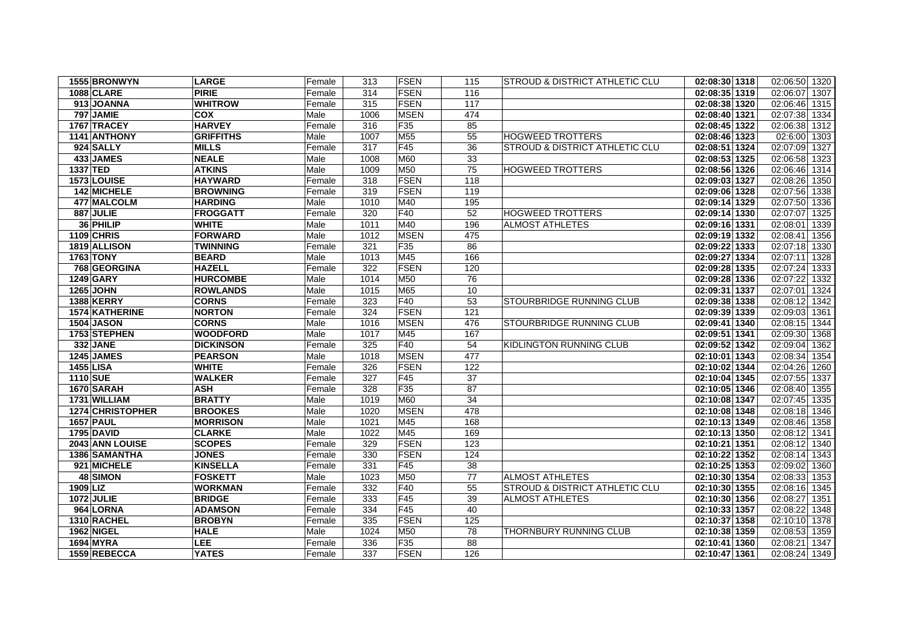| | | | | | | | | | | | |
|---|---|---|---|---|---|---|---|---|---|---|---|
| 1555 | BRONWYN | LARGE | Female | 313 | FSEN | 115 | STROUD & DISTRICT ATHLETIC CLU | 02:08:30 | 1318 | 02:06:50 | 1320 |
| 1088 | CLARE | PIRIE | Female | 314 | FSEN | 116 | | 02:08:35 | 1319 | 02:06:07 | 1307 |
| 913 | JOANNA | WHITROW | Female | 315 | FSEN | 117 | | 02:08:38 | 1320 | 02:06:46 | 1315 |
| 797 | JAMIE | COX | Male | 1006 | MSEN | 474 | | 02:08:40 | 1321 | 02:07:38 | 1334 |
| 1767 | TRACEY | HARVEY | Female | 316 | F35 | 85 | | 02:08:45 | 1322 | 02:06:38 | 1312 |
| 1141 | ANTHONY | GRIFFITHS | Male | 1007 | M55 | 55 | HOGWEED TROTTERS | 02:08:46 | 1323 | 02:6:00 | 1303 |
| 924 | SALLY | MILLS | Female | 317 | F45 | 36 | STROUD & DISTRICT ATHLETIC CLU | 02:08:51 | 1324 | 02:07:09 | 1327 |
| 433 | JAMES | NEALE | Male | 1008 | M60 | 33 | | 02:08:53 | 1325 | 02:06:58 | 1323 |
| 1337 | TED | ATKINS | Male | 1009 | M50 | 75 | HOGWEED TROTTERS | 02:08:56 | 1326 | 02:06:46 | 1314 |
| 1573 | LOUISE | HAYWARD | Female | 318 | FSEN | 118 | | 02:09:03 | 1327 | 02:08:26 | 1350 |
| 142 | MICHELE | BROWNING | Female | 319 | FSEN | 119 | | 02:09:06 | 1328 | 02:07:56 | 1338 |
| 477 | MALCOLM | HARDING | Male | 1010 | M40 | 195 | | 02:09:14 | 1329 | 02:07:50 | 1336 |
| 887 | JULIE | FROGGATT | Female | 320 | F40 | 52 | HOGWEED TROTTERS | 02:09:14 | 1330 | 02:07:07 | 1325 |
| 36 | PHILIP | WHITE | Male | 1011 | M40 | 196 | ALMOST ATHLETES | 02:09:16 | 1331 | 02:08:01 | 1339 |
| 1109 | CHRIS | FORWARD | Male | 1012 | MSEN | 475 | | 02:09:19 | 1332 | 02:08:41 | 1356 |
| 1819 | ALLISON | TWINNING | Female | 321 | F35 | 86 | | 02:09:22 | 1333 | 02:07:18 | 1330 |
| 1763 | TONY | BEARD | Male | 1013 | M45 | 166 | | 02:09:27 | 1334 | 02:07:11 | 1328 |
| 768 | GEORGINA | HAZELL | Female | 322 | FSEN | 120 | | 02:09:28 | 1335 | 02:07:24 | 1333 |
| 1249 | GARY | HURCOMBE | Male | 1014 | M50 | 76 | | 02:09:28 | 1336 | 02:07:22 | 1332 |
| 1265 | JOHN | ROWLANDS | Male | 1015 | M65 | 10 | | 02:09:31 | 1337 | 02:07:01 | 1324 |
| 1388 | KERRY | CORNS | Female | 323 | F40 | 53 | STOURBRIDGE RUNNING CLUB | 02:09:38 | 1338 | 02:08:12 | 1342 |
| 1574 | KATHERINE | NORTON | Female | 324 | FSEN | 121 | | 02:09:39 | 1339 | 02:09:03 | 1361 |
| 1504 | JASON | CORNS | Male | 1016 | MSEN | 476 | STOURBRIDGE RUNNING CLUB | 02:09:41 | 1340 | 02:08:15 | 1344 |
| 1753 | STEPHEN | WOODFORD | Male | 1017 | M45 | 167 | | 02:09:51 | 1341 | 02:09:30 | 1368 |
| 332 | JANE | DICKINSON | Female | 325 | F40 | 54 | KIDLINGTON RUNNING CLUB | 02:09:52 | 1342 | 02:09:04 | 1362 |
| 1245 | JAMES | PEARSON | Male | 1018 | MSEN | 477 | | 02:10:01 | 1343 | 02:08:34 | 1354 |
| 1455 | LISA | WHITE | Female | 326 | FSEN | 122 | | 02:10:02 | 1344 | 02:04:26 | 1260 |
| 1110 | SUE | WALKER | Female | 327 | F45 | 37 | | 02:10:04 | 1345 | 02:07:55 | 1337 |
| 1670 | SARAH | ASH | Female | 328 | F35 | 87 | | 02:10:05 | 1346 | 02:08:40 | 1355 |
| 1731 | WILLIAM | BRATTY | Male | 1019 | M60 | 34 | | 02:10:08 | 1347 | 02:07:45 | 1335 |
| 1274 | CHRISTOPHER | BROOKES | Male | 1020 | MSEN | 478 | | 02:10:08 | 1348 | 02:08:18 | 1346 |
| 1657 | PAUL | MORRISON | Male | 1021 | M45 | 168 | | 02:10:13 | 1349 | 02:08:46 | 1358 |
| 1795 | DAVID | CLARKE | Male | 1022 | M45 | 169 | | 02:10:13 | 1350 | 02:08:12 | 1341 |
| 2043 | ANN LOUISE | SCOPES | Female | 329 | FSEN | 123 | | 02:10:21 | 1351 | 02:08:12 | 1340 |
| 1386 | SAMANTHA | JONES | Female | 330 | FSEN | 124 | | 02:10:22 | 1352 | 02:08:14 | 1343 |
| 921 | MICHELE | KINSELLA | Female | 331 | F45 | 38 | | 02:10:25 | 1353 | 02:09:02 | 1360 |
| 48 | SIMON | FOSKETT | Male | 1023 | M50 | 77 | ALMOST ATHLETES | 02:10:30 | 1354 | 02:08:33 | 1353 |
| 1909 | LIZ | WORKMAN | Female | 332 | F40 | 55 | STROUD & DISTRICT ATHLETIC CLU | 02:10:30 | 1355 | 02:08:16 | 1345 |
| 1072 | JULIE | BRIDGE | Female | 333 | F45 | 39 | ALMOST ATHLETES | 02:10:30 | 1356 | 02:08:27 | 1351 |
| 964 | LORNA | ADAMSON | Female | 334 | F45 | 40 | | 02:10:33 | 1357 | 02:08:22 | 1348 |
| 1310 | RACHEL | BROBYN | Female | 335 | FSEN | 125 | | 02:10:37 | 1358 | 02:10:10 | 1378 |
| 1962 | NIGEL | HALE | Male | 1024 | M50 | 78 | THORNBURY RUNNING CLUB | 02:10:38 | 1359 | 02:08:53 | 1359 |
| 1694 | MYRA | LEE | Female | 336 | F35 | 88 | | 02:10:41 | 1360 | 02:08:21 | 1347 |
| 1559 | REBECCA | YATES | Female | 337 | FSEN | 126 | | 02:10:47 | 1361 | 02:08:24 | 1349 |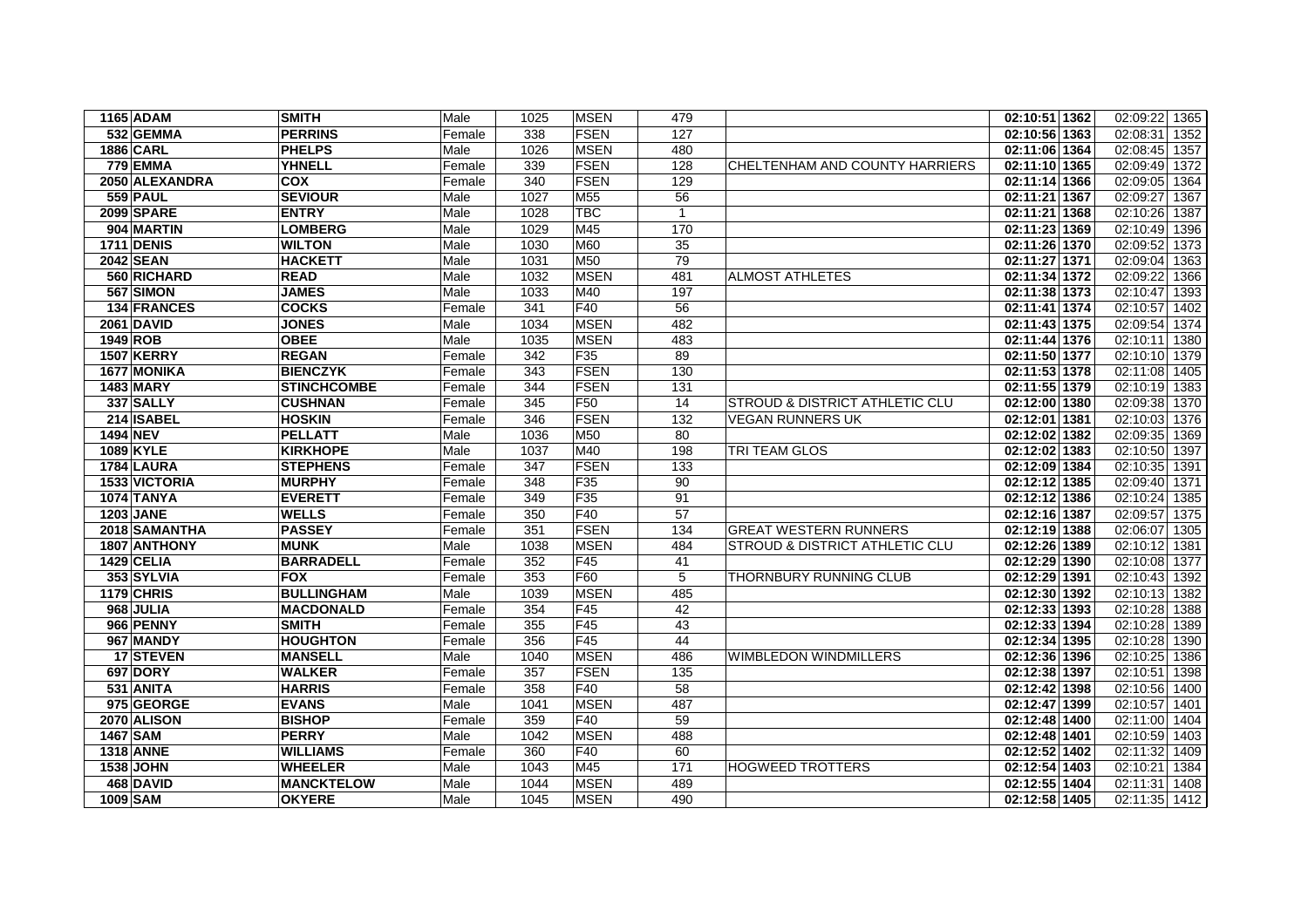| | | | | | | | | | | | |
|---|---|---|---|---|---|---|---|---|---|---|---|
| 1165 | ADAM | SMITH | Male | 1025 | MSEN | 479 | | 02:10:51 | 1362 | 02:09:22 | 1365 |
| 532 | GEMMA | PERRINS | Female | 338 | FSEN | 127 | | 02:10:56 | 1363 | 02:08:31 | 1352 |
| 1886 | CARL | PHELPS | Male | 1026 | MSEN | 480 | | 02:11:06 | 1364 | 02:08:45 | 1357 |
| 779 | EMMA | YHNELL | Female | 339 | FSEN | 128 | CHELTENHAM AND COUNTY HARRIERS | 02:11:10 | 1365 | 02:09:49 | 1372 |
| 2050 | ALEXANDRA | COX | Female | 340 | FSEN | 129 | | 02:11:14 | 1366 | 02:09:05 | 1364 |
| 559 | PAUL | SEVIOUR | Male | 1027 | M55 | 56 | | 02:11:21 | 1367 | 02:09:27 | 1367 |
| 2099 | SPARE | ENTRY | Male | 1028 | TBC | 1 | | 02:11:21 | 1368 | 02:10:26 | 1387 |
| 904 | MARTIN | LOMBERG | Male | 1029 | M45 | 170 | | 02:11:23 | 1369 | 02:10:49 | 1396 |
| 1711 | DENIS | WILTON | Male | 1030 | M60 | 35 | | 02:11:26 | 1370 | 02:09:52 | 1373 |
| 2042 | SEAN | HACKETT | Male | 1031 | M50 | 79 | | 02:11:27 | 1371 | 02:09:04 | 1363 |
| 560 | RICHARD | READ | Male | 1032 | MSEN | 481 | ALMOST ATHLETES | 02:11:34 | 1372 | 02:09:22 | 1366 |
| 567 | SIMON | JAMES | Male | 1033 | M40 | 197 | | 02:11:38 | 1373 | 02:10:47 | 1393 |
| 134 | FRANCES | COCKS | Female | 341 | F40 | 56 | | 02:11:41 | 1374 | 02:10:57 | 1402 |
| 2061 | DAVID | JONES | Male | 1034 | MSEN | 482 | | 02:11:43 | 1375 | 02:09:54 | 1374 |
| 1949 | ROB | OBEE | Male | 1035 | MSEN | 483 | | 02:11:44 | 1376 | 02:10:11 | 1380 |
| 1507 | KERRY | REGAN | Female | 342 | F35 | 89 | | 02:11:50 | 1377 | 02:10:10 | 1379 |
| 1677 | MONIKA | BIENCZYK | Female | 343 | FSEN | 130 | | 02:11:53 | 1378 | 02:11:08 | 1405 |
| 1483 | MARY | STINCHCOMBE | Female | 344 | FSEN | 131 | | 02:11:55 | 1379 | 02:10:19 | 1383 |
| 337 | SALLY | CUSHNAN | Female | 345 | F50 | 14 | STROUD & DISTRICT ATHLETIC CLU | 02:12:00 | 1380 | 02:09:38 | 1370 |
| 214 | ISABEL | HOSKIN | Female | 346 | FSEN | 132 | VEGAN RUNNERS UK | 02:12:01 | 1381 | 02:10:03 | 1376 |
| 1494 | NEV | PELLATT | Male | 1036 | M50 | 80 | | 02:12:02 | 1382 | 02:09:35 | 1369 |
| 1089 | KYLE | KIRKHOPE | Male | 1037 | M40 | 198 | TRI TEAM GLOS | 02:12:02 | 1383 | 02:10:50 | 1397 |
| 1784 | LAURA | STEPHENS | Female | 347 | FSEN | 133 | | 02:12:09 | 1384 | 02:10:35 | 1391 |
| 1533 | VICTORIA | MURPHY | Female | 348 | F35 | 90 | | 02:12:12 | 1385 | 02:09:40 | 1371 |
| 1074 | TANYA | EVERETT | Female | 349 | F35 | 91 | | 02:12:12 | 1386 | 02:10:24 | 1385 |
| 1203 | JANE | WELLS | Female | 350 | F40 | 57 | | 02:12:16 | 1387 | 02:09:57 | 1375 |
| 2018 | SAMANTHA | PASSEY | Female | 351 | FSEN | 134 | GREAT WESTERN RUNNERS | 02:12:19 | 1388 | 02:06:07 | 1305 |
| 1807 | ANTHONY | MUNK | Male | 1038 | MSEN | 484 | STROUD & DISTRICT ATHLETIC CLU | 02:12:26 | 1389 | 02:10:12 | 1381 |
| 1429 | CELIA | BARRADELL | Female | 352 | F45 | 41 | | 02:12:29 | 1390 | 02:10:08 | 1377 |
| 353 | SYLVIA | FOX | Female | 353 | F60 | 5 | THORNBURY RUNNING CLUB | 02:12:29 | 1391 | 02:10:43 | 1392 |
| 1179 | CHRIS | BULLINGHAM | Male | 1039 | MSEN | 485 | | 02:12:30 | 1392 | 02:10:13 | 1382 |
| 968 | JULIA | MACDONALD | Female | 354 | F45 | 42 | | 02:12:33 | 1393 | 02:10:28 | 1388 |
| 966 | PENNY | SMITH | Female | 355 | F45 | 43 | | 02:12:33 | 1394 | 02:10:28 | 1389 |
| 967 | MANDY | HOUGHTON | Female | 356 | F45 | 44 | | 02:12:34 | 1395 | 02:10:28 | 1390 |
| 17 | STEVEN | MANSELL | Male | 1040 | MSEN | 486 | WIMBLEDON WINDMILLERS | 02:12:36 | 1396 | 02:10:25 | 1386 |
| 697 | DORY | WALKER | Female | 357 | FSEN | 135 | | 02:12:38 | 1397 | 02:10:51 | 1398 |
| 531 | ANITA | HARRIS | Female | 358 | F40 | 58 | | 02:12:42 | 1398 | 02:10:56 | 1400 |
| 975 | GEORGE | EVANS | Male | 1041 | MSEN | 487 | | 02:12:47 | 1399 | 02:10:57 | 1401 |
| 2070 | ALISON | BISHOP | Female | 359 | F40 | 59 | | 02:12:48 | 1400 | 02:11:00 | 1404 |
| 1467 | SAM | PERRY | Male | 1042 | MSEN | 488 | | 02:12:48 | 1401 | 02:10:59 | 1403 |
| 1318 | ANNE | WILLIAMS | Female | 360 | F40 | 60 | | 02:12:52 | 1402 | 02:11:32 | 1409 |
| 1538 | JOHN | WHEELER | Male | 1043 | M45 | 171 | HOGWEED TROTTERS | 02:12:54 | 1403 | 02:10:21 | 1384 |
| 468 | DAVID | MANCKTELOW | Male | 1044 | MSEN | 489 | | 02:12:55 | 1404 | 02:11:31 | 1408 |
| 1009 | SAM | OKYERE | Male | 1045 | MSEN | 490 | | 02:12:58 | 1405 | 02:11:35 | 1412 |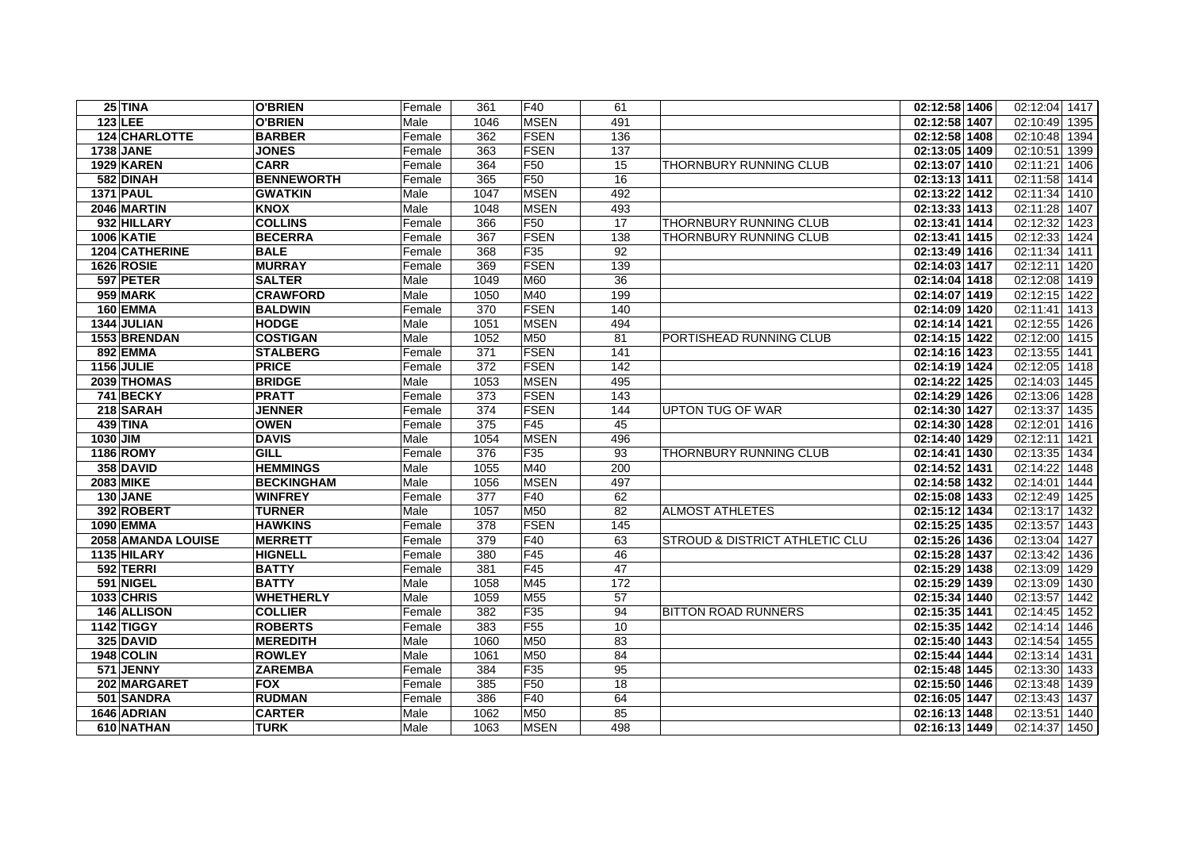| | | | | | | | | | | | |
|---|---|---|---|---|---|---|---|---|---|---|---|
| 25 | TINA | O'BRIEN | Female | 361 | F40 | 61 | | 02:12:58 | 1406 | 02:12:04 | 1417 |
| 123 | LEE | O'BRIEN | Male | 1046 | MSEN | 491 | | 02:12:58 | 1407 | 02:10:49 | 1395 |
| 124 | CHARLOTTE | BARBER | Female | 362 | FSEN | 136 | | 02:12:58 | 1408 | 02:10:48 | 1394 |
| 1738 | JANE | JONES | Female | 363 | FSEN | 137 | | 02:13:05 | 1409 | 02:10:51 | 1399 |
| 1929 | KAREN | CARR | Female | 364 | F50 | 15 | THORNBURY RUNNING CLUB | 02:13:07 | 1410 | 02:11:21 | 1406 |
| 582 | DINAH | BENNEWORTH | Female | 365 | F50 | 16 | | 02:13:13 | 1411 | 02:11:58 | 1414 |
| 1371 | PAUL | GWATKIN | Male | 1047 | MSEN | 492 | | 02:13:22 | 1412 | 02:11:34 | 1410 |
| 2046 | MARTIN | KNOX | Male | 1048 | MSEN | 493 | | 02:13:33 | 1413 | 02:11:28 | 1407 |
| 932 | HILLARY | COLLINS | Female | 366 | F50 | 17 | THORNBURY RUNNING CLUB | 02:13:41 | 1414 | 02:12:32 | 1423 |
| 1006 | KATIE | BECERRA | Female | 367 | FSEN | 138 | THORNBURY RUNNING CLUB | 02:13:41 | 1415 | 02:12:33 | 1424 |
| 1204 | CATHERINE | BALE | Female | 368 | F35 | 92 | | 02:13:49 | 1416 | 02:11:34 | 1411 |
| 1626 | ROSIE | MURRAY | Female | 369 | FSEN | 139 | | 02:14:03 | 1417 | 02:12:11 | 1420 |
| 597 | PETER | SALTER | Male | 1049 | M60 | 36 | | 02:14:04 | 1418 | 02:12:08 | 1419 |
| 959 | MARK | CRAWFORD | Male | 1050 | M40 | 199 | | 02:14:07 | 1419 | 02:12:15 | 1422 |
| 160 | EMMA | BALDWIN | Female | 370 | FSEN | 140 | | 02:14:09 | 1420 | 02:11:41 | 1413 |
| 1344 | JULIAN | HODGE | Male | 1051 | MSEN | 494 | | 02:14:14 | 1421 | 02:12:55 | 1426 |
| 1553 | BRENDAN | COSTIGAN | Male | 1052 | M50 | 81 | PORTISHEAD RUNNING CLUB | 02:14:15 | 1422 | 02:12:00 | 1415 |
| 892 | EMMA | STALBERG | Female | 371 | FSEN | 141 | | 02:14:16 | 1423 | 02:13:55 | 1441 |
| 1156 | JULIE | PRICE | Female | 372 | FSEN | 142 | | 02:14:19 | 1424 | 02:12:05 | 1418 |
| 2039 | THOMAS | BRIDGE | Male | 1053 | MSEN | 495 | | 02:14:22 | 1425 | 02:14:03 | 1445 |
| 741 | BECKY | PRATT | Female | 373 | FSEN | 143 | | 02:14:29 | 1426 | 02:13:06 | 1428 |
| 218 | SARAH | JENNER | Female | 374 | FSEN | 144 | UPTON TUG OF WAR | 02:14:30 | 1427 | 02:13:37 | 1435 |
| 439 | TINA | OWEN | Female | 375 | F45 | 45 | | 02:14:30 | 1428 | 02:12:01 | 1416 |
| 1030 | JIM | DAVIS | Male | 1054 | MSEN | 496 | | 02:14:40 | 1429 | 02:12:11 | 1421 |
| 1186 | ROMY | GILL | Female | 376 | F35 | 93 | THORNBURY RUNNING CLUB | 02:14:41 | 1430 | 02:13:35 | 1434 |
| 358 | DAVID | HEMMINGS | Male | 1055 | M40 | 200 | | 02:14:52 | 1431 | 02:14:22 | 1448 |
| 2083 | MIKE | BECKINGHAM | Male | 1056 | MSEN | 497 | | 02:14:58 | 1432 | 02:14:01 | 1444 |
| 130 | JANE | WINFREY | Female | 377 | F40 | 62 | | 02:15:08 | 1433 | 02:12:49 | 1425 |
| 392 | ROBERT | TURNER | Male | 1057 | M50 | 82 | ALMOST ATHLETES | 02:15:12 | 1434 | 02:13:17 | 1432 |
| 1090 | EMMA | HAWKINS | Female | 378 | FSEN | 145 | | 02:15:25 | 1435 | 02:13:57 | 1443 |
| 2058 | AMANDA LOUISE | MERRETT | Female | 379 | F40 | 63 | STROUD & DISTRICT ATHLETIC CLU | 02:15:26 | 1436 | 02:13:04 | 1427 |
| 1135 | HILARY | HIGNELL | Female | 380 | F45 | 46 | | 02:15:28 | 1437 | 02:13:42 | 1436 |
| 592 | TERRI | BATTY | Female | 381 | F45 | 47 | | 02:15:29 | 1438 | 02:13:09 | 1429 |
| 591 | NIGEL | BATTY | Male | 1058 | M45 | 172 | | 02:15:29 | 1439 | 02:13:09 | 1430 |
| 1033 | CHRIS | WHETHERLY | Male | 1059 | M55 | 57 | | 02:15:34 | 1440 | 02:13:57 | 1442 |
| 146 | ALLISON | COLLIER | Female | 382 | F35 | 94 | BITTON ROAD RUNNERS | 02:15:35 | 1441 | 02:14:45 | 1452 |
| 1142 | TIGGY | ROBERTS | Female | 383 | F55 | 10 | | 02:15:35 | 1442 | 02:14:14 | 1446 |
| 325 | DAVID | MEREDITH | Male | 1060 | M50 | 83 | | 02:15:40 | 1443 | 02:14:54 | 1455 |
| 1948 | COLIN | ROWLEY | Male | 1061 | M50 | 84 | | 02:15:44 | 1444 | 02:13:14 | 1431 |
| 571 | JENNY | ZAREMBA | Female | 384 | F35 | 95 | | 02:15:48 | 1445 | 02:13:30 | 1433 |
| 202 | MARGARET | FOX | Female | 385 | F50 | 18 | | 02:15:50 | 1446 | 02:13:48 | 1439 |
| 501 | SANDRA | RUDMAN | Female | 386 | F40 | 64 | | 02:16:05 | 1447 | 02:13:43 | 1437 |
| 1646 | ADRIAN | CARTER | Male | 1062 | M50 | 85 | | 02:16:13 | 1448 | 02:13:51 | 1440 |
| 610 | NATHAN | TURK | Male | 1063 | MSEN | 498 | | 02:16:13 | 1449 | 02:14:37 | 1450 |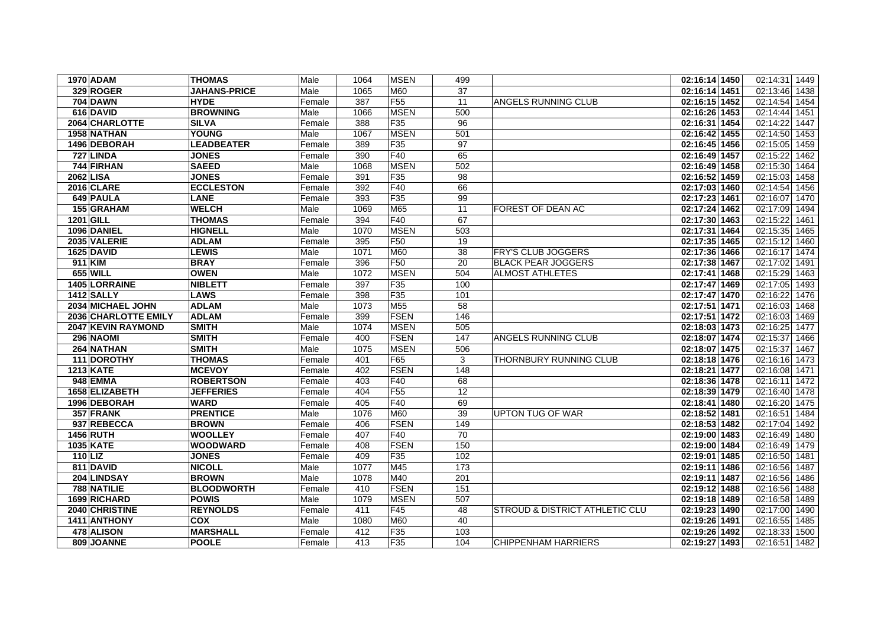| | | | | | | | | | | | |
|---|---|---|---|---|---|---|---|---|---|---|---|
| 1970 | ADAM | THOMAS | Male | 1064 | MSEN | 499 | | 02:16:14 | 1450 | 02:14:31 | 1449 |
| 329 | ROGER | JAHANS-PRICE | Male | 1065 | M60 | 37 | | 02:16:14 | 1451 | 02:13:46 | 1438 |
| 704 | DAWN | HYDE | Female | 387 | F55 | 11 | ANGELS RUNNING CLUB | 02:16:15 | 1452 | 02:14:54 | 1454 |
| 616 | DAVID | BROWNING | Male | 1066 | MSEN | 500 | | 02:16:26 | 1453 | 02:14:44 | 1451 |
| 2064 | CHARLOTTE | SILVA | Female | 388 | F35 | 96 | | 02:16:31 | 1454 | 02:14:22 | 1447 |
| 1958 | NATHAN | YOUNG | Male | 1067 | MSEN | 501 | | 02:16:42 | 1455 | 02:14:50 | 1453 |
| 1496 | DEBORAH | LEADBEATER | Female | 389 | F35 | 97 | | 02:16:45 | 1456 | 02:15:05 | 1459 |
| 727 | LINDA | JONES | Female | 390 | F40 | 65 | | 02:16:49 | 1457 | 02:15:22 | 1462 |
| 744 | FIRHAN | SAEED | Male | 1068 | MSEN | 502 | | 02:16:49 | 1458 | 02:15:30 | 1464 |
| 2062 | LISA | JONES | Female | 391 | F35 | 98 | | 02:16:52 | 1459 | 02:15:03 | 1458 |
| 2016 | CLARE | ECCLESTON | Female | 392 | F40 | 66 | | 02:17:03 | 1460 | 02:14:54 | 1456 |
| 649 | PAULA | LANE | Female | 393 | F35 | 99 | | 02:17:23 | 1461 | 02:16:07 | 1470 |
| 155 | GRAHAM | WELCH | Male | 1069 | M65 | 11 | FOREST OF DEAN AC | 02:17:24 | 1462 | 02:17:09 | 1494 |
| 1201 | GILL | THOMAS | Female | 394 | F40 | 67 | | 02:17:30 | 1463 | 02:15:22 | 1461 |
| 1096 | DANIEL | HIGNELL | Male | 1070 | MSEN | 503 | | 02:17:31 | 1464 | 02:15:35 | 1465 |
| 2035 | VALERIE | ADLAM | Female | 395 | F50 | 19 | | 02:17:35 | 1465 | 02:15:12 | 1460 |
| 1625 | DAVID | LEWIS | Male | 1071 | M60 | 38 | FRY'S CLUB JOGGERS | 02:17:36 | 1466 | 02:16:17 | 1474 |
| 911 | KIM | BRAY | Female | 396 | F50 | 20 | BLACK PEAR JOGGERS | 02:17:38 | 1467 | 02:17:02 | 1491 |
| 655 | WILL | OWEN | Male | 1072 | MSEN | 504 | ALMOST ATHLETES | 02:17:41 | 1468 | 02:15:29 | 1463 |
| 1405 | LORRAINE | NIBLETT | Female | 397 | F35 | 100 | | 02:17:47 | 1469 | 02:17:05 | 1493 |
| 1412 | SALLY | LAWS | Female | 398 | F35 | 101 | | 02:17:47 | 1470 | 02:16:22 | 1476 |
| 2034 | MICHAEL JOHN | ADLAM | Male | 1073 | M55 | 58 | | 02:17:51 | 1471 | 02:16:03 | 1468 |
| 2036 | CHARLOTTE EMILY | ADLAM | Female | 399 | FSEN | 146 | | 02:17:51 | 1472 | 02:16:03 | 1469 |
| 2047 | KEVIN RAYMOND | SMITH | Male | 1074 | MSEN | 505 | | 02:18:03 | 1473 | 02:16:25 | 1477 |
| 296 | NAOMI | SMITH | Female | 400 | FSEN | 147 | ANGELS RUNNING CLUB | 02:18:07 | 1474 | 02:15:37 | 1466 |
| 264 | NATHAN | SMITH | Male | 1075 | MSEN | 506 | | 02:18:07 | 1475 | 02:15:37 | 1467 |
| 111 | DOROTHY | THOMAS | Female | 401 | F65 | 3 | THORNBURY RUNNING CLUB | 02:18:18 | 1476 | 02:16:16 | 1473 |
| 1213 | KATE | MCEVOY | Female | 402 | FSEN | 148 | | 02:18:21 | 1477 | 02:16:08 | 1471 |
| 948 | EMMA | ROBERTSON | Female | 403 | F40 | 68 | | 02:18:36 | 1478 | 02:16:11 | 1472 |
| 1658 | ELIZABETH | JEFFERIES | Female | 404 | F55 | 12 | | 02:18:39 | 1479 | 02:16:40 | 1478 |
| 1996 | DEBORAH | WARD | Female | 405 | F40 | 69 | | 02:18:41 | 1480 | 02:16:20 | 1475 |
| 357 | FRANK | PRENTICE | Male | 1076 | M60 | 39 | UPTON TUG OF WAR | 02:18:52 | 1481 | 02:16:51 | 1484 |
| 937 | REBECCA | BROWN | Female | 406 | FSEN | 149 | | 02:18:53 | 1482 | 02:17:04 | 1492 |
| 1456 | RUTH | WOOLLEY | Female | 407 | F40 | 70 | | 02:19:00 | 1483 | 02:16:49 | 1480 |
| 1035 | KATE | WOODWARD | Female | 408 | FSEN | 150 | | 02:19:00 | 1484 | 02:16:49 | 1479 |
| 110 | LIZ | JONES | Female | 409 | F35 | 102 | | 02:19:01 | 1485 | 02:16:50 | 1481 |
| 811 | DAVID | NICOLL | Male | 1077 | M45 | 173 | | 02:19:11 | 1486 | 02:16:56 | 1487 |
| 204 | LINDSAY | BROWN | Male | 1078 | M40 | 201 | | 02:19:11 | 1487 | 02:16:56 | 1486 |
| 788 | NATILIE | BLOODWORTH | Female | 410 | FSEN | 151 | | 02:19:12 | 1488 | 02:16:56 | 1488 |
| 1699 | RICHARD | POWIS | Male | 1079 | MSEN | 507 | | 02:19:18 | 1489 | 02:16:58 | 1489 |
| 2040 | CHRISTINE | REYNOLDS | Female | 411 | F45 | 48 | STROUD & DISTRICT ATHLETIC CLU | 02:19:23 | 1490 | 02:17:00 | 1490 |
| 1411 | ANTHONY | COX | Male | 1080 | M60 | 40 | | 02:19:26 | 1491 | 02:16:55 | 1485 |
| 478 | ALISON | MARSHALL | Female | 412 | F35 | 103 | | 02:19:26 | 1492 | 02:18:33 | 1500 |
| 809 | JOANNE | POOLE | Female | 413 | F35 | 104 | CHIPPENHAM HARRIERS | 02:19:27 | 1493 | 02:16:51 | 1482 |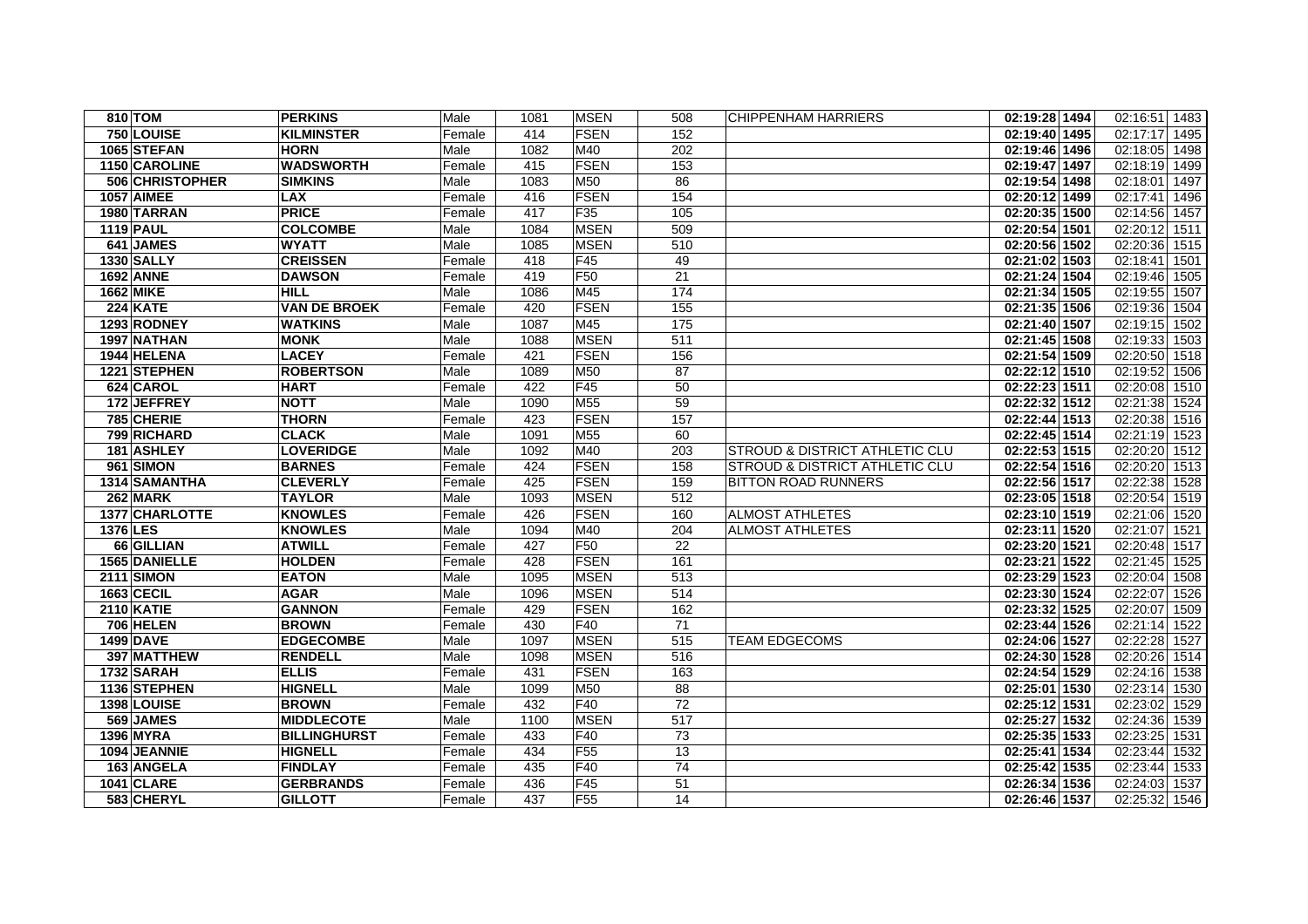| | | | | | | | | | | | |
|---|---|---|---|---|---|---|---|---|---|---|---|
| 810 | TOM | PERKINS | Male | 1081 | MSEN | 508 | CHIPPENHAM HARRIERS | 02:19:28 | 1494 | 02:16:51 | 1483 |
| 750 | LOUISE | KILMINSTER | Female | 414 | FSEN | 152 | | 02:19:40 | 1495 | 02:17:17 | 1495 |
| 1065 | STEFAN | HORN | Male | 1082 | M40 | 202 | | 02:19:46 | 1496 | 02:18:05 | 1498 |
| 1150 | CAROLINE | WADSWORTH | Female | 415 | FSEN | 153 | | 02:19:47 | 1497 | 02:18:19 | 1499 |
| 506 | CHRISTOPHER | SIMKINS | Male | 1083 | M50 | 86 | | 02:19:54 | 1498 | 02:18:01 | 1497 |
| 1057 | AIMEE | LAX | Female | 416 | FSEN | 154 | | 02:20:12 | 1499 | 02:17:41 | 1496 |
| 1980 | TARRAN | PRICE | Female | 417 | F35 | 105 | | 02:20:35 | 1500 | 02:14:56 | 1457 |
| 1119 | PAUL | COLCOMBE | Male | 1084 | MSEN | 509 | | 02:20:54 | 1501 | 02:20:12 | 1511 |
| 641 | JAMES | WYATT | Male | 1085 | MSEN | 510 | | 02:20:56 | 1502 | 02:20:36 | 1515 |
| 1330 | SALLY | CREISSEN | Female | 418 | F45 | 49 | | 02:21:02 | 1503 | 02:18:41 | 1501 |
| 1692 | ANNE | DAWSON | Female | 419 | F50 | 21 | | 02:21:24 | 1504 | 02:19:46 | 1505 |
| 1662 | MIKE | HILL | Male | 1086 | M45 | 174 | | 02:21:34 | 1505 | 02:19:55 | 1507 |
| 224 | KATE | VAN DE BROEK | Female | 420 | FSEN | 155 | | 02:21:35 | 1506 | 02:19:36 | 1504 |
| 1293 | RODNEY | WATKINS | Male | 1087 | M45 | 175 | | 02:21:40 | 1507 | 02:19:15 | 1502 |
| 1997 | NATHAN | MONK | Male | 1088 | MSEN | 511 | | 02:21:45 | 1508 | 02:19:33 | 1503 |
| 1944 | HELENA | LACEY | Female | 421 | FSEN | 156 | | 02:21:54 | 1509 | 02:20:50 | 1518 |
| 1221 | STEPHEN | ROBERTSON | Male | 1089 | M50 | 87 | | 02:22:12 | 1510 | 02:19:52 | 1506 |
| 624 | CAROL | HART | Female | 422 | F45 | 50 | | 02:22:23 | 1511 | 02:20:08 | 1510 |
| 172 | JEFFREY | NOTT | Male | 1090 | M55 | 59 | | 02:22:32 | 1512 | 02:21:38 | 1524 |
| 785 | CHERIE | THORN | Female | 423 | FSEN | 157 | | 02:22:44 | 1513 | 02:20:38 | 1516 |
| 799 | RICHARD | CLACK | Male | 1091 | M55 | 60 | | 02:22:45 | 1514 | 02:21:19 | 1523 |
| 181 | ASHLEY | LOVERIDGE | Male | 1092 | M40 | 203 | STROUD & DISTRICT ATHLETIC CLU | 02:22:53 | 1515 | 02:20:20 | 1512 |
| 961 | SIMON | BARNES | Female | 424 | FSEN | 158 | STROUD & DISTRICT ATHLETIC CLU | 02:22:54 | 1516 | 02:20:20 | 1513 |
| 1314 | SAMANTHA | CLEVERLY | Female | 425 | FSEN | 159 | BITTON ROAD RUNNERS | 02:22:56 | 1517 | 02:22:38 | 1528 |
| 262 | MARK | TAYLOR | Male | 1093 | MSEN | 512 | | 02:23:05 | 1518 | 02:20:54 | 1519 |
| 1377 | CHARLOTTE | KNOWLES | Female | 426 | FSEN | 160 | ALMOST ATHLETES | 02:23:10 | 1519 | 02:21:06 | 1520 |
| 1376 | LES | KNOWLES | Male | 1094 | M40 | 204 | ALMOST ATHLETES | 02:23:11 | 1520 | 02:21:07 | 1521 |
| 66 | GILLIAN | ATWILL | Female | 427 | F50 | 22 | | 02:23:20 | 1521 | 02:20:48 | 1517 |
| 1565 | DANIELLE | HOLDEN | Female | 428 | FSEN | 161 | | 02:23:21 | 1522 | 02:21:45 | 1525 |
| 2111 | SIMON | EATON | Male | 1095 | MSEN | 513 | | 02:23:29 | 1523 | 02:20:04 | 1508 |
| 1663 | CECIL | AGAR | Male | 1096 | MSEN | 514 | | 02:23:30 | 1524 | 02:22:07 | 1526 |
| 2110 | KATIE | GANNON | Female | 429 | FSEN | 162 | | 02:23:32 | 1525 | 02:20:07 | 1509 |
| 706 | HELEN | BROWN | Female | 430 | F40 | 71 | | 02:23:44 | 1526 | 02:21:14 | 1522 |
| 1499 | DAVE | EDGECOMBE | Male | 1097 | MSEN | 515 | TEAM EDGECOMS | 02:24:06 | 1527 | 02:22:28 | 1527 |
| 397 | MATTHEW | RENDELL | Male | 1098 | MSEN | 516 | | 02:24:30 | 1528 | 02:20:26 | 1514 |
| 1732 | SARAH | ELLIS | Female | 431 | FSEN | 163 | | 02:24:54 | 1529 | 02:24:16 | 1538 |
| 1136 | STEPHEN | HIGNELL | Male | 1099 | M50 | 88 | | 02:25:01 | 1530 | 02:23:14 | 1530 |
| 1398 | LOUISE | BROWN | Female | 432 | F40 | 72 | | 02:25:12 | 1531 | 02:23:02 | 1529 |
| 569 | JAMES | MIDDLECOTE | Male | 1100 | MSEN | 517 | | 02:25:27 | 1532 | 02:24:36 | 1539 |
| 1396 | MYRA | BILLINGHURST | Female | 433 | F40 | 73 | | 02:25:35 | 1533 | 02:23:25 | 1531 |
| 1094 | JEANNIE | HIGNELL | Female | 434 | F55 | 13 | | 02:25:41 | 1534 | 02:23:44 | 1532 |
| 163 | ANGELA | FINDLAY | Female | 435 | F40 | 74 | | 02:25:42 | 1535 | 02:23:44 | 1533 |
| 1041 | CLARE | GERBRANDS | Female | 436 | F45 | 51 | | 02:26:34 | 1536 | 02:24:03 | 1537 |
| 583 | CHERYL | GILLOTT | Female | 437 | F55 | 14 | | 02:26:46 | 1537 | 02:25:32 | 1546 |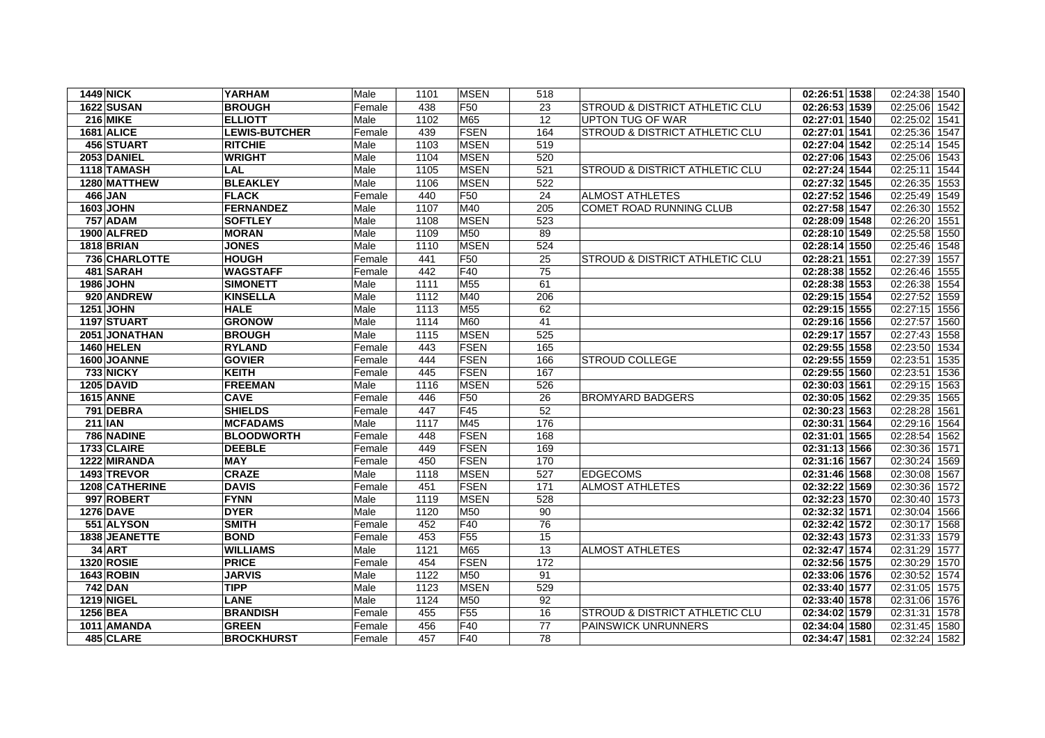| | | | | | | | | | | | |
|---|---|---|---|---|---|---|---|---|---|---|---|
| 1449 | NICK | YARHAM | Male | 1101 | MSEN | 518 | | 02:26:51 | 1538 | 02:24:38 | 1540 |
| 1622 | SUSAN | BROUGH | Female | 438 | F50 | 23 | STROUD & DISTRICT ATHLETIC CLU | 02:26:53 | 1539 | 02:25:06 | 1542 |
| 216 | MIKE | ELLIOTT | Male | 1102 | M65 | 12 | UPTON TUG OF WAR | 02:27:01 | 1540 | 02:25:02 | 1541 |
| 1681 | ALICE | LEWIS-BUTCHER | Female | 439 | FSEN | 164 | STROUD & DISTRICT ATHLETIC CLU | 02:27:01 | 1541 | 02:25:36 | 1547 |
| 456 | STUART | RITCHIE | Male | 1103 | MSEN | 519 | | 02:27:04 | 1542 | 02:25:14 | 1545 |
| 2053 | DANIEL | WRIGHT | Male | 1104 | MSEN | 520 | | 02:27:06 | 1543 | 02:25:06 | 1543 |
| 1118 | TAMASH | LAL | Male | 1105 | MSEN | 521 | STROUD & DISTRICT ATHLETIC CLU | 02:27:24 | 1544 | 02:25:11 | 1544 |
| 1280 | MATTHEW | BLEAKLEY | Male | 1106 | MSEN | 522 | | 02:27:32 | 1545 | 02:26:35 | 1553 |
| 466 | JAN | FLACK | Female | 440 | F50 | 24 | ALMOST ATHLETES | 02:27:52 | 1546 | 02:25:49 | 1549 |
| 1603 | JOHN | FERNANDEZ | Male | 1107 | M40 | 205 | COMET ROAD RUNNING CLUB | 02:27:58 | 1547 | 02:26:30 | 1552 |
| 757 | ADAM | SOFTLEY | Male | 1108 | MSEN | 523 | | 02:28:09 | 1548 | 02:26:20 | 1551 |
| 1900 | ALFRED | MORAN | Male | 1109 | M50 | 89 | | 02:28:10 | 1549 | 02:25:58 | 1550 |
| 1818 | BRIAN | JONES | Male | 1110 | MSEN | 524 | | 02:28:14 | 1550 | 02:25:46 | 1548 |
| 736 | CHARLOTTE | HOUGH | Female | 441 | F50 | 25 | STROUD & DISTRICT ATHLETIC CLU | 02:28:21 | 1551 | 02:27:39 | 1557 |
| 481 | SARAH | WAGSTAFF | Female | 442 | F40 | 75 | | 02:28:38 | 1552 | 02:26:46 | 1555 |
| 1986 | JOHN | SIMONETT | Male | 1111 | M55 | 61 | | 02:28:38 | 1553 | 02:26:38 | 1554 |
| 920 | ANDREW | KINSELLA | Male | 1112 | M40 | 206 | | 02:29:15 | 1554 | 02:27:52 | 1559 |
| 1251 | JOHN | HALE | Male | 1113 | M55 | 62 | | 02:29:15 | 1555 | 02:27:15 | 1556 |
| 1197 | STUART | GRONOW | Male | 1114 | M60 | 41 | | 02:29:16 | 1556 | 02:27:57 | 1560 |
| 2051 | JONATHAN | BROUGH | Male | 1115 | MSEN | 525 | | 02:29:17 | 1557 | 02:27:43 | 1558 |
| 1460 | HELEN | RYLAND | Female | 443 | FSEN | 165 | | 02:29:55 | 1558 | 02:23:50 | 1534 |
| 1600 | JOANNE | GOVIER | Female | 444 | FSEN | 166 | STROUD COLLEGE | 02:29:55 | 1559 | 02:23:51 | 1535 |
| 733 | NICKY | KEITH | Female | 445 | FSEN | 167 | | 02:29:55 | 1560 | 02:23:51 | 1536 |
| 1205 | DAVID | FREEMAN | Male | 1116 | MSEN | 526 | | 02:30:03 | 1561 | 02:29:15 | 1563 |
| 1615 | ANNE | CAVE | Female | 446 | F50 | 26 | BROMYARD BADGERS | 02:30:05 | 1562 | 02:29:35 | 1565 |
| 791 | DEBRA | SHIELDS | Female | 447 | F45 | 52 | | 02:30:23 | 1563 | 02:28:28 | 1561 |
| 211 | IAN | MCFADAMS | Male | 1117 | M45 | 176 | | 02:30:31 | 1564 | 02:29:16 | 1564 |
| 786 | NADINE | BLOODWORTH | Female | 448 | FSEN | 168 | | 02:31:01 | 1565 | 02:28:54 | 1562 |
| 1733 | CLAIRE | DEEBLE | Female | 449 | FSEN | 169 | | 02:31:13 | 1566 | 02:30:36 | 1571 |
| 1222 | MIRANDA | MAY | Female | 450 | FSEN | 170 | | 02:31:16 | 1567 | 02:30:24 | 1569 |
| 1493 | TREVOR | CRAZE | Male | 1118 | MSEN | 527 | EDGECOMS | 02:31:46 | 1568 | 02:30:08 | 1567 |
| 1208 | CATHERINE | DAVIS | Female | 451 | FSEN | 171 | ALMOST ATHLETES | 02:32:22 | 1569 | 02:30:36 | 1572 |
| 997 | ROBERT | FYNN | Male | 1119 | MSEN | 528 | | 02:32:23 | 1570 | 02:30:40 | 1573 |
| 1276 | DAVE | DYER | Male | 1120 | M50 | 90 | | 02:32:32 | 1571 | 02:30:04 | 1566 |
| 551 | ALYSON | SMITH | Female | 452 | F40 | 76 | | 02:32:42 | 1572 | 02:30:17 | 1568 |
| 1838 | JEANETTE | BOND | Female | 453 | F55 | 15 | | 02:32:43 | 1573 | 02:31:33 | 1579 |
| 34 | ART | WILLIAMS | Male | 1121 | M65 | 13 | ALMOST ATHLETES | 02:32:47 | 1574 | 02:31:29 | 1577 |
| 1320 | ROSIE | PRICE | Female | 454 | FSEN | 172 | | 02:32:56 | 1575 | 02:30:29 | 1570 |
| 1643 | ROBIN | JARVIS | Male | 1122 | M50 | 91 | | 02:33:06 | 1576 | 02:30:52 | 1574 |
| 742 | DAN | TIPP | Male | 1123 | MSEN | 529 | | 02:33:40 | 1577 | 02:31:05 | 1575 |
| 1219 | NIGEL | LANE | Male | 1124 | M50 | 92 | | 02:33:40 | 1578 | 02:31:06 | 1576 |
| 1256 | BEA | BRANDISH | Female | 455 | F55 | 16 | STROUD & DISTRICT ATHLETIC CLU | 02:34:02 | 1579 | 02:31:31 | 1578 |
| 1011 | AMANDA | GREEN | Female | 456 | F40 | 77 | PAINSWICK UNRUNNERS | 02:34:04 | 1580 | 02:31:45 | 1580 |
| 485 | CLARE | BROCKHURST | Female | 457 | F40 | 78 | | 02:34:47 | 1581 | 02:32:24 | 1582 |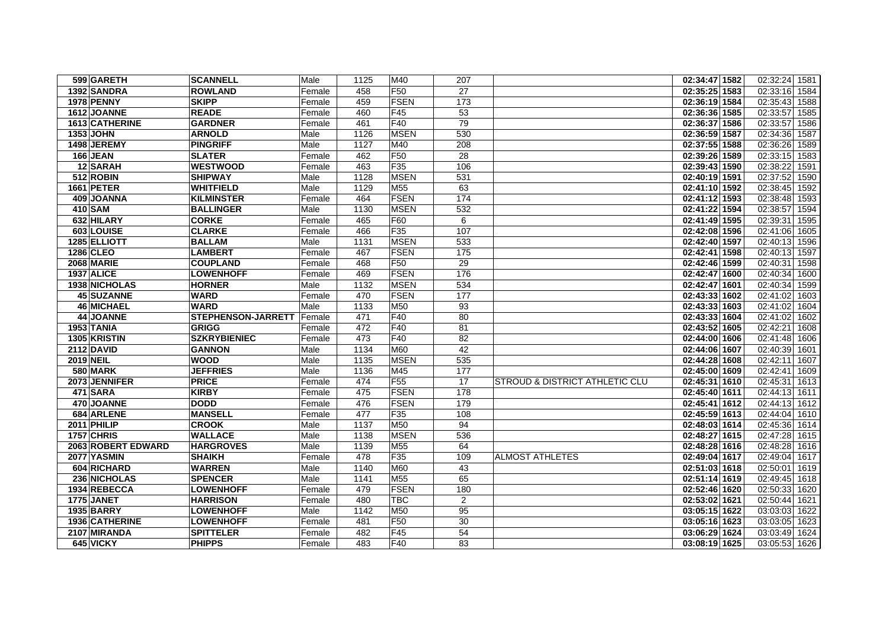| | | | | | | | | | | | |
|---|---|---|---|---|---|---|---|---|---|---|---|
| 599 | GARETH | SCANNELL | Male | 1125 | M40 | 207 | | 02:34:47 | 1582 | 02:32:24 | 1581 |
| 1392 | SANDRA | ROWLAND | Female | 458 | F50 | 27 | | 02:35:25 | 1583 | 02:33:16 | 1584 |
| 1978 | PENNY | SKIPP | Female | 459 | FSEN | 173 | | 02:36:19 | 1584 | 02:35:43 | 1588 |
| 1612 | JOANNE | READE | Female | 460 | F45 | 53 | | 02:36:36 | 1585 | 02:33:57 | 1585 |
| 1613 | CATHERINE | GARDNER | Female | 461 | F40 | 79 | | 02:36:37 | 1586 | 02:33:57 | 1586 |
| 1353 | JOHN | ARNOLD | Male | 1126 | MSEN | 530 | | 02:36:59 | 1587 | 02:34:36 | 1587 |
| 1498 | JEREMY | PINGRIFF | Male | 1127 | M40 | 208 | | 02:37:55 | 1588 | 02:36:26 | 1589 |
| 166 | JEAN | SLATER | Female | 462 | F50 | 28 | | 02:39:26 | 1589 | 02:33:15 | 1583 |
| 12 | SARAH | WESTWOOD | Female | 463 | F35 | 106 | | 02:39:43 | 1590 | 02:38:22 | 1591 |
| 512 | ROBIN | SHIPWAY | Male | 1128 | MSEN | 531 | | 02:40:19 | 1591 | 02:37:52 | 1590 |
| 1661 | PETER | WHITFIELD | Male | 1129 | M55 | 63 | | 02:41:10 | 1592 | 02:38:45 | 1592 |
| 409 | JOANNA | KILMINSTER | Female | 464 | FSEN | 174 | | 02:41:12 | 1593 | 02:38:48 | 1593 |
| 410 | SAM | BALLINGER | Male | 1130 | MSEN | 532 | | 02:41:22 | 1594 | 02:38:57 | 1594 |
| 632 | HILARY | CORKE | Female | 465 | F60 | 6 | | 02:41:49 | 1595 | 02:39:31 | 1595 |
| 603 | LOUISE | CLARKE | Female | 466 | F35 | 107 | | 02:42:08 | 1596 | 02:41:06 | 1605 |
| 1285 | ELLIOTT | BALLAM | Male | 1131 | MSEN | 533 | | 02:42:40 | 1597 | 02:40:13 | 1596 |
| 1286 | CLEO | LAMBERT | Female | 467 | FSEN | 175 | | 02:42:41 | 1598 | 02:40:13 | 1597 |
| 2068 | MARIE | COUPLAND | Female | 468 | F50 | 29 | | 02:42:46 | 1599 | 02:40:31 | 1598 |
| 1937 | ALICE | LOWENHOFF | Female | 469 | FSEN | 176 | | 02:42:47 | 1600 | 02:40:34 | 1600 |
| 1938 | NICHOLAS | HORNER | Male | 1132 | MSEN | 534 | | 02:42:47 | 1601 | 02:40:34 | 1599 |
| 45 | SUZANNE | WARD | Female | 470 | FSEN | 177 | | 02:43:33 | 1602 | 02:41:02 | 1603 |
| 46 | MICHAEL | WARD | Male | 1133 | M50 | 93 | | 02:43:33 | 1603 | 02:41:02 | 1604 |
| 44 | JOANNE | STEPHENSON-JARRETT | Female | 471 | F40 | 80 | | 02:43:33 | 1604 | 02:41:02 | 1602 |
| 1953 | TANIA | GRIGG | Female | 472 | F40 | 81 | | 02:43:52 | 1605 | 02:42:21 | 1608 |
| 1305 | KRISTIN | SZKRYBIENIEC | Female | 473 | F40 | 82 | | 02:44:00 | 1606 | 02:41:48 | 1606 |
| 2112 | DAVID | GANNON | Male | 1134 | M60 | 42 | | 02:44:06 | 1607 | 02:40:39 | 1601 |
| 2019 | NEIL | WOOD | Male | 1135 | MSEN | 535 | | 02:44:28 | 1608 | 02:42:11 | 1607 |
| 580 | MARK | JEFFRIES | Male | 1136 | M45 | 177 | | 02:45:00 | 1609 | 02:42:41 | 1609 |
| 2073 | JENNIFER | PRICE | Female | 474 | F55 | 17 | STROUD & DISTRICT ATHLETIC CLU | 02:45:31 | 1610 | 02:45:31 | 1613 |
| 471 | SARA | KIRBY | Female | 475 | FSEN | 178 | | 02:45:40 | 1611 | 02:44:13 | 1611 |
| 470 | JOANNE | DODD | Female | 476 | FSEN | 179 | | 02:45:41 | 1612 | 02:44:13 | 1612 |
| 684 | ARLENE | MANSELL | Female | 477 | F35 | 108 | | 02:45:59 | 1613 | 02:44:04 | 1610 |
| 2011 | PHILIP | CROOK | Male | 1137 | M50 | 94 | | 02:48:03 | 1614 | 02:45:36 | 1614 |
| 1757 | CHRIS | WALLACE | Male | 1138 | MSEN | 536 | | 02:48:27 | 1615 | 02:47:28 | 1615 |
| 2063 | ROBERT EDWARD | HARGROVES | Male | 1139 | M55 | 64 | | 02:48:28 | 1616 | 02:48:28 | 1616 |
| 2077 | YASMIN | SHAIKH | Female | 478 | F35 | 109 | ALMOST ATHLETES | 02:49:04 | 1617 | 02:49:04 | 1617 |
| 604 | RICHARD | WARREN | Male | 1140 | M60 | 43 | | 02:51:03 | 1618 | 02:50:01 | 1619 |
| 236 | NICHOLAS | SPENCER | Male | 1141 | M55 | 65 | | 02:51:14 | 1619 | 02:49:45 | 1618 |
| 1934 | REBECCA | LOWENHOFF | Female | 479 | FSEN | 180 | | 02:52:46 | 1620 | 02:50:33 | 1620 |
| 1775 | JANET | HARRISON | Female | 480 | TBC | 2 | | 02:53:02 | 1621 | 02:50:44 | 1621 |
| 1935 | BARRY | LOWENHOFF | Male | 1142 | M50 | 95 | | 03:05:15 | 1622 | 03:03:03 | 1622 |
| 1936 | CATHERINE | LOWENHOFF | Female | 481 | F50 | 30 | | 03:05:16 | 1623 | 03:03:05 | 1623 |
| 2107 | MIRANDA | SPITTELER | Female | 482 | F45 | 54 | | 03:06:29 | 1624 | 03:03:49 | 1624 |
| 645 | VICKY | PHIPPS | Female | 483 | F40 | 83 | | 03:08:19 | 1625 | 03:05:53 | 1626 |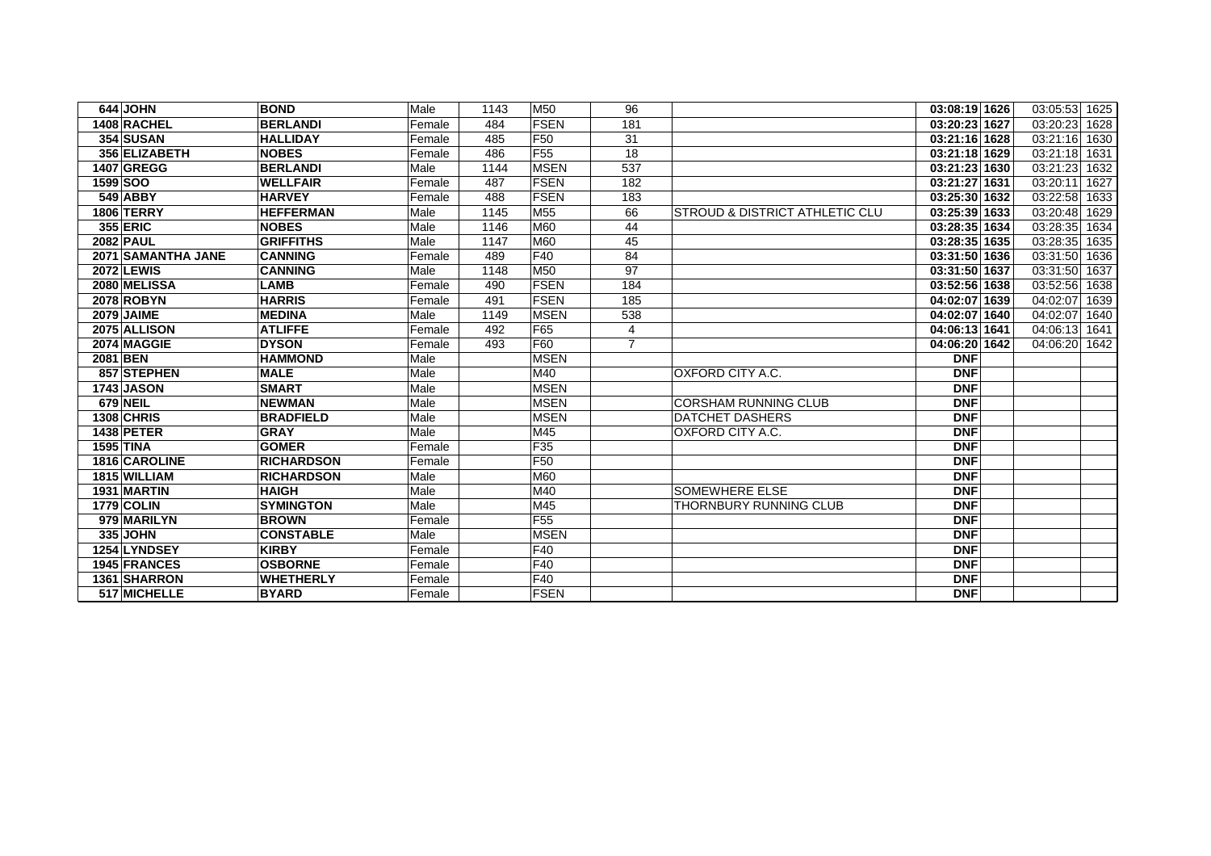| | | | | | | | | | | | |
|---|---|---|---|---|---|---|---|---|---|---|---|
| 644 | **JOHN** | **BOND** | Male | 1143 | M50 | 96 | | **03:08:19** | **1626** | 03:05:53 | 1625 |
| 1408 | **RACHEL** | **BERLANDI** | Female | 484 | FSEN | 181 | | **03:20:23** | **1627** | 03:20:23 | 1628 |
| 354 | **SUSAN** | **HALLIDAY** | Female | 485 | F50 | 31 | | **03:21:16** | **1628** | 03:21:16 | 1630 |
| 356 | **ELIZABETH** | **NOBES** | Female | 486 | F55 | 18 | | **03:21:18** | **1629** | 03:21:18 | 1631 |
| 1407 | **GREGG** | **BERLANDI** | Male | 1144 | MSEN | 537 | | **03:21:23** | **1630** | 03:21:23 | 1632 |
| 1599 | **SOO** | **WELLFAIR** | Female | 487 | FSEN | 182 | | **03:21:27** | **1631** | 03:20:11 | 1627 |
| 549 | **ABBY** | **HARVEY** | Female | 488 | FSEN | 183 | | **03:25:30** | **1632** | 03:22:58 | 1633 |
| 1806 | **TERRY** | **HEFFERMAN** | Male | 1145 | M55 | 66 | STROUD & DISTRICT ATHLETIC CLU | **03:25:39** | **1633** | 03:20:48 | 1629 |
| 355 | **ERIC** | **NOBES** | Male | 1146 | M60 | 44 | | **03:28:35** | **1634** | 03:28:35 | 1634 |
| 2082 | **PAUL** | **GRIFFITHS** | Male | 1147 | M60 | 45 | | **03:28:35** | **1635** | 03:28:35 | 1635 |
| 2071 | **SAMANTHA JANE** | **CANNING** | Female | 489 | F40 | 84 | | **03:31:50** | **1636** | 03:31:50 | 1636 |
| 2072 | **LEWIS** | **CANNING** | Male | 1148 | M50 | 97 | | **03:31:50** | **1637** | 03:31:50 | 1637 |
| 2080 | **MELISSA** | **LAMB** | Female | 490 | FSEN | 184 | | **03:52:56** | **1638** | 03:52:56 | 1638 |
| 2078 | **ROBYN** | **HARRIS** | Female | 491 | FSEN | 185 | | **04:02:07** | **1639** | 04:02:07 | 1639 |
| 2079 | **JAIME** | **MEDINA** | Male | 1149 | MSEN | 538 | | **04:02:07** | **1640** | 04:02:07 | 1640 |
| 2075 | **ALLISON** | **ATLIFFE** | Female | 492 | F65 | 4 | | **04:06:13** | **1641** | 04:06:13 | 1641 |
| 2074 | **MAGGIE** | **DYSON** | Female | 493 | F60 | 7 | | **04:06:20** | **1642** | 04:06:20 | 1642 |
| 2081 | **BEN** | **HAMMOND** | Male | | MSEN | | | **DNF** | | | |
| 857 | **STEPHEN** | **MALE** | Male | | M40 | | OXFORD CITY A.C. | **DNF** | | | |
| 1743 | **JASON** | **SMART** | Male | | MSEN | | | **DNF** | | | |
| 679 | **NEIL** | **NEWMAN** | Male | | MSEN | | CORSHAM RUNNING CLUB | **DNF** | | | |
| 1308 | **CHRIS** | **BRADFIELD** | Male | | MSEN | | DATCHET DASHERS | **DNF** | | | |
| 1438 | **PETER** | **GRAY** | Male | | M45 | | OXFORD CITY A.C. | **DNF** | | | |
| 1595 | **TINA** | **GOMER** | Female | | F35 | | | **DNF** | | | |
| 1816 | **CAROLINE** | **RICHARDSON** | Female | | F50 | | | **DNF** | | | |
| 1815 | **WILLIAM** | **RICHARDSON** | Male | | M60 | | | **DNF** | | | |
| 1931 | **MARTIN** | **HAIGH** | Male | | M40 | | SOMEWHERE ELSE | **DNF** | | | |
| 1779 | **COLIN** | **SYMINGTON** | Male | | M45 | | THORNBURY RUNNING CLUB | **DNF** | | | |
| 979 | **MARILYN** | **BROWN** | Female | | F55 | | | **DNF** | | | |
| 335 | **JOHN** | **CONSTABLE** | Male | | MSEN | | | **DNF** | | | |
| 1254 | **LYNDSEY** | **KIRBY** | Female | | F40 | | | **DNF** | | | |
| 1945 | **FRANCES** | **OSBORNE** | Female | | F40 | | | **DNF** | | | |
| 1361 | **SHARRON** | **WHETHERLY** | Female | | F40 | | | **DNF** | | | |
| 517 | **MICHELLE** | **BYARD** | Female | | FSEN | | | **DNF** | | | |